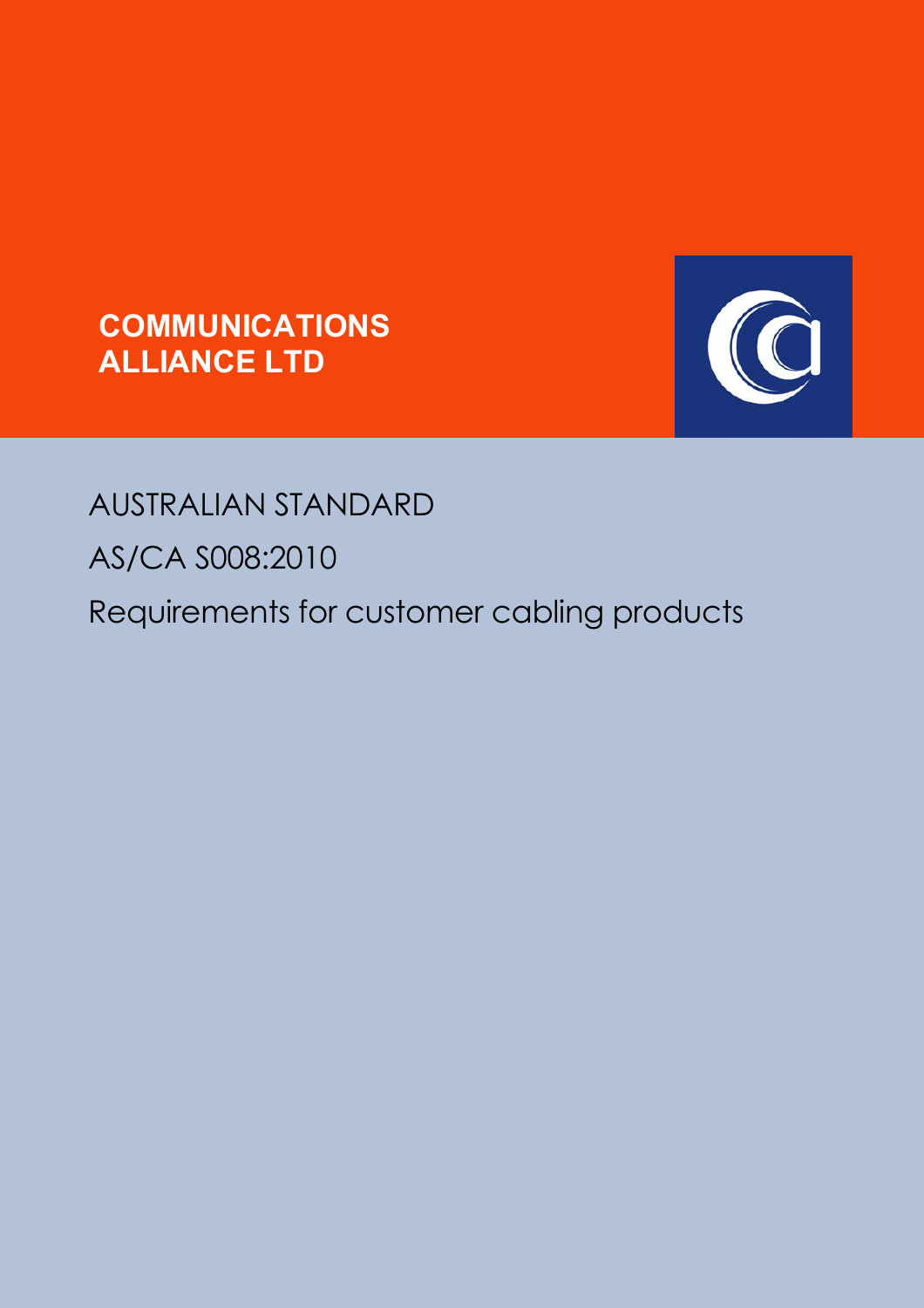**COMMUNICATIONS ALLIANCE LTD**

AUSTRALIAN STANDARD

AS/CA S008:2010

# Requirements for customer cabling products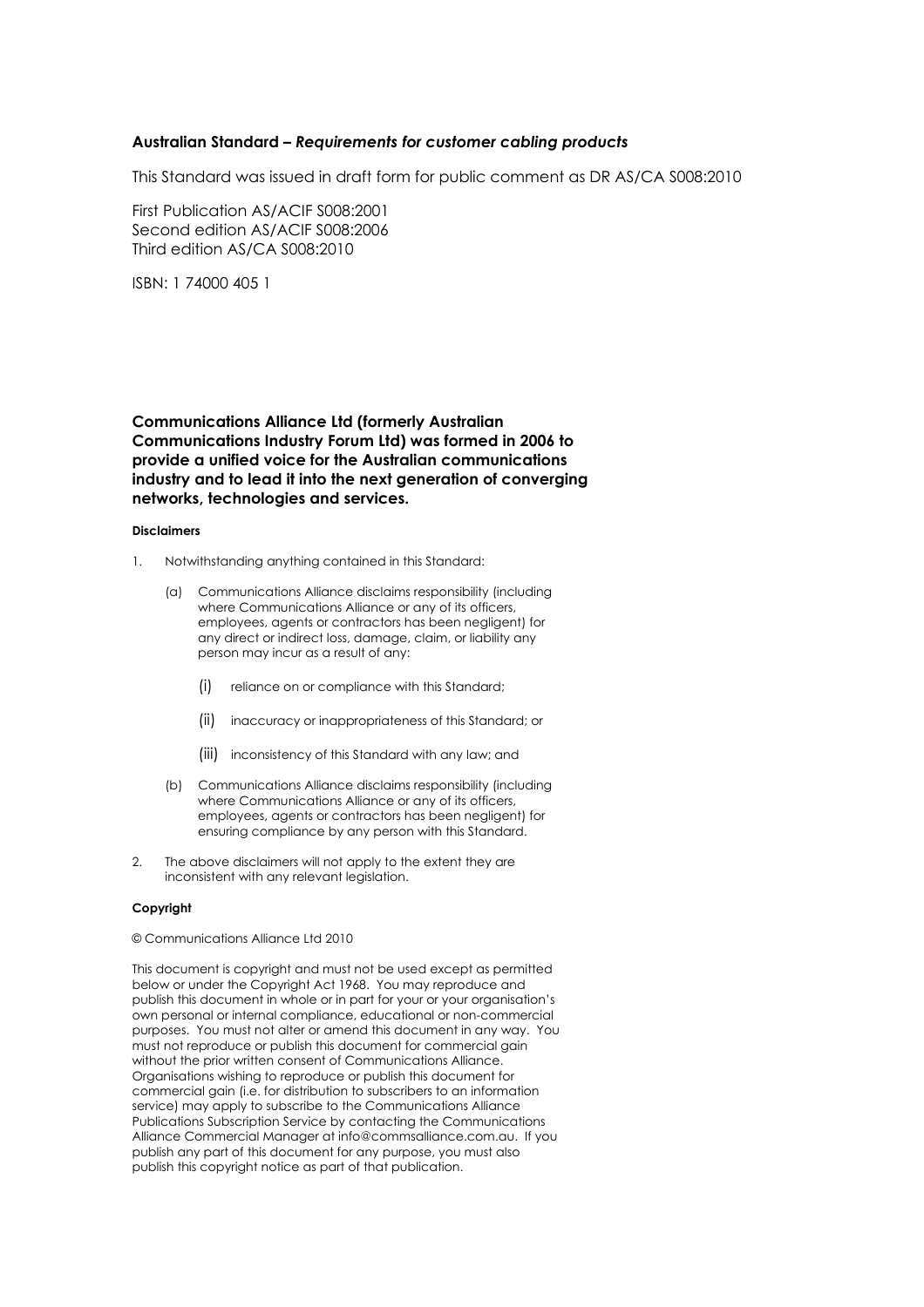**Australian Standard – *Requirements for customer cabling products***

This Standard was issued in draft form for public comment as DR AS/CA S008:2010

First Publication AS/ACIF S008:2001
Second edition AS/ACIF S008:2006
Third edition AS/CA S008:2010

ISBN: 1 74000 405 1

**Communications Alliance Ltd (formerly Australian Communications Industry Forum Ltd) was formed in 2006 to provide a unified voice for the Australian communications industry and to lead it into the next generation of converging networks, technologies and services.**

**Disclaimers**

1. Notwithstanding anything contained in this Standard:

   (a) Communications Alliance disclaims responsibility (including where Communications Alliance or any of its officers, employees, agents or contractors has been negligent) for any direct or indirect loss, damage, claim, or liability any person may incur as a result of any:

      (i) reliance on or compliance with this Standard;

      (ii) inaccuracy or inappropriateness of this Standard; or

      (iii) inconsistency of this Standard with any law; and

   (b) Communications Alliance disclaims responsibility (including where Communications Alliance or any of its officers, employees, agents or contractors has been negligent) for ensuring compliance by any person with this Standard.

2. The above disclaimers will not apply to the extent they are inconsistent with any relevant legislation.

**Copyright**

© Communications Alliance Ltd 2010

This document is copyright and must not be used except as permitted below or under the Copyright Act 1968. You may reproduce and publish this document in whole or in part for your or your organisation's own personal or internal compliance, educational or non-commercial purposes. You must not alter or amend this document in any way. You must not reproduce or publish this document for commercial gain without the prior written consent of Communications Alliance. Organisations wishing to reproduce or publish this document for commercial gain (i.e. for distribution to subscribers to an information service) may apply to subscribe to the Communications Alliance Publications Subscription Service by contacting the Communications Alliance Commercial Manager at info@commsalliance.com.au. If you publish any part of this document for any purpose, you must also publish this copyright notice as part of that publication.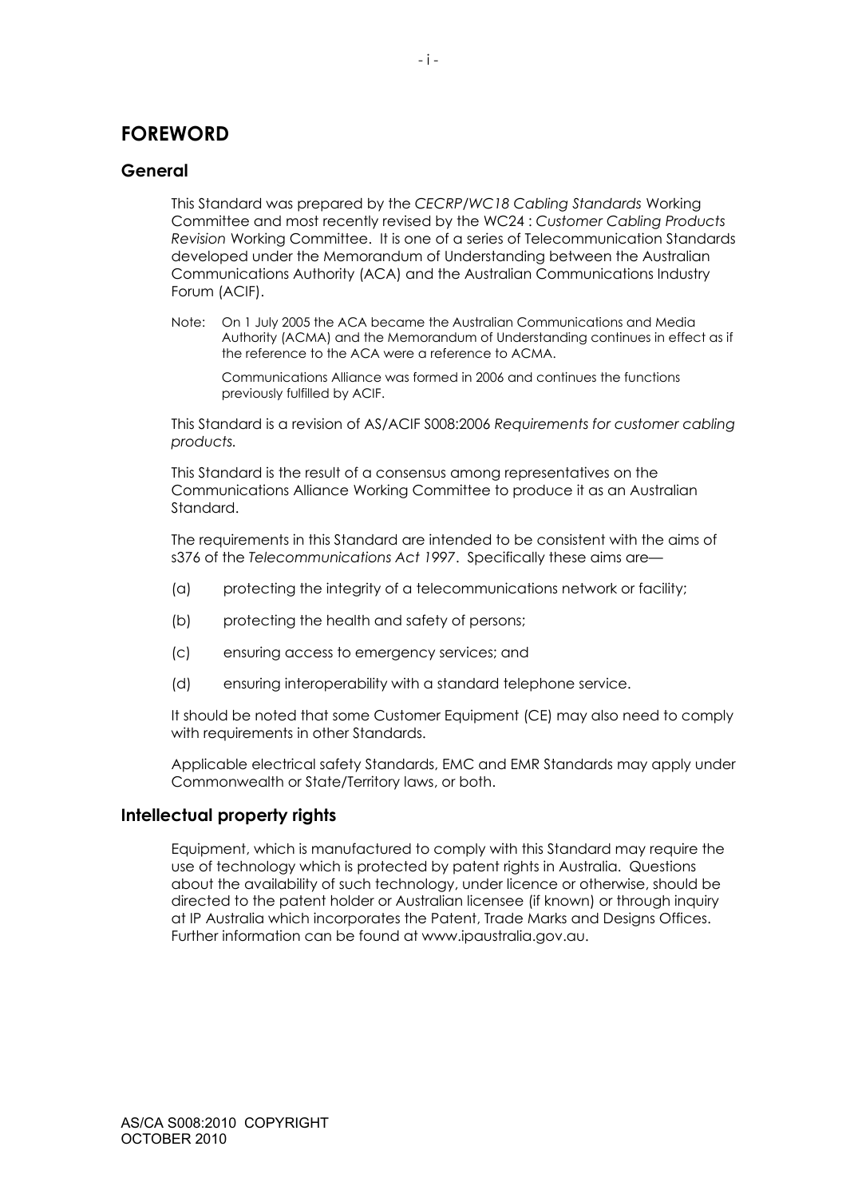# FOREWORD

## General

This Standard was prepared by the *CECRP/WC18 Cabling Standards* Working Committee and most recently revised by the WC24 : *Customer Cabling Products Revision* Working Committee. It is one of a series of Telecommunication Standards developed under the Memorandum of Understanding between the Australian Communications Authority (ACA) and the Australian Communications Industry Forum (ACIF).

Note: On 1 July 2005 the ACA became the Australian Communications and Media Authority (ACMA) and the Memorandum of Understanding continues in effect as if the reference to the ACA were a reference to ACMA.

Communications Alliance was formed in 2006 and continues the functions previously fulfilled by ACIF.

This Standard is a revision of AS/ACIF S008:2006 *Requirements for customer cabling products.*

This Standard is the result of a consensus among representatives on the Communications Alliance Working Committee to produce it as an Australian Standard.

The requirements in this Standard are intended to be consistent with the aims of s376 of the *Telecommunications Act 1997*. Specifically these aims are—

(a) protecting the integrity of a telecommunications network or facility;

(b) protecting the health and safety of persons;

(c) ensuring access to emergency services; and

(d) ensuring interoperability with a standard telephone service.

It should be noted that some Customer Equipment (CE) may also need to comply with requirements in other Standards.

Applicable electrical safety Standards, EMC and EMR Standards may apply under Commonwealth or State/Territory laws, or both.

## Intellectual property rights

Equipment, which is manufactured to comply with this Standard may require the use of technology which is protected by patent rights in Australia. Questions about the availability of such technology, under licence or otherwise, should be directed to the patent holder or Australian licensee (if known) or through inquiry at IP Australia which incorporates the Patent, Trade Marks and Designs Offices. Further information can be found at www.ipaustralia.gov.au.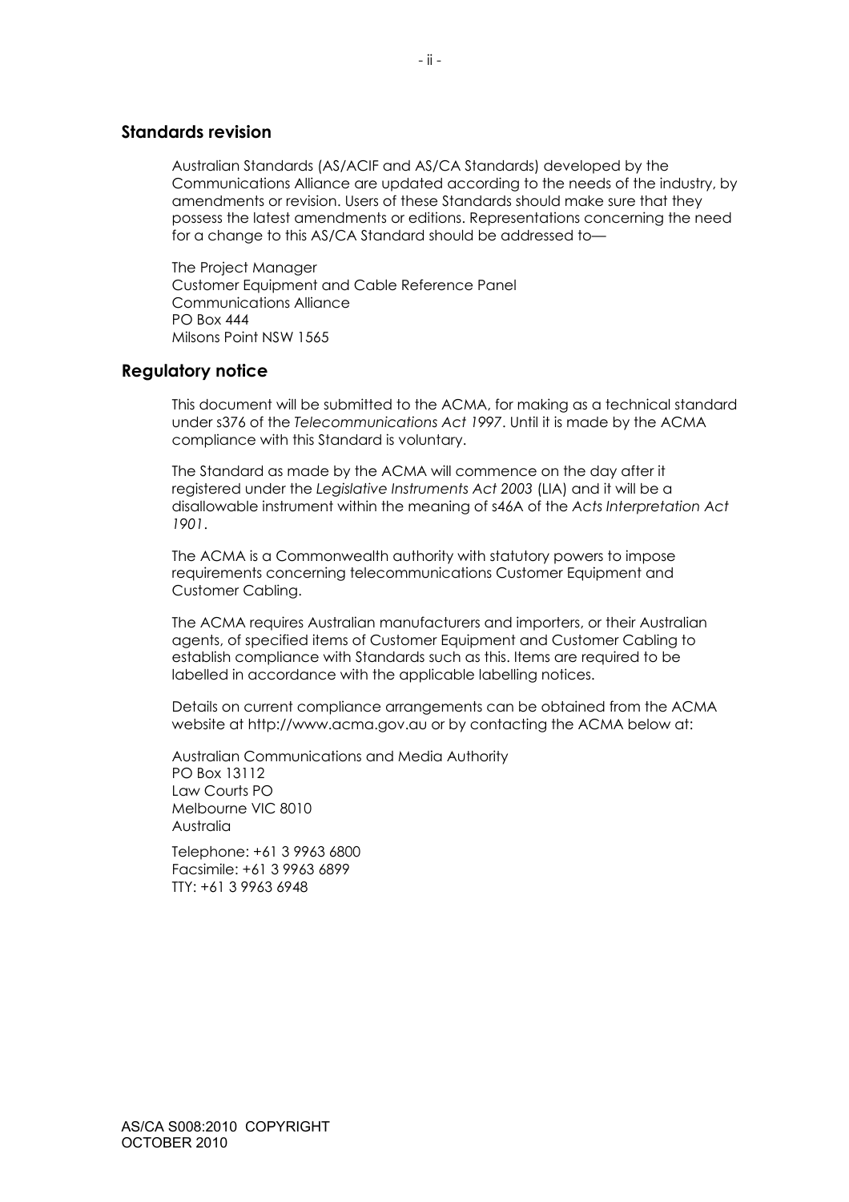## Standards revision

Australian Standards (AS/ACIF and AS/CA Standards) developed by the Communications Alliance are updated according to the needs of the industry, by amendments or revision. Users of these Standards should make sure that they possess the latest amendments or editions. Representations concerning the need for a change to this AS/CA Standard should be addressed to—

The Project Manager
Customer Equipment and Cable Reference Panel
Communications Alliance
PO Box 444
Milsons Point NSW 1565

## Regulatory notice

This document will be submitted to the ACMA, for making as a technical standard under s376 of the *Telecommunications Act 1997*. Until it is made by the ACMA compliance with this Standard is voluntary.

The Standard as made by the ACMA will commence on the day after it registered under the *Legislative Instruments Act 2003* (LIA) and it will be a disallowable instrument within the meaning of s46A of the *Acts Interpretation Act 1901*.

The ACMA is a Commonwealth authority with statutory powers to impose requirements concerning telecommunications Customer Equipment and Customer Cabling.

The ACMA requires Australian manufacturers and importers, or their Australian agents, of specified items of Customer Equipment and Customer Cabling to establish compliance with Standards such as this. Items are required to be labelled in accordance with the applicable labelling notices.

Details on current compliance arrangements can be obtained from the ACMA website at http://www.acma.gov.au or by contacting the ACMA below at:

Australian Communications and Media Authority
PO Box 13112
Law Courts PO
Melbourne VIC 8010
Australia

Telephone: +61 3 9963 6800
Facsimile: +61 3 9963 6899
TTY: +61 3 9963 6948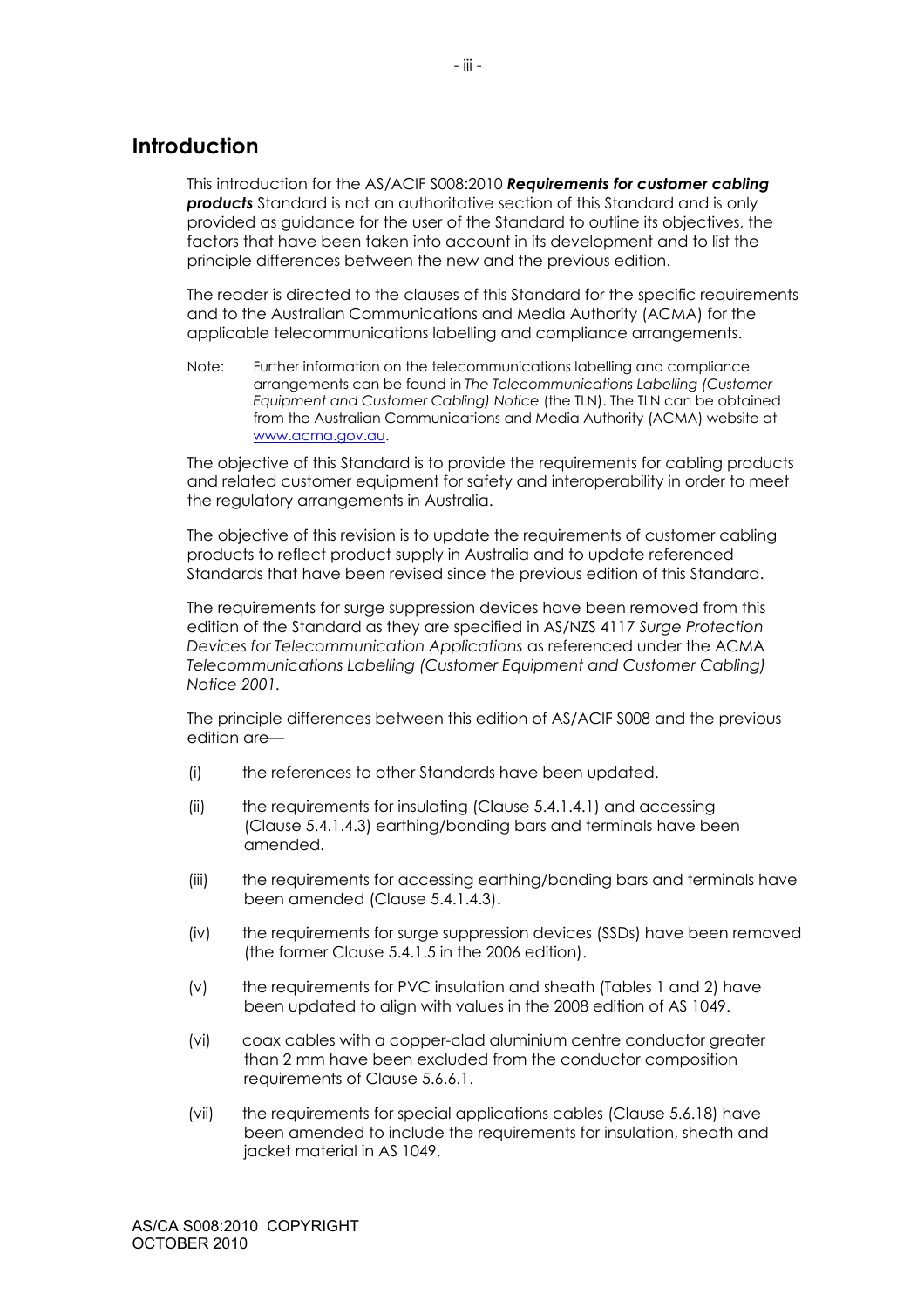# Introduction

This introduction for the AS/ACIF S008:2010 ***Requirements for customer cabling products*** Standard is not an authoritative section of this Standard and is only provided as guidance for the user of the Standard to outline its objectives, the factors that have been taken into account in its development and to list the principle differences between the new and the previous edition.

The reader is directed to the clauses of this Standard for the specific requirements and to the Australian Communications and Media Authority (ACMA) for the applicable telecommunications labelling and compliance arrangements.

Note: Further information on the telecommunications labelling and compliance arrangements can be found in *The Telecommunications Labelling (Customer Equipment and Customer Cabling) Notice* (the TLN). The TLN can be obtained from the Australian Communications and Media Authority (ACMA) website at www.acma.gov.au.

The objective of this Standard is to provide the requirements for cabling products and related customer equipment for safety and interoperability in order to meet the regulatory arrangements in Australia.

The objective of this revision is to update the requirements of customer cabling products to reflect product supply in Australia and to update referenced Standards that have been revised since the previous edition of this Standard.

The requirements for surge suppression devices have been removed from this edition of the Standard as they are specified in AS/NZS 4117 *Surge Protection Devices for Telecommunication Applications* as referenced under the ACMA *Telecommunications Labelling (Customer Equipment and Customer Cabling) Notice 2001.*

The principle differences between this edition of AS/ACIF S008 and the previous edition are—

(i) the references to other Standards have been updated.

(ii) the requirements for insulating (Clause 5.4.1.4.1) and accessing (Clause 5.4.1.4.3) earthing/bonding bars and terminals have been amended.

(iii) the requirements for accessing earthing/bonding bars and terminals have been amended (Clause 5.4.1.4.3).

(iv) the requirements for surge suppression devices (SSDs) have been removed (the former Clause 5.4.1.5 in the 2006 edition).

(v) the requirements for PVC insulation and sheath (Tables 1 and 2) have been updated to align with values in the 2008 edition of AS 1049.

(vi) coax cables with a copper-clad aluminium centre conductor greater than 2 mm have been excluded from the conductor composition requirements of Clause 5.6.6.1.

(vii) the requirements for special applications cables (Clause 5.6.18) have been amended to include the requirements for insulation, sheath and jacket material in AS 1049.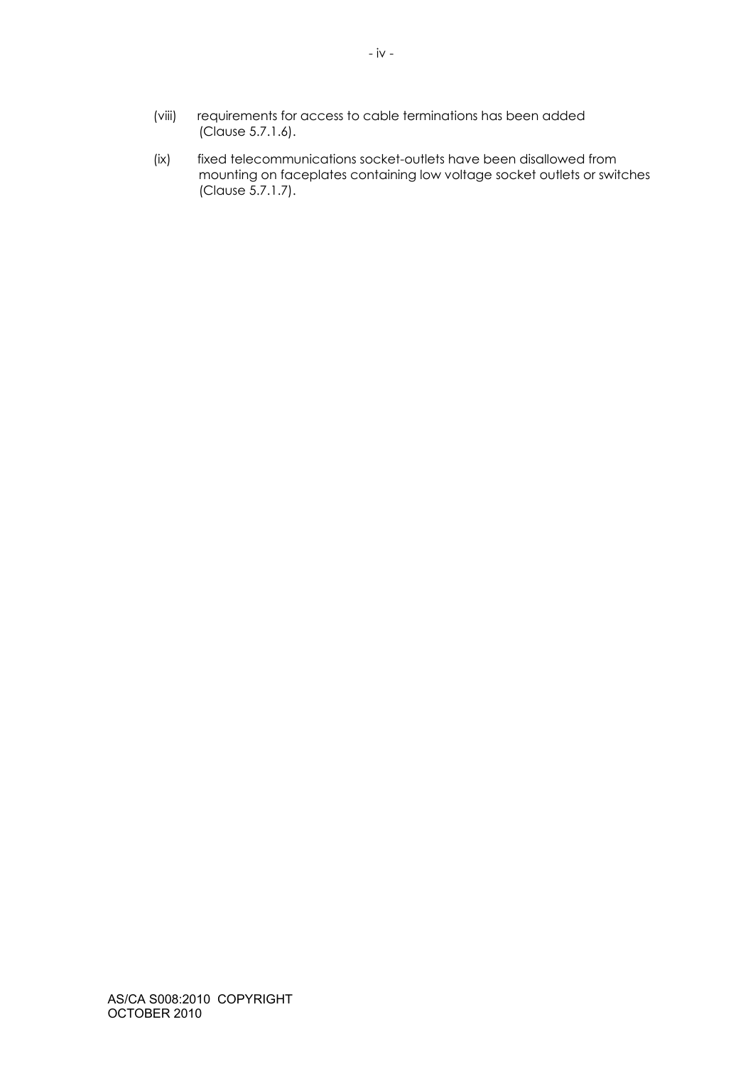(viii) requirements for access to cable terminations has been added (Clause 5.7.1.6).

(ix) fixed telecommunications socket-outlets have been disallowed from mounting on faceplates containing low voltage socket outlets or switches (Clause 5.7.1.7).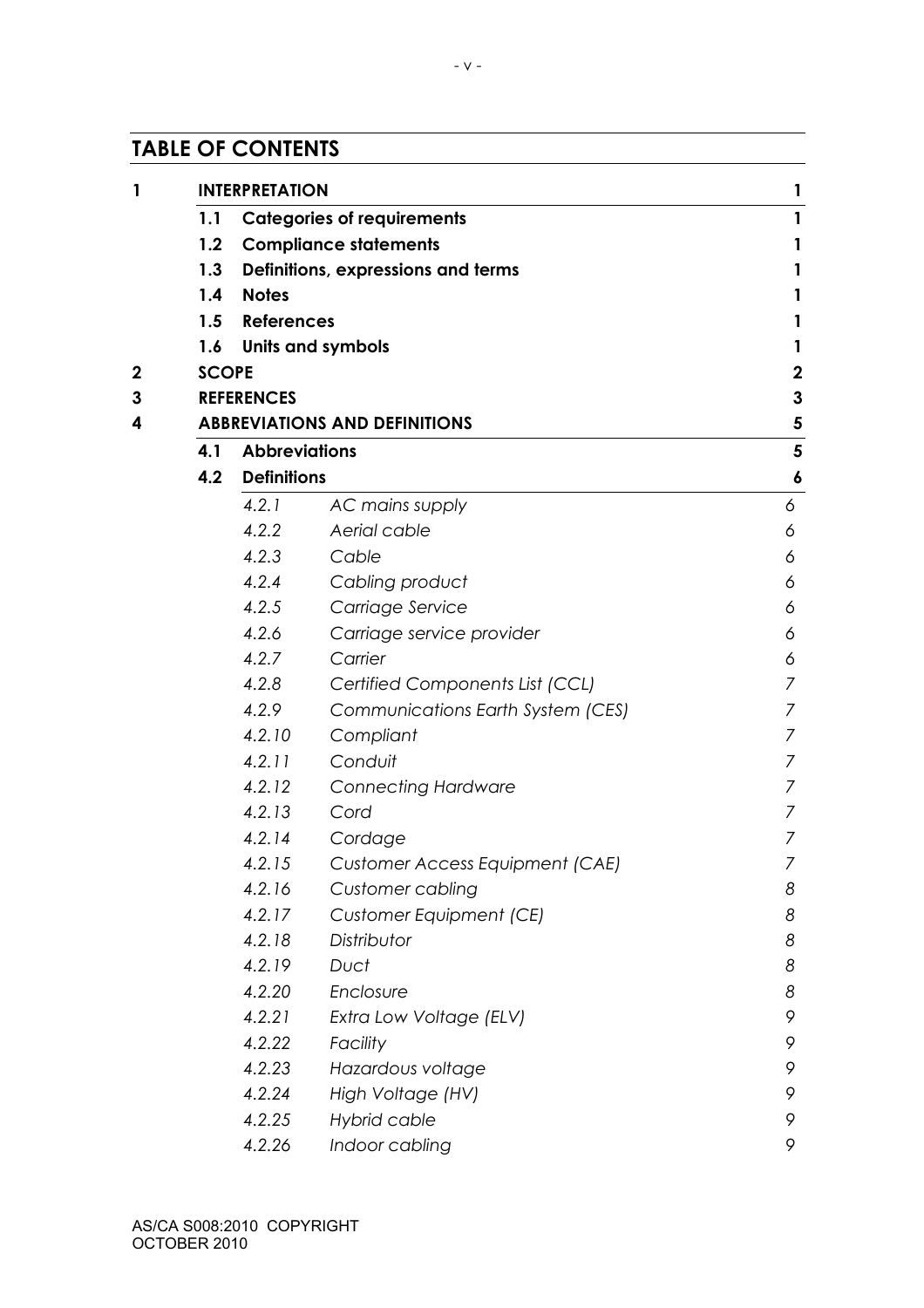## TABLE OF CONTENTS

| | | | | |
|---|---|---|---|---|
| **1** | **INTERPRETATION** | | | **1** |
| | **1.1** | **Categories of requirements** | | **1** |
| | **1.2** | **Compliance statements** | | **1** |
| | **1.3** | **Definitions, expressions and terms** | | **1** |
| | **1.4** | **Notes** | | **1** |
| | **1.5** | **References** | | **1** |
| | **1.6** | **Units and symbols** | | **1** |
| **2** | **SCOPE** | | | **2** |
| **3** | **REFERENCES** | | | **3** |
| **4** | **ABBREVIATIONS AND DEFINITIONS** | | | **5** |
| | **4.1** | **Abbreviations** | | **5** |
| | **4.2** | **Definitions** | | **6** |
| | | *4.2.1* | *AC mains supply* | *6* |
| | | *4.2.2* | *Aerial cable* | *6* |
| | | *4.2.3* | *Cable* | *6* |
| | | *4.2.4* | *Cabling product* | *6* |
| | | *4.2.5* | *Carriage Service* | *6* |
| | | *4.2.6* | *Carriage service provider* | *6* |
| | | *4.2.7* | *Carrier* | *6* |
| | | *4.2.8* | *Certified Components List (CCL)* | *7* |
| | | *4.2.9* | *Communications Earth System (CES)* | *7* |
| | | *4.2.10* | *Compliant* | *7* |
| | | *4.2.11* | *Conduit* | *7* |
| | | *4.2.12* | *Connecting Hardware* | *7* |
| | | *4.2.13* | *Cord* | *7* |
| | | *4.2.14* | *Cordage* | *7* |
| | | *4.2.15* | *Customer Access Equipment (CAE)* | *7* |
| | | *4.2.16* | *Customer cabling* | *8* |
| | | *4.2.17* | *Customer Equipment (CE)* | *8* |
| | | *4.2.18* | *Distributor* | *8* |
| | | *4.2.19* | *Duct* | *8* |
| | | *4.2.20* | *Enclosure* | *8* |
| | | *4.2.21* | *Extra Low Voltage (ELV)* | *9* |
| | | *4.2.22* | *Facility* | *9* |
| | | *4.2.23* | *Hazardous voltage* | *9* |
| | | *4.2.24* | *High Voltage (HV)* | *9* |
| | | *4.2.25* | *Hybrid cable* | *9* |
| | | *4.2.26* | *Indoor cabling* | *9* |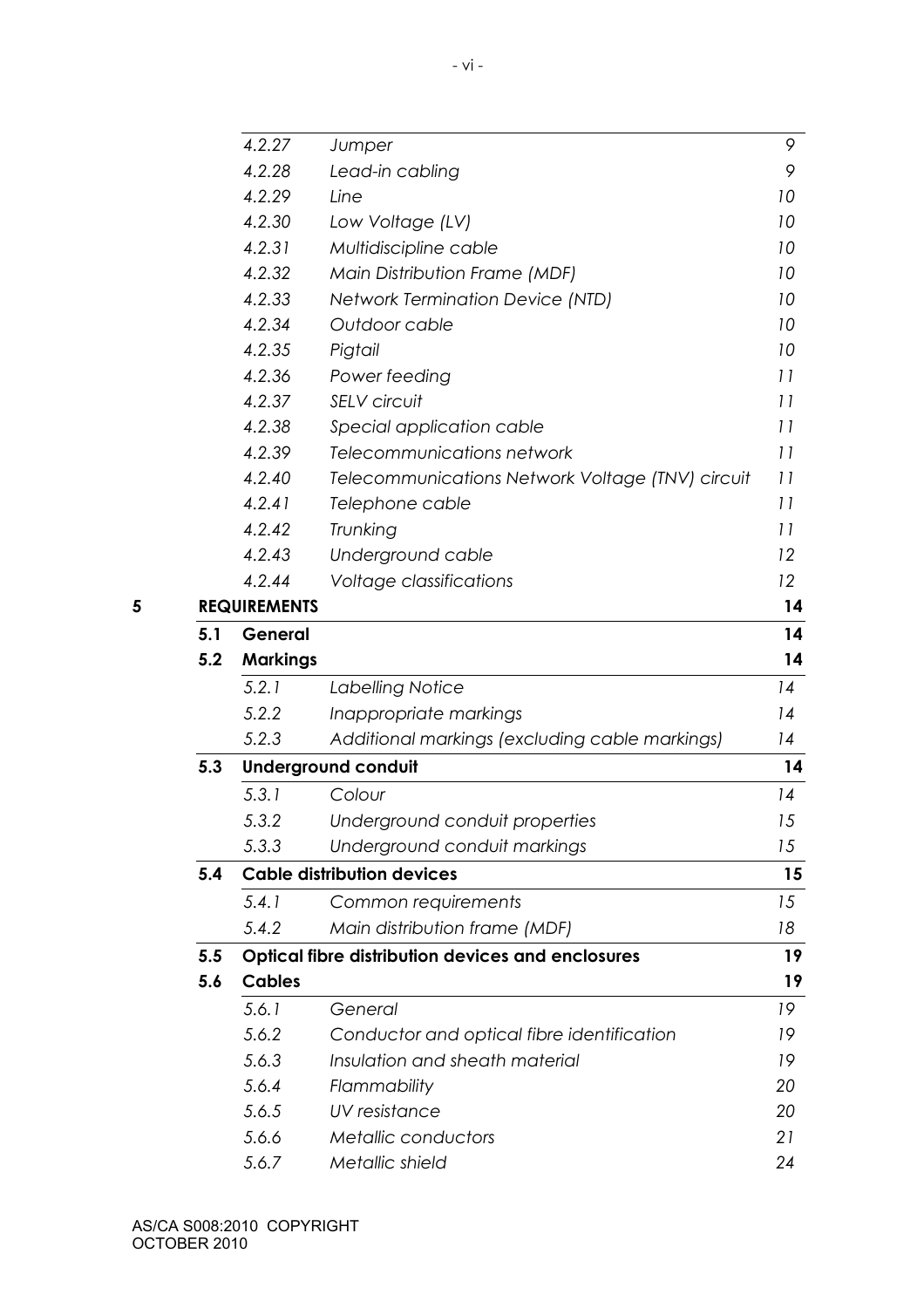| | | | |
|---|---|---|---|
| | *4.2.27* | *Jumper* | *9* |
| | *4.2.28* | *Lead-in cabling* | *9* |
| | *4.2.29* | *Line* | *10* |
| | *4.2.30* | *Low Voltage (LV)* | *10* |
| | *4.2.31* | *Multidiscipline cable* | *10* |
| | *4.2.32* | *Main Distribution Frame (MDF)* | *10* |
| | *4.2.33* | *Network Termination Device (NTD)* | *10* |
| | *4.2.34* | *Outdoor cable* | *10* |
| | *4.2.35* | *Pigtail* | *10* |
| | *4.2.36* | *Power feeding* | *11* |
| | *4.2.37* | *SELV circuit* | *11* |
| | *4.2.38* | *Special application cable* | *11* |
| | *4.2.39* | *Telecommunications network* | *11* |
| | *4.2.40* | *Telecommunications Network Voltage (TNV) circuit* | *11* |
| | *4.2.41* | *Telephone cable* | *11* |
| | *4.2.42* | *Trunking* | *11* |
| | *4.2.43* | *Underground cable* | *12* |
| | *4.2.44* | *Voltage classifications* | *12* |
| **5** | **REQUIREMENTS** | | **14** |
| **5.1** | **General** | | **14** |
| **5.2** | **Markings** | | **14** |
| | *5.2.1* | *Labelling Notice* | *14* |
| | *5.2.2* | *Inappropriate markings* | *14* |
| | *5.2.3* | *Additional markings (excluding cable markings)* | *14* |
| **5.3** | **Underground conduit** | | **14** |
| | *5.3.1* | *Colour* | *14* |
| | *5.3.2* | *Underground conduit properties* | *15* |
| | *5.3.3* | *Underground conduit markings* | *15* |
| **5.4** | **Cable distribution devices** | | **15** |
| | *5.4.1* | *Common requirements* | *15* |
| | *5.4.2* | *Main distribution frame (MDF)* | *18* |
| **5.5** | **Optical fibre distribution devices and enclosures** | | **19** |
| **5.6** | **Cables** | | **19** |
| | *5.6.1* | *General* | *19* |
| | *5.6.2* | *Conductor and optical fibre identification* | *19* |
| | *5.6.3* | *Insulation and sheath material* | *19* |
| | *5.6.4* | *Flammability* | *20* |
| | *5.6.5* | *UV resistance* | *20* |
| | *5.6.6* | *Metallic conductors* | *21* |
| | *5.6.7* | *Metallic shield* | *24* |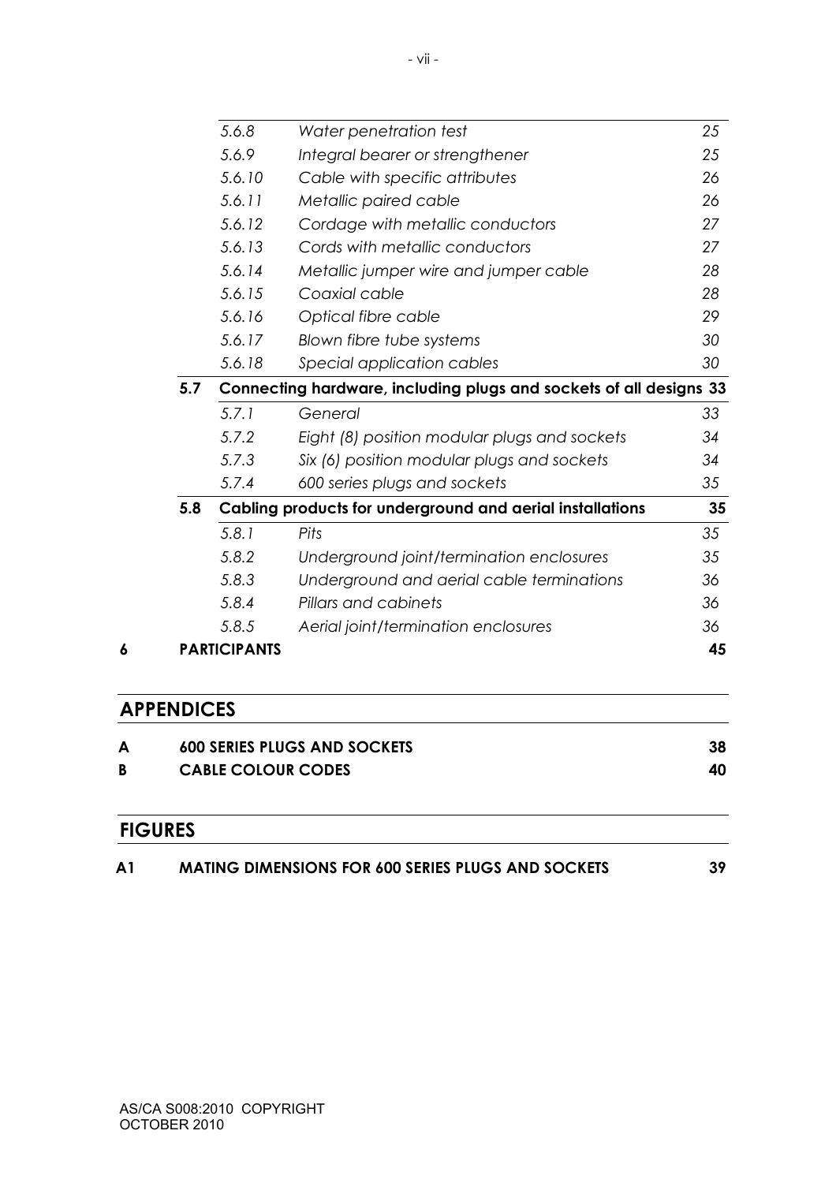| | | | |
|---|---|---|---|
| | *5.6.8* | *Water penetration test* | *25* |
| | *5.6.9* | *Integral bearer or strengthener* | *25* |
| | *5.6.10* | *Cable with specific attributes* | *26* |
| | *5.6.11* | *Metallic paired cable* | *26* |
| | *5.6.12* | *Cordage with metallic conductors* | *27* |
| | *5.6.13* | *Cords with metallic conductors* | *27* |
| | *5.6.14* | *Metallic jumper wire and jumper cable* | *28* |
| | *5.6.15* | *Coaxial cable* | *28* |
| | *5.6.16* | *Optical fibre cable* | *29* |
| | *5.6.17* | *Blown fibre tube systems* | *30* |
| | *5.6.18* | *Special application cables* | *30* |
| **5.7** | **Connecting hardware, including plugs and sockets of all designs** | | **33** |
| | *5.7.1* | *General* | *33* |
| | *5.7.2* | *Eight (8) position modular plugs and sockets* | *34* |
| | *5.7.3* | *Six (6) position modular plugs and sockets* | *34* |
| | *5.7.4* | *600 series plugs and sockets* | *35* |
| **5.8** | **Cabling products for underground and aerial installations** | | **35** |
| | *5.8.1* | *Pits* | *35* |
| | *5.8.2* | *Underground joint/termination enclosures* | *35* |
| | *5.8.3* | *Underground and aerial cable terminations* | *36* |
| | *5.8.4* | *Pillars and cabinets* | *36* |
| | *5.8.5* | *Aerial joint/termination enclosures* | *36* |

**6 PARTICIPANTS** **45**

## APPENDICES

| | | |
|---|---|---|
| **A** | **600 SERIES PLUGS AND SOCKETS** | **38** |
| **B** | **CABLE COLOUR CODES** | **40** |

## FIGURES

| | | |
|---|---|---|
| **A1** | **MATING DIMENSIONS FOR 600 SERIES PLUGS AND SOCKETS** | **39** |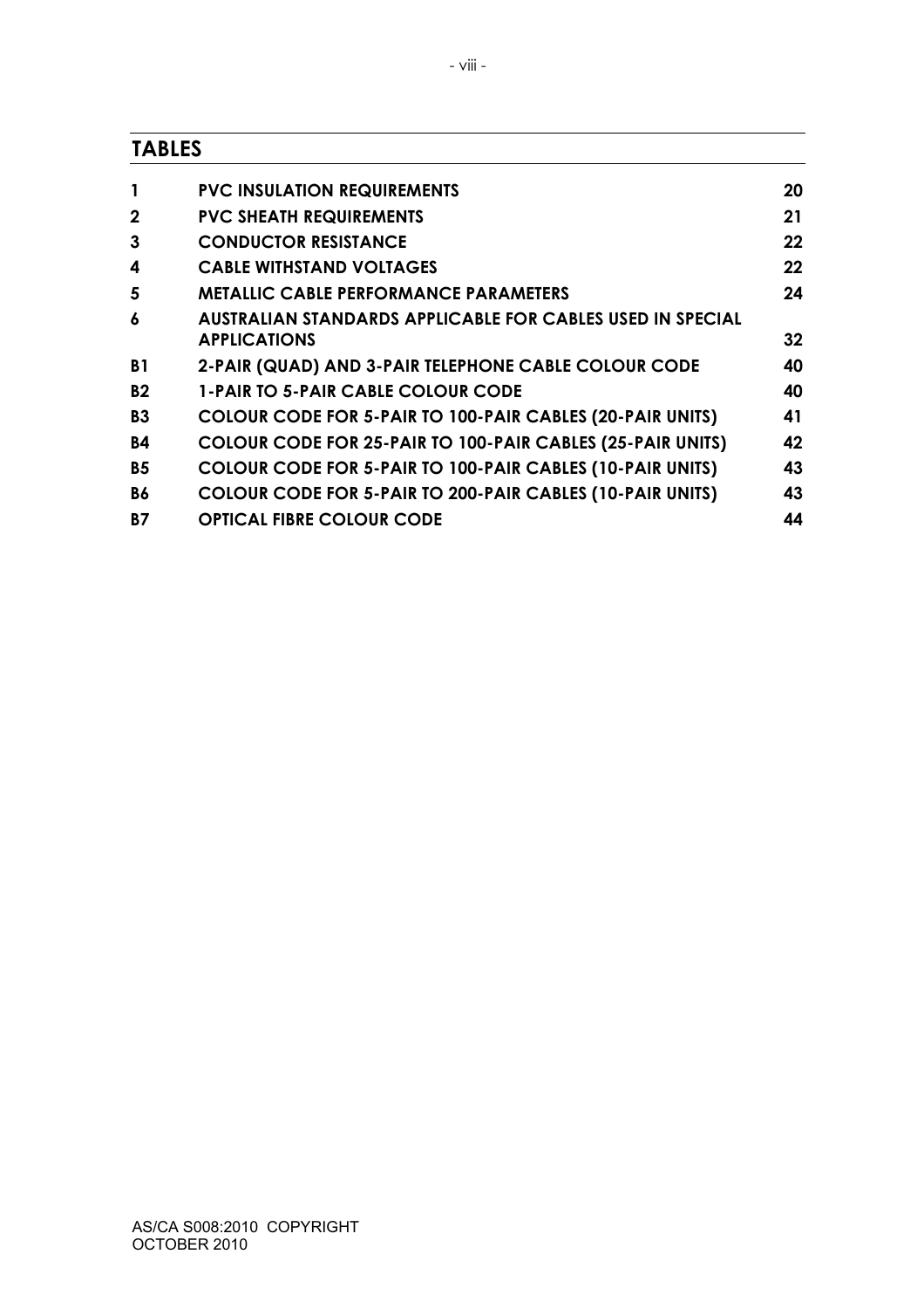## TABLES

| | | |
|---|---|---|
| 1 | PVC INSULATION REQUIREMENTS | 20 |
| 2 | PVC SHEATH REQUIREMENTS | 21 |
| 3 | CONDUCTOR RESISTANCE | 22 |
| 4 | CABLE WITHSTAND VOLTAGES | 22 |
| 5 | METALLIC CABLE PERFORMANCE PARAMETERS | 24 |
| 6 | AUSTRALIAN STANDARDS APPLICABLE FOR CABLES USED IN SPECIAL APPLICATIONS | 32 |
| B1 | 2-PAIR (QUAD) AND 3-PAIR TELEPHONE CABLE COLOUR CODE | 40 |
| B2 | 1-PAIR TO 5-PAIR CABLE COLOUR CODE | 40 |
| B3 | COLOUR CODE FOR 5-PAIR TO 100-PAIR CABLES (20-PAIR UNITS) | 41 |
| B4 | COLOUR CODE FOR 25-PAIR TO 100-PAIR CABLES (25-PAIR UNITS) | 42 |
| B5 | COLOUR CODE FOR 5-PAIR TO 100-PAIR CABLES (10-PAIR UNITS) | 43 |
| B6 | COLOUR CODE FOR 5-PAIR TO 200-PAIR CABLES (10-PAIR UNITS) | 43 |
| B7 | OPTICAL FIBRE COLOUR CODE | 44 |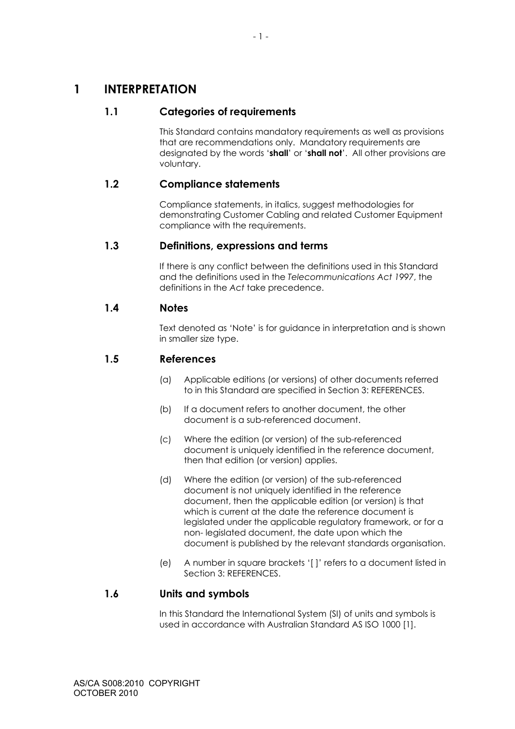# 1 INTERPRETATION

## 1.1 Categories of requirements

This Standard contains mandatory requirements as well as provisions that are recommendations only. Mandatory requirements are designated by the words '**shall**' or '**shall not**'. All other provisions are voluntary.

## 1.2 Compliance statements

Compliance statements, in italics, suggest methodologies for demonstrating Customer Cabling and related Customer Equipment compliance with the requirements.

## 1.3 Definitions, expressions and terms

If there is any conflict between the definitions used in this Standard and the definitions used in the *Telecommunications Act 1997*, the definitions in the *Act* take precedence.

## 1.4 Notes

Text denoted as 'Note' is for guidance in interpretation and is shown in smaller size type.

## 1.5 References

(a) Applicable editions (or versions) of other documents referred to in this Standard are specified in Section 3: REFERENCES.

(b) If a document refers to another document, the other document is a sub-referenced document.

(c) Where the edition (or version) of the sub-referenced document is uniquely identified in the reference document, then that edition (or version) applies.

(d) Where the edition (or version) of the sub-referenced document is not uniquely identified in the reference document, then the applicable edition (or version) is that which is current at the date the reference document is legislated under the applicable regulatory framework, or for a non- legislated document, the date upon which the document is published by the relevant standards organisation.

(e) A number in square brackets '[ ]' refers to a document listed in Section 3: REFERENCES.

## 1.6 Units and symbols

In this Standard the International System (SI) of units and symbols is used in accordance with Australian Standard AS ISO 1000 [1].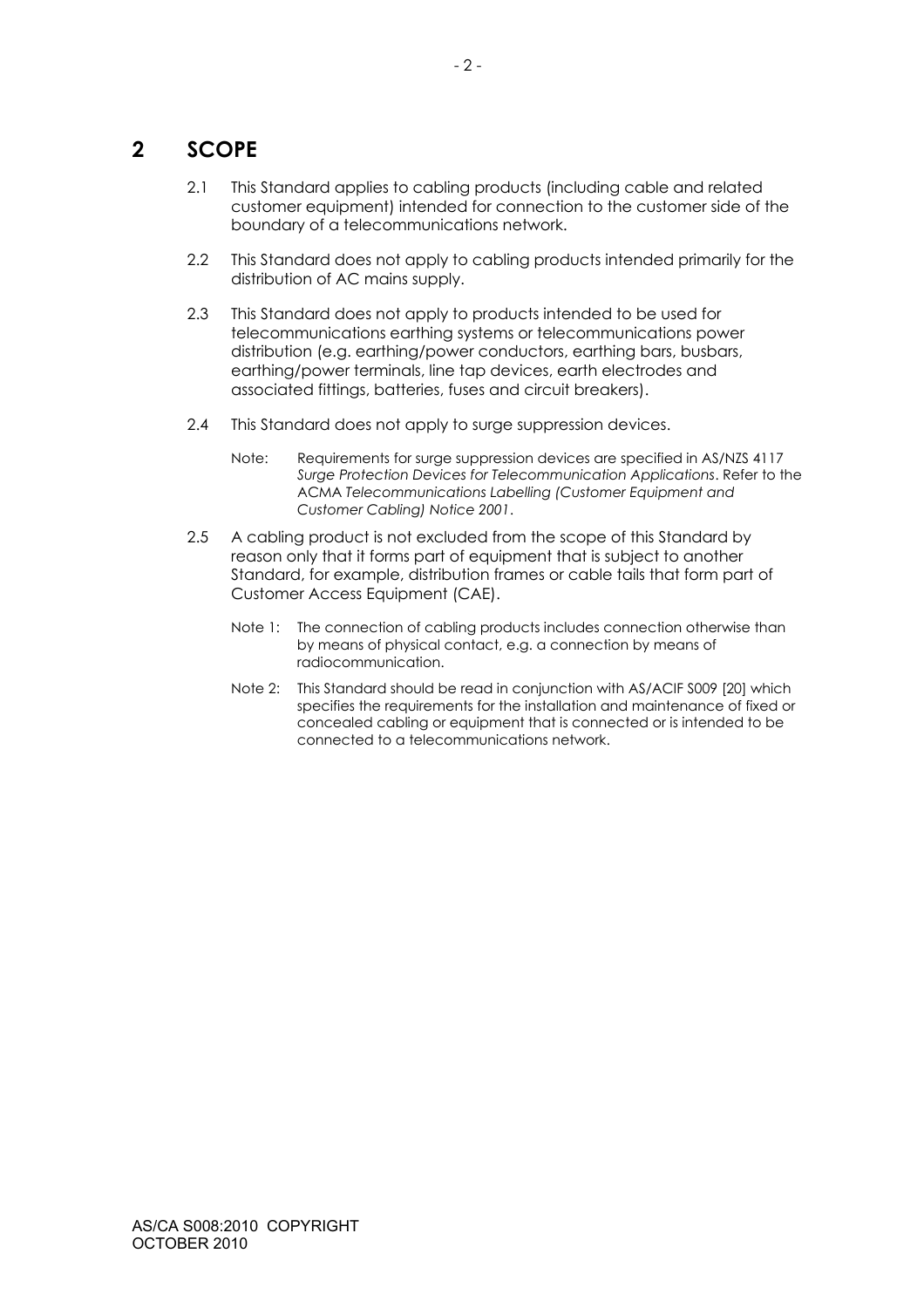# 2 SCOPE

2.1 This Standard applies to cabling products (including cable and related customer equipment) intended for connection to the customer side of the boundary of a telecommunications network.

2.2 This Standard does not apply to cabling products intended primarily for the distribution of AC mains supply.

2.3 This Standard does not apply to products intended to be used for telecommunications earthing systems or telecommunications power distribution (e.g. earthing/power conductors, earthing bars, busbars, earthing/power terminals, line tap devices, earth electrodes and associated fittings, batteries, fuses and circuit breakers).

2.4 This Standard does not apply to surge suppression devices.

Note: Requirements for surge suppression devices are specified in AS/NZS 4117 *Surge Protection Devices for Telecommunication Applications*. Refer to the ACMA *Telecommunications Labelling (Customer Equipment and Customer Cabling) Notice 2001*.

2.5 A cabling product is not excluded from the scope of this Standard by reason only that it forms part of equipment that is subject to another Standard, for example, distribution frames or cable tails that form part of Customer Access Equipment (CAE).

Note 1: The connection of cabling products includes connection otherwise than by means of physical contact, e.g. a connection by means of radiocommunication.

Note 2: This Standard should be read in conjunction with AS/ACIF S009 [20] which specifies the requirements for the installation and maintenance of fixed or concealed cabling or equipment that is connected or is intended to be connected to a telecommunications network.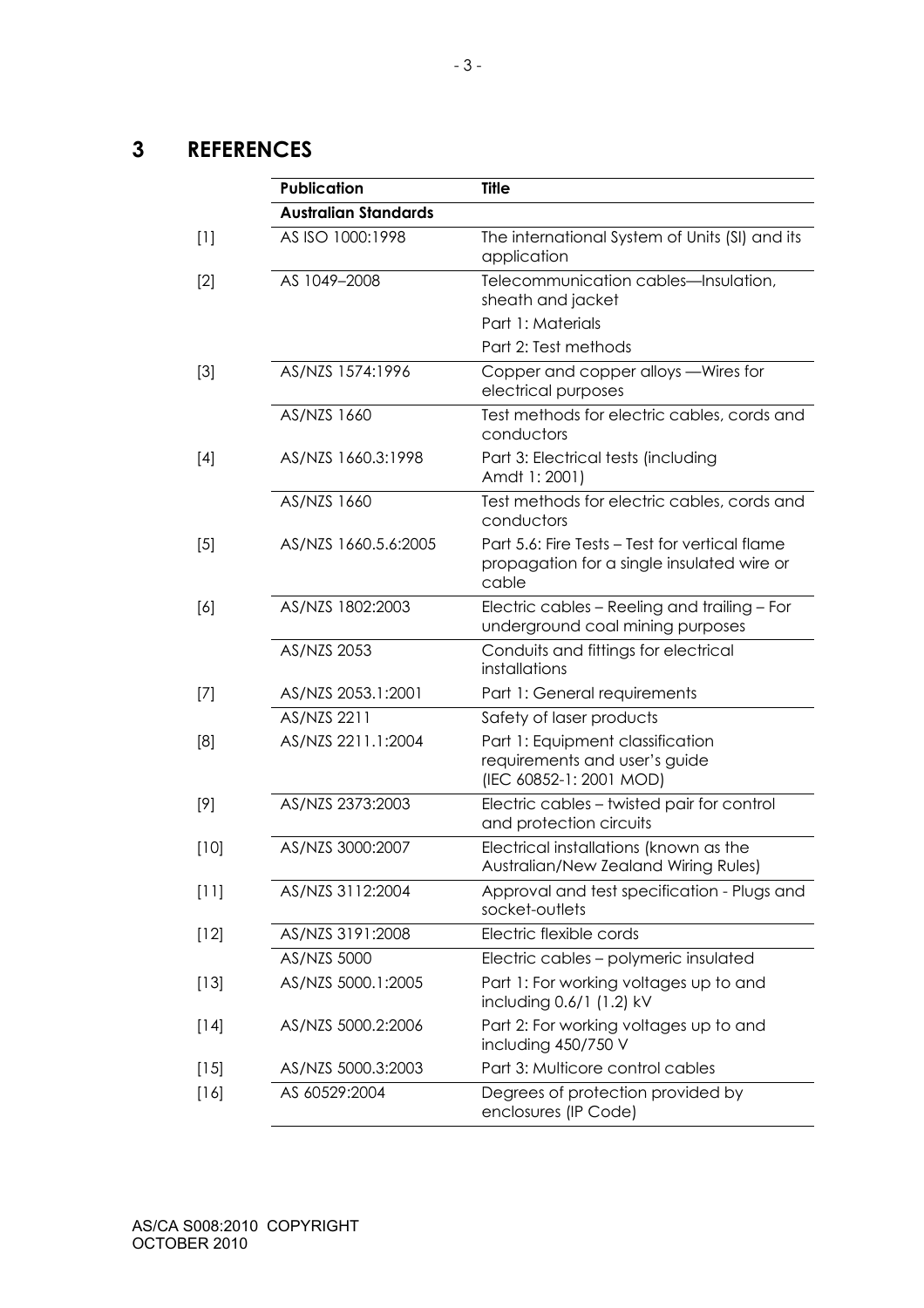# 3 REFERENCES

| | Publication | Title |
|---|---|---|
| | **Australian Standards** | |
| [1] | AS ISO 1000:1998 | The international System of Units (SI) and its application |
| [2] | AS 1049–2008 | Telecommunication cables—Insulation, sheath and jacket<br>Part 1: Materials<br>Part 2: Test methods |
| [3] | AS/NZS 1574:1996 | Copper and copper alloys —Wires for electrical purposes |
| | AS/NZS 1660 | Test methods for electric cables, cords and conductors |
| [4] | AS/NZS 1660.3:1998 | Part 3: Electrical tests (including Amdt 1: 2001) |
| | AS/NZS 1660 | Test methods for electric cables, cords and conductors |
| [5] | AS/NZS 1660.5.6:2005 | Part 5.6: Fire Tests – Test for vertical flame propagation for a single insulated wire or cable |
| [6] | AS/NZS 1802:2003 | Electric cables – Reeling and trailing – For underground coal mining purposes |
| | AS/NZS 2053 | Conduits and fittings for electrical installations |
| [7] | AS/NZS 2053.1:2001 | Part 1: General requirements |
| | AS/NZS 2211 | Safety of laser products |
| [8] | AS/NZS 2211.1:2004 | Part 1: Equipment classification requirements and user's guide (IEC 60852-1: 2001 MOD) |
| [9] | AS/NZS 2373:2003 | Electric cables – twisted pair for control and protection circuits |
| [10] | AS/NZS 3000:2007 | Electrical installations (known as the Australian/New Zealand Wiring Rules) |
| [11] | AS/NZS 3112:2004 | Approval and test specification - Plugs and socket-outlets |
| [12] | AS/NZS 3191:2008 | Electric flexible cords |
| | AS/NZS 5000 | Electric cables – polymeric insulated |
| [13] | AS/NZS 5000.1:2005 | Part 1: For working voltages up to and including 0.6/1 (1.2) kV |
| [14] | AS/NZS 5000.2:2006 | Part 2: For working voltages up to and including 450/750 V |
| [15] | AS/NZS 5000.3:2003 | Part 3: Multicore control cables |
| [16] | AS 60529:2004 | Degrees of protection provided by enclosures (IP Code) |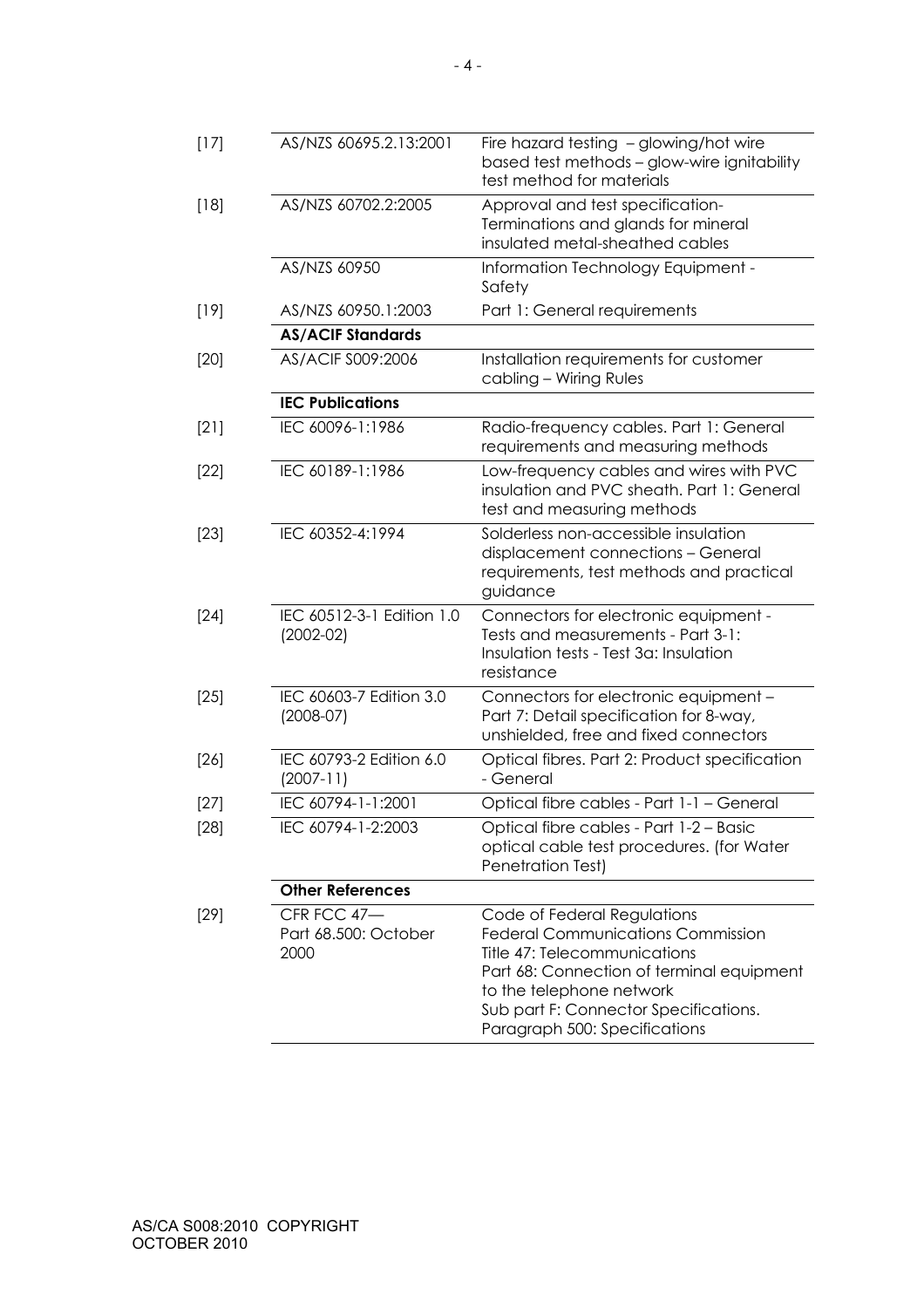| | | |
|---|---|---|
| [17] | AS/NZS 60695.2.13:2001 | Fire hazard testing – glowing/hot wire based test methods – glow-wire ignitability test method for materials |
| [18] | AS/NZS 60702.2:2005 | Approval and test specification- Terminations and glands for mineral insulated metal-sheathed cables |
| | AS/NZS 60950 | Information Technology Equipment - Safety |
| [19] | AS/NZS 60950.1:2003 | Part 1: General requirements |
| | **AS/ACIF Standards** | |
| [20] | AS/ACIF S009:2006 | Installation requirements for customer cabling – Wiring Rules |
| | **IEC Publications** | |
| [21] | IEC 60096-1:1986 | Radio-frequency cables. Part 1: General requirements and measuring methods |
| [22] | IEC 60189-1:1986 | Low-frequency cables and wires with PVC insulation and PVC sheath. Part 1: General test and measuring methods |
| [23] | IEC 60352-4:1994 | Solderless non-accessible insulation displacement connections – General requirements, test methods and practical guidance |
| [24] | IEC 60512-3-1 Edition 1.0 (2002-02) | Connectors for electronic equipment - Tests and measurements - Part 3-1: Insulation tests - Test 3a: Insulation resistance |
| [25] | IEC 60603-7 Edition 3.0 (2008-07) | Connectors for electronic equipment – Part 7: Detail specification for 8-way, unshielded, free and fixed connectors |
| [26] | IEC 60793-2 Edition 6.0 (2007-11) | Optical fibres. Part 2: Product specification - General |
| [27] | IEC 60794-1-1:2001 | Optical fibre cables - Part 1-1 – General |
| [28] | IEC 60794-1-2:2003 | Optical fibre cables - Part 1-2 – Basic optical cable test procedures. (for Water Penetration Test) |
| | **Other References** | |
| [29] | CFR FCC 47— Part 68.500: October 2000 | Code of Federal Regulations Federal Communications Commission Title 47: Telecommunications Part 68: Connection of terminal equipment to the telephone network Sub part F: Connector Specifications. Paragraph 500: Specifications |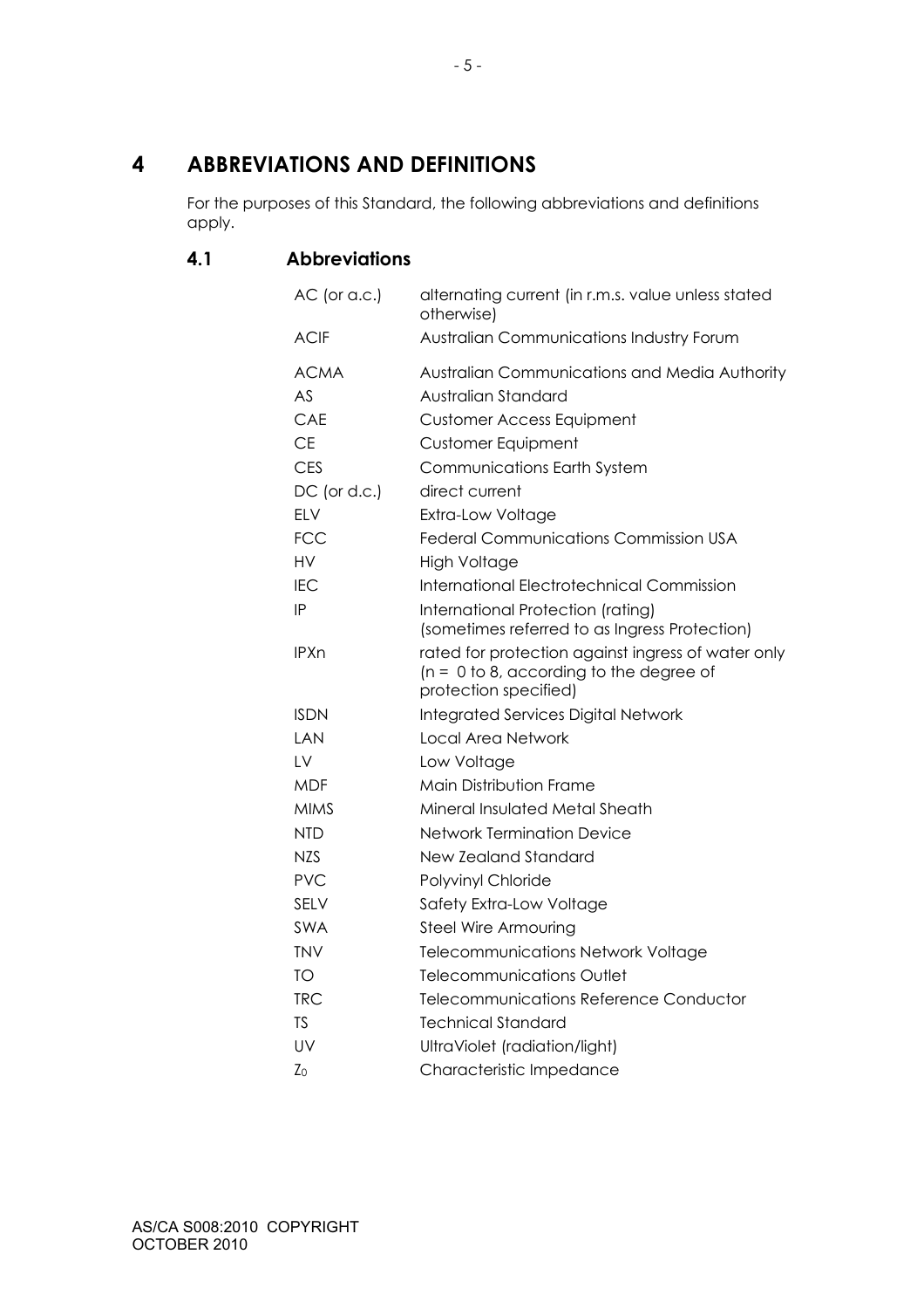# 4 ABBREVIATIONS AND DEFINITIONS

For the purposes of this Standard, the following abbreviations and definitions apply.

## 4.1 Abbreviations

| | |
|---|---|
| AC (or a.c.) | alternating current (in r.m.s. value unless stated otherwise) |
| ACIF | Australian Communications Industry Forum |
| ACMA | Australian Communications and Media Authority |
| AS | Australian Standard |
| CAE | Customer Access Equipment |
| CE | Customer Equipment |
| CES | Communications Earth System |
| DC (or d.c.) | direct current |
| ELV | Extra-Low Voltage |
| FCC | Federal Communications Commission USA |
| HV | High Voltage |
| IEC | International Electrotechnical Commission |
| IP | International Protection (rating) (sometimes referred to as Ingress Protection) |
| IPXn | rated for protection against ingress of water only (n = 0 to 8, according to the degree of protection specified) |
| ISDN | Integrated Services Digital Network |
| LAN | Local Area Network |
| LV | Low Voltage |
| MDF | Main Distribution Frame |
| MIMS | Mineral Insulated Metal Sheath |
| NTD | Network Termination Device |
| NZS | New Zealand Standard |
| PVC | Polyvinyl Chloride |
| SELV | Safety Extra-Low Voltage |
| SWA | Steel Wire Armouring |
| TNV | Telecommunications Network Voltage |
| TO | Telecommunications Outlet |
| TRC | Telecommunications Reference Conductor |
| TS | Technical Standard |
| UV | UltraViolet (radiation/light) |
| $Z_0$ | Characteristic Impedance |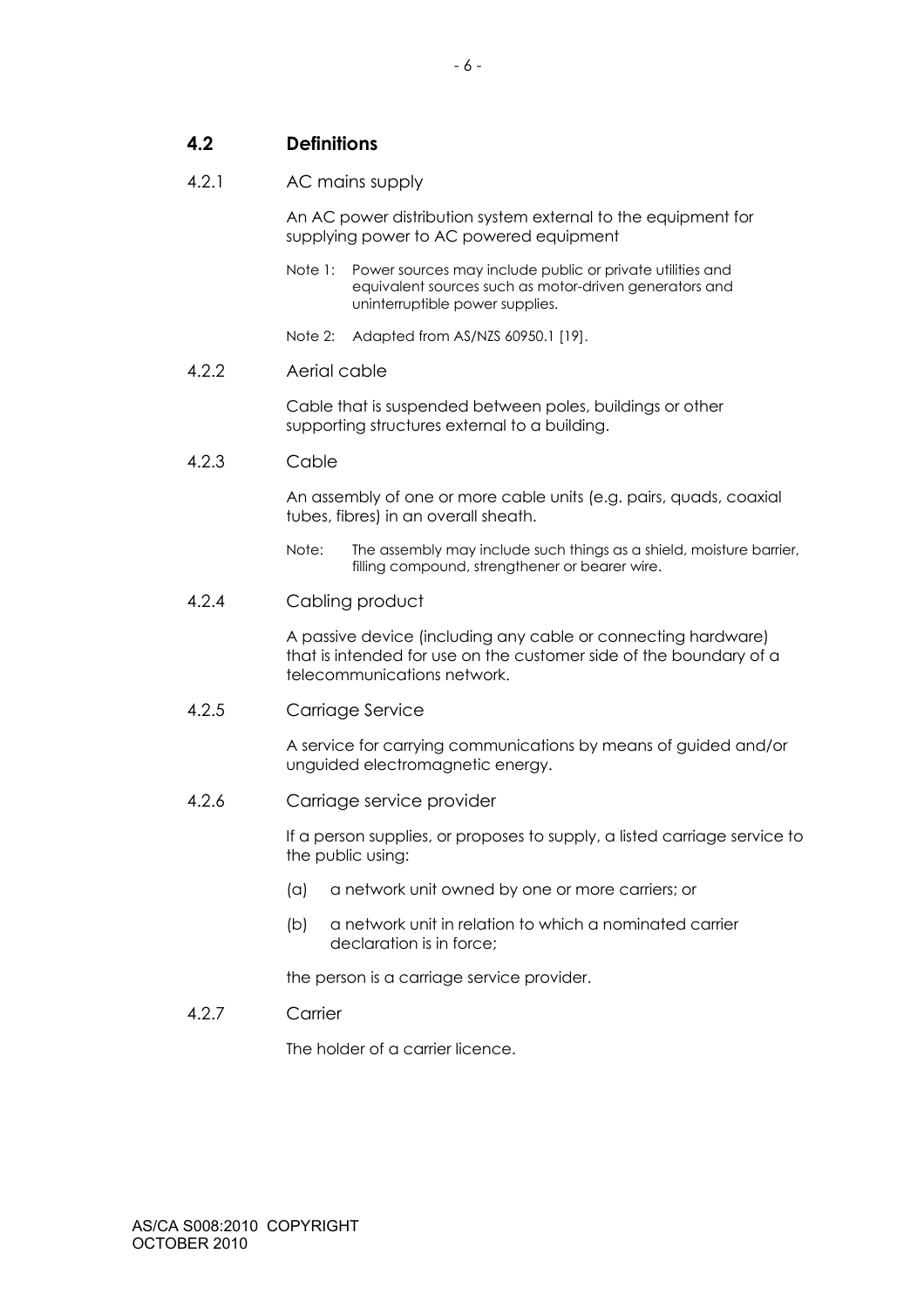## 4.2 Definitions

### 4.2.1 AC mains supply

An AC power distribution system external to the equipment for supplying power to AC powered equipment

Note 1: Power sources may include public or private utilities and equivalent sources such as motor-driven generators and uninterruptible power supplies.

Note 2: Adapted from AS/NZS 60950.1 [19].

### 4.2.2 Aerial cable

Cable that is suspended between poles, buildings or other supporting structures external to a building.

### 4.2.3 Cable

An assembly of one or more cable units (e.g. pairs, quads, coaxial tubes, fibres) in an overall sheath.

Note: The assembly may include such things as a shield, moisture barrier, filling compound, strengthener or bearer wire.

### 4.2.4 Cabling product

A passive device (including any cable or connecting hardware) that is intended for use on the customer side of the boundary of a telecommunications network.

### 4.2.5 Carriage Service

A service for carrying communications by means of guided and/or unguided electromagnetic energy.

### 4.2.6 Carriage service provider

If a person supplies, or proposes to supply, a listed carriage service to the public using:

(a) a network unit owned by one or more carriers; or

(b) a network unit in relation to which a nominated carrier declaration is in force;

the person is a carriage service provider.

### 4.2.7 Carrier

The holder of a carrier licence.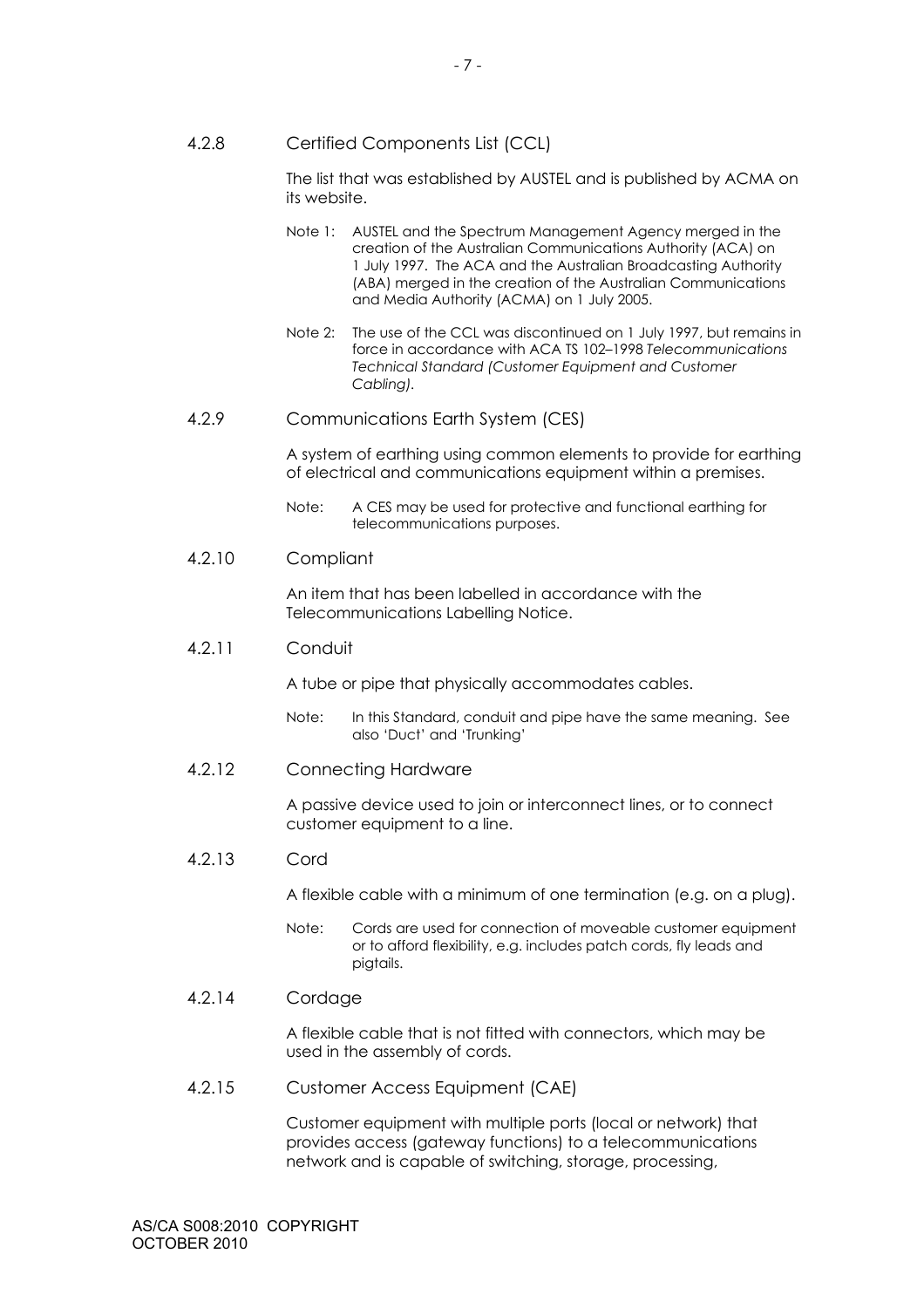#### 4.2.8 Certified Components List (CCL)

The list that was established by AUSTEL and is published by ACMA on its website.

Note 1: AUSTEL and the Spectrum Management Agency merged in the creation of the Australian Communications Authority (ACA) on 1 July 1997. The ACA and the Australian Broadcasting Authority (ABA) merged in the creation of the Australian Communications and Media Authority (ACMA) on 1 July 2005.

Note 2: The use of the CCL was discontinued on 1 July 1997, but remains in force in accordance with ACA TS 102–1998 *Telecommunications Technical Standard (Customer Equipment and Customer Cabling)*.

#### 4.2.9 Communications Earth System (CES)

A system of earthing using common elements to provide for earthing of electrical and communications equipment within a premises.

Note: A CES may be used for protective and functional earthing for telecommunications purposes.

#### 4.2.10 Compliant

An item that has been labelled in accordance with the Telecommunications Labelling Notice.

#### 4.2.11 Conduit

A tube or pipe that physically accommodates cables.

Note: In this Standard, conduit and pipe have the same meaning. See also 'Duct' and 'Trunking'

#### 4.2.12 Connecting Hardware

A passive device used to join or interconnect lines, or to connect customer equipment to a line.

#### 4.2.13 Cord

A flexible cable with a minimum of one termination (e.g. on a plug).

Note: Cords are used for connection of moveable customer equipment or to afford flexibility, e.g. includes patch cords, fly leads and pigtails.

#### 4.2.14 Cordage

A flexible cable that is not fitted with connectors, which may be used in the assembly of cords.

#### 4.2.15 Customer Access Equipment (CAE)

Customer equipment with multiple ports (local or network) that provides access (gateway functions) to a telecommunications network and is capable of switching, storage, processing,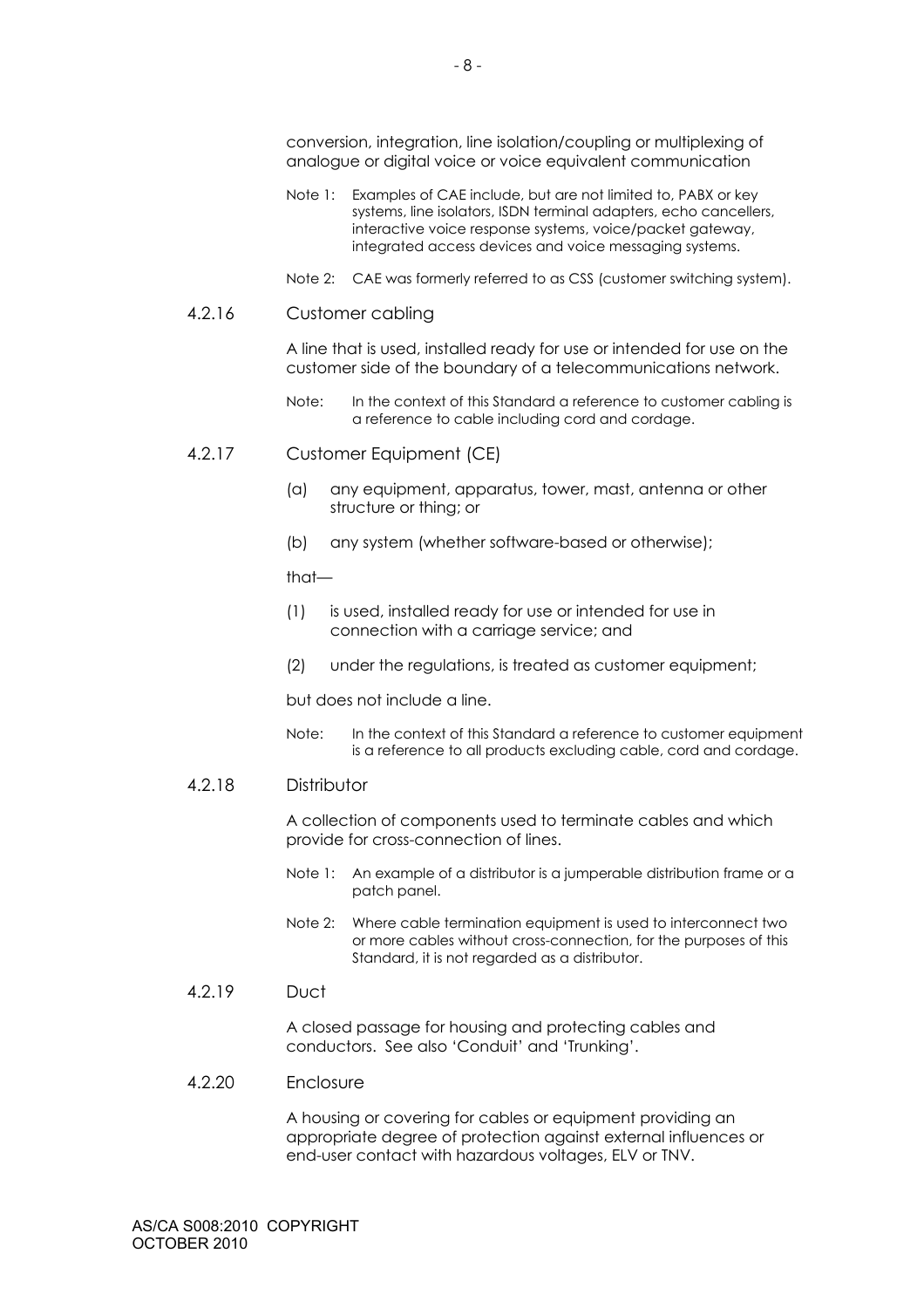conversion, integration, line isolation/coupling or multiplexing of analogue or digital voice or voice equivalent communication

Note 1: Examples of CAE include, but are not limited to, PABX or key systems, line isolators, ISDN terminal adapters, echo cancellers, interactive voice response systems, voice/packet gateway, integrated access devices and voice messaging systems.

Note 2: CAE was formerly referred to as CSS (customer switching system).

### 4.2.16 Customer cabling

A line that is used, installed ready for use or intended for use on the customer side of the boundary of a telecommunications network.

Note: In the context of this Standard a reference to customer cabling is a reference to cable including cord and cordage.

### 4.2.17 Customer Equipment (CE)

(a) any equipment, apparatus, tower, mast, antenna or other structure or thing; or

(b) any system (whether software-based or otherwise);

that—

(1) is used, installed ready for use or intended for use in connection with a carriage service; and

(2) under the regulations, is treated as customer equipment;

but does not include a line.

Note: In the context of this Standard a reference to customer equipment is a reference to all products excluding cable, cord and cordage.

### 4.2.18 Distributor

A collection of components used to terminate cables and which provide for cross-connection of lines.

Note 1: An example of a distributor is a jumperable distribution frame or a patch panel.

Note 2: Where cable termination equipment is used to interconnect two or more cables without cross-connection, for the purposes of this Standard, it is not regarded as a distributor.

### 4.2.19 Duct

A closed passage for housing and protecting cables and conductors. See also 'Conduit' and 'Trunking'.

### 4.2.20 Enclosure

A housing or covering for cables or equipment providing an appropriate degree of protection against external influences or end-user contact with hazardous voltages, ELV or TNV.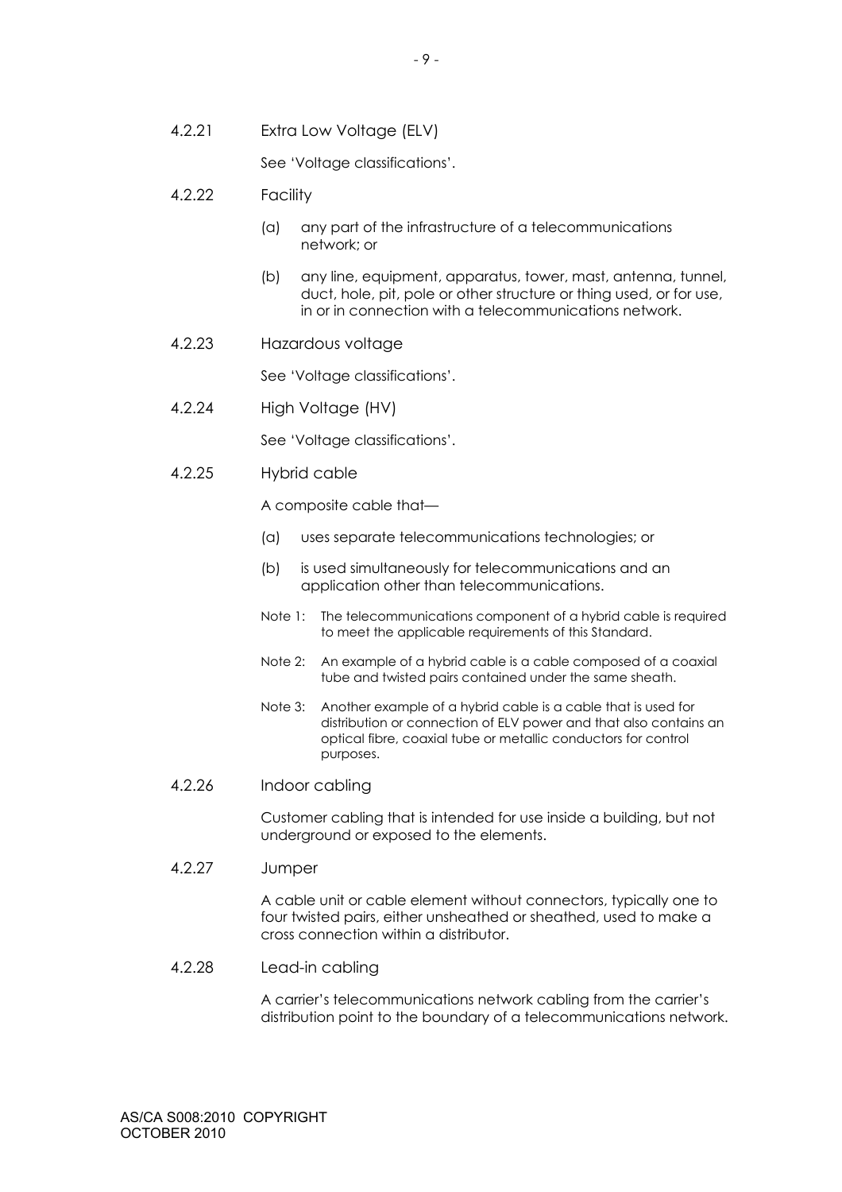#### 4.2.21 Extra Low Voltage (ELV)

See 'Voltage classifications'.

#### 4.2.22 Facility

(a) any part of the infrastructure of a telecommunications network; or

(b) any line, equipment, apparatus, tower, mast, antenna, tunnel, duct, hole, pit, pole or other structure or thing used, or for use, in or in connection with a telecommunications network.

#### 4.2.23 Hazardous voltage

See 'Voltage classifications'.

#### 4.2.24 High Voltage (HV)

See 'Voltage classifications'.

#### 4.2.25 Hybrid cable

A composite cable that—

(a) uses separate telecommunications technologies; or

(b) is used simultaneously for telecommunications and an application other than telecommunications.

Note 1: The telecommunications component of a hybrid cable is required to meet the applicable requirements of this Standard.

Note 2: An example of a hybrid cable is a cable composed of a coaxial tube and twisted pairs contained under the same sheath.

Note 3: Another example of a hybrid cable is a cable that is used for distribution or connection of ELV power and that also contains an optical fibre, coaxial tube or metallic conductors for control purposes.

#### 4.2.26 Indoor cabling

Customer cabling that is intended for use inside a building, but not underground or exposed to the elements.

#### 4.2.27 Jumper

A cable unit or cable element without connectors, typically one to four twisted pairs, either unsheathed or sheathed, used to make a cross connection within a distributor.

#### 4.2.28 Lead-in cabling

A carrier's telecommunications network cabling from the carrier's distribution point to the boundary of a telecommunications network.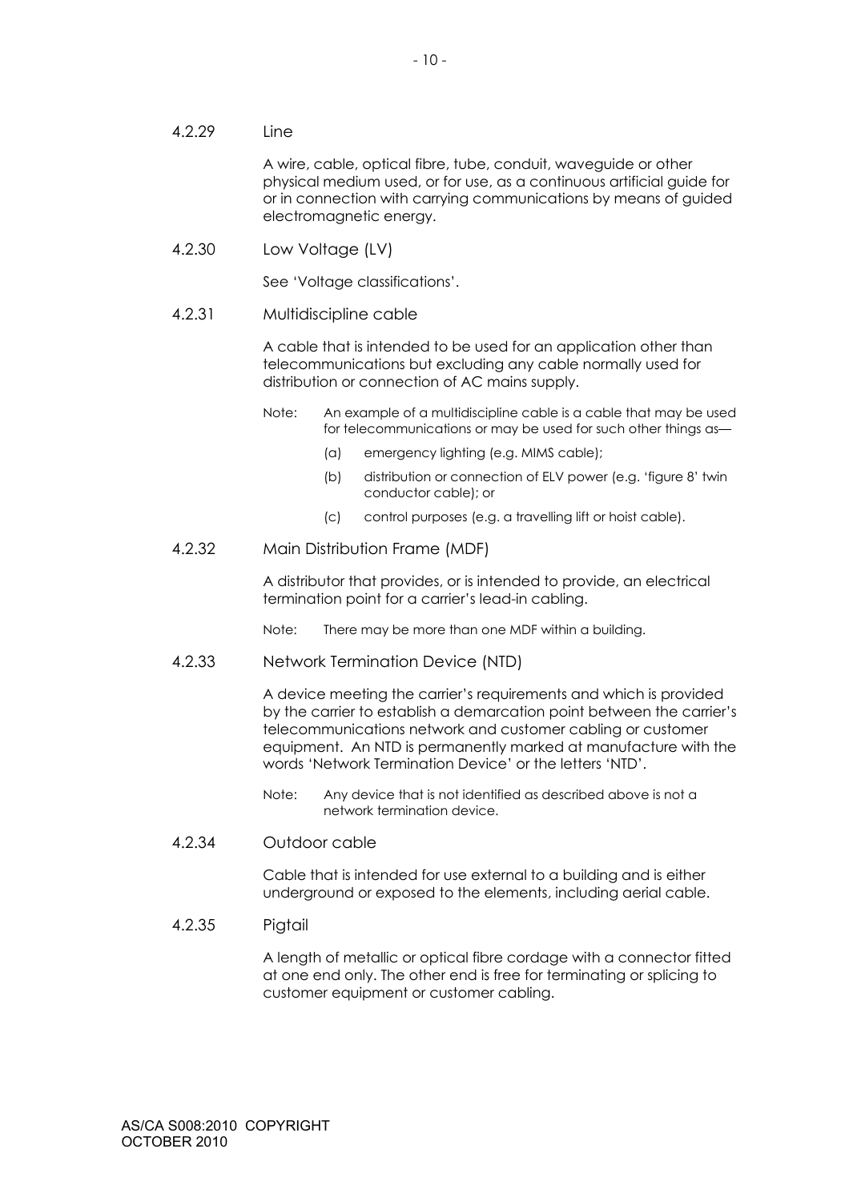### 4.2.29 Line

A wire, cable, optical fibre, tube, conduit, waveguide or other physical medium used, or for use, as a continuous artificial guide for or in connection with carrying communications by means of guided electromagnetic energy.

### 4.2.30 Low Voltage (LV)

See 'Voltage classifications'.

### 4.2.31 Multidiscipline cable

A cable that is intended to be used for an application other than telecommunications but excluding any cable normally used for distribution or connection of AC mains supply.

Note: An example of a multidiscipline cable is a cable that may be used for telecommunications or may be used for such other things as—

(a) emergency lighting (e.g. MIMS cable);

(b) distribution or connection of ELV power (e.g. 'figure 8' twin conductor cable); or

(c) control purposes (e.g. a travelling lift or hoist cable).

### 4.2.32 Main Distribution Frame (MDF)

A distributor that provides, or is intended to provide, an electrical termination point for a carrier's lead-in cabling.

Note: There may be more than one MDF within a building.

### 4.2.33 Network Termination Device (NTD)

A device meeting the carrier's requirements and which is provided by the carrier to establish a demarcation point between the carrier's telecommunications network and customer cabling or customer equipment. An NTD is permanently marked at manufacture with the words 'Network Termination Device' or the letters 'NTD'.

Note: Any device that is not identified as described above is not a network termination device.

### 4.2.34 Outdoor cable

Cable that is intended for use external to a building and is either underground or exposed to the elements, including aerial cable.

### 4.2.35 Pigtail

A length of metallic or optical fibre cordage with a connector fitted at one end only. The other end is free for terminating or splicing to customer equipment or customer cabling.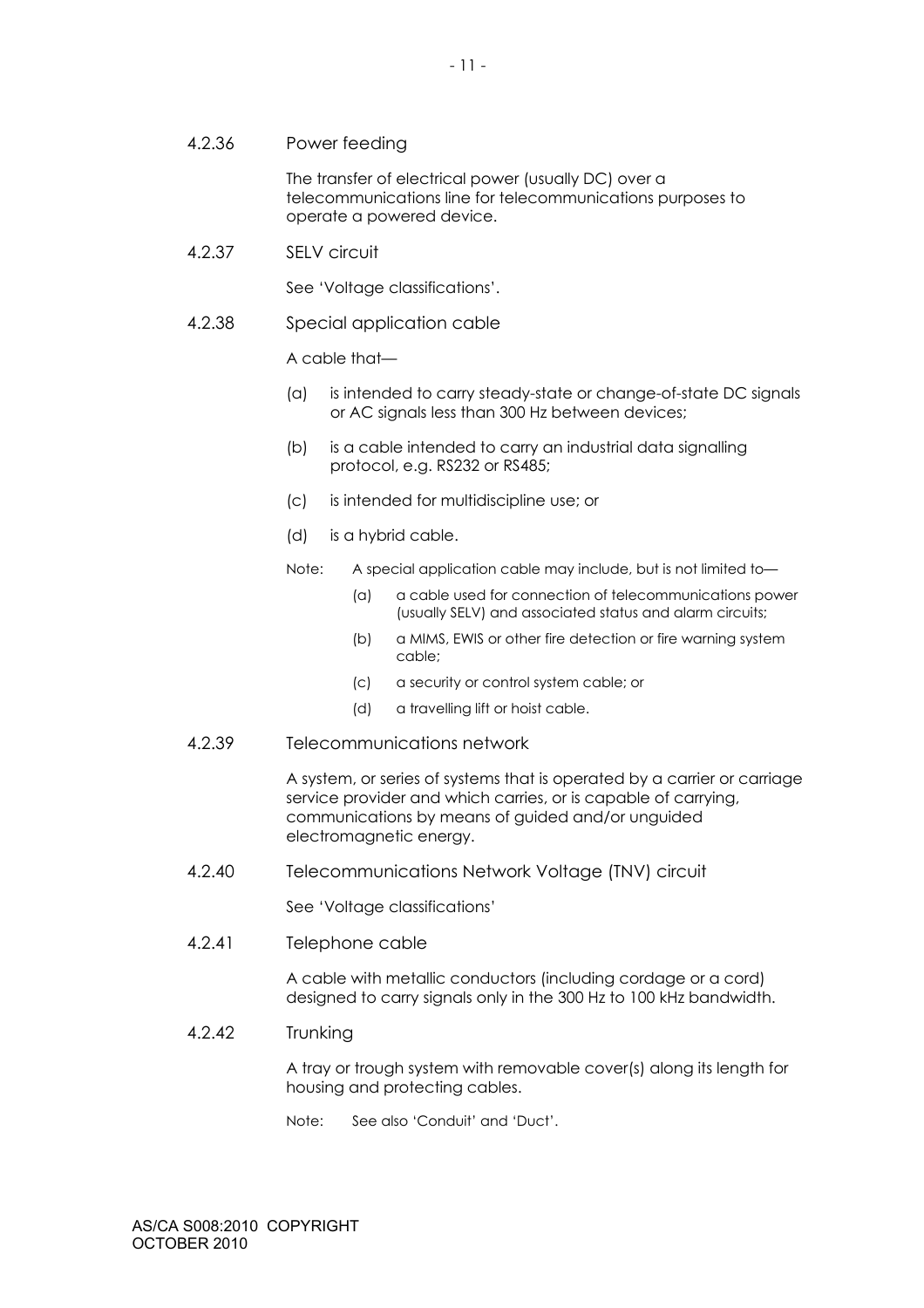#### 4.2.36 Power feeding

The transfer of electrical power (usually DC) over a telecommunications line for telecommunications purposes to operate a powered device.

#### 4.2.37 SELV circuit

See 'Voltage classifications'.

#### 4.2.38 Special application cable

A cable that—

(a) is intended to carry steady-state or change-of-state DC signals or AC signals less than 300 Hz between devices;

(b) is a cable intended to carry an industrial data signalling protocol, e.g. RS232 or RS485;

(c) is intended for multidiscipline use; or

(d) is a hybrid cable.

Note: A special application cable may include, but is not limited to—

(a) a cable used for connection of telecommunications power (usually SELV) and associated status and alarm circuits;

(b) a MIMS, EWIS or other fire detection or fire warning system cable;

(c) a security or control system cable; or

(d) a travelling lift or hoist cable.

#### 4.2.39 Telecommunications network

A system, or series of systems that is operated by a carrier or carriage service provider and which carries, or is capable of carrying, communications by means of guided and/or unguided electromagnetic energy.

#### 4.2.40 Telecommunications Network Voltage (TNV) circuit

See 'Voltage classifications'

#### 4.2.41 Telephone cable

A cable with metallic conductors (including cordage or a cord) designed to carry signals only in the 300 Hz to 100 kHz bandwidth.

#### 4.2.42 Trunking

A tray or trough system with removable cover(s) along its length for housing and protecting cables.

Note: See also 'Conduit' and 'Duct'.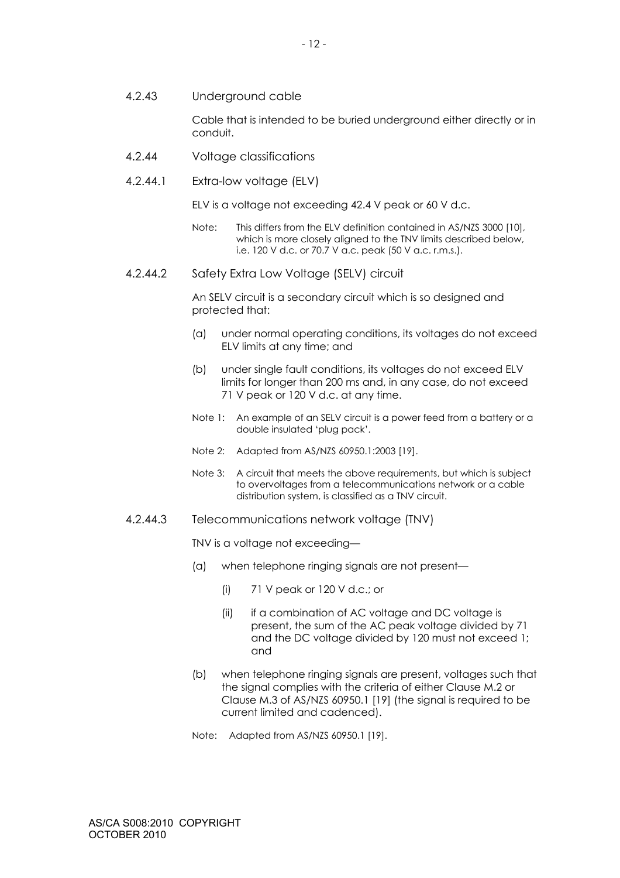#### 4.2.43 Underground cable

Cable that is intended to be buried underground either directly or in conduit.

#### 4.2.44 Voltage classifications

##### 4.2.44.1 Extra-low voltage (ELV)

ELV is a voltage not exceeding 42.4 V peak or 60 V d.c.

Note: This differs from the ELV definition contained in AS/NZS 3000 [10], which is more closely aligned to the TNV limits described below, i.e. 120 V d.c. or 70.7 V a.c. peak (50 V a.c. r.m.s.).

##### 4.2.44.2 Safety Extra Low Voltage (SELV) circuit

An SELV circuit is a secondary circuit which is so designed and protected that:

(a) under normal operating conditions, its voltages do not exceed ELV limits at any time; and

(b) under single fault conditions, its voltages do not exceed ELV limits for longer than 200 ms and, in any case, do not exceed 71 V peak or 120 V d.c. at any time.

Note 1: An example of an SELV circuit is a power feed from a battery or a double insulated 'plug pack'.

Note 2: Adapted from AS/NZS 60950.1:2003 [19].

Note 3: A circuit that meets the above requirements, but which is subject to overvoltages from a telecommunications network or a cable distribution system, is classified as a TNV circuit.

##### 4.2.44.3 Telecommunications network voltage (TNV)

TNV is a voltage not exceeding—

(a) when telephone ringing signals are not present—

  (i) 71 V peak or 120 V d.c.; or

  (ii) if a combination of AC voltage and DC voltage is present, the sum of the AC peak voltage divided by 71 and the DC voltage divided by 120 must not exceed 1; and

(b) when telephone ringing signals are present, voltages such that the signal complies with the criteria of either Clause M.2 or Clause M.3 of AS/NZS 60950.1 [19] (the signal is required to be current limited and cadenced).

Note: Adapted from AS/NZS 60950.1 [19].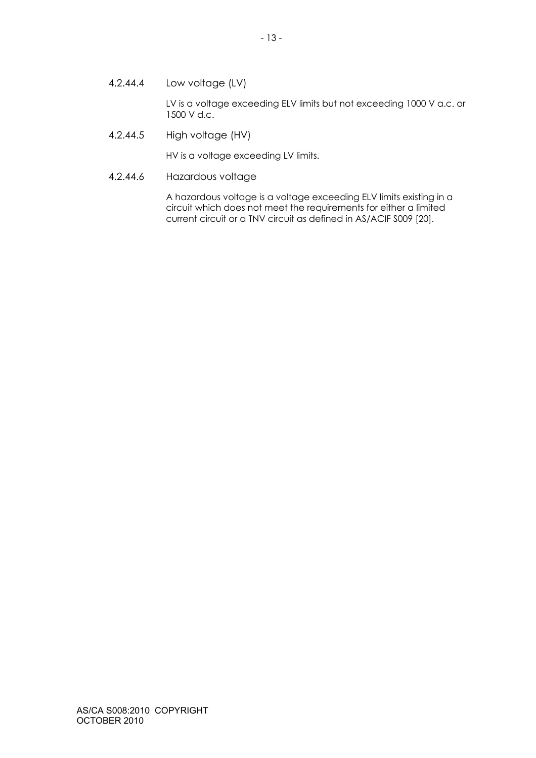#### 4.2.44.4 Low voltage (LV)

LV is a voltage exceeding ELV limits but not exceeding 1000 V a.c. or 1500 V d.c.

#### 4.2.44.5 High voltage (HV)

HV is a voltage exceeding LV limits.

#### 4.2.44.6 Hazardous voltage

A hazardous voltage is a voltage exceeding ELV limits existing in a circuit which does not meet the requirements for either a limited current circuit or a TNV circuit as defined in AS/ACIF S009 [20].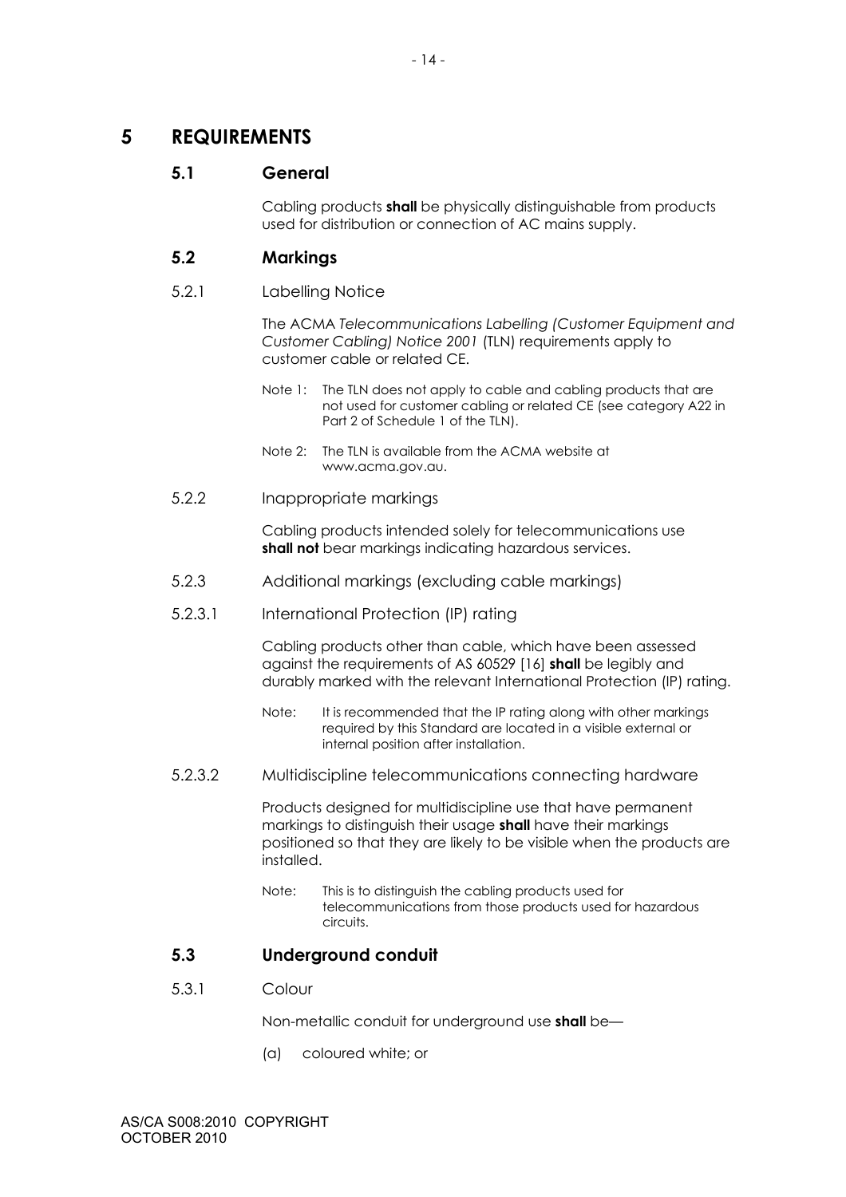# 5 REQUIREMENTS

## 5.1 General

Cabling products **shall** be physically distinguishable from products used for distribution or connection of AC mains supply.

## 5.2 Markings

### 5.2.1 Labelling Notice

The ACMA *Telecommunications Labelling (Customer Equipment and Customer Cabling) Notice 2001* (TLN) requirements apply to customer cable or related CE.

Note 1: The TLN does not apply to cable and cabling products that are not used for customer cabling or related CE (see category A22 in Part 2 of Schedule 1 of the TLN).

Note 2: The TLN is available from the ACMA website at www.acma.gov.au.

### 5.2.2 Inappropriate markings

Cabling products intended solely for telecommunications use **shall not** bear markings indicating hazardous services.

### 5.2.3 Additional markings (excluding cable markings)

#### 5.2.3.1 International Protection (IP) rating

Cabling products other than cable, which have been assessed against the requirements of AS 60529 [16] **shall** be legibly and durably marked with the relevant International Protection (IP) rating.

Note: It is recommended that the IP rating along with other markings required by this Standard are located in a visible external or internal position after installation.

#### 5.2.3.2 Multidiscipline telecommunications connecting hardware

Products designed for multidiscipline use that have permanent markings to distinguish their usage **shall** have their markings positioned so that they are likely to be visible when the products are installed.

Note: This is to distinguish the cabling products used for telecommunications from those products used for hazardous circuits.

## 5.3 Underground conduit

### 5.3.1 Colour

Non-metallic conduit for underground use **shall** be—

(a) coloured white; or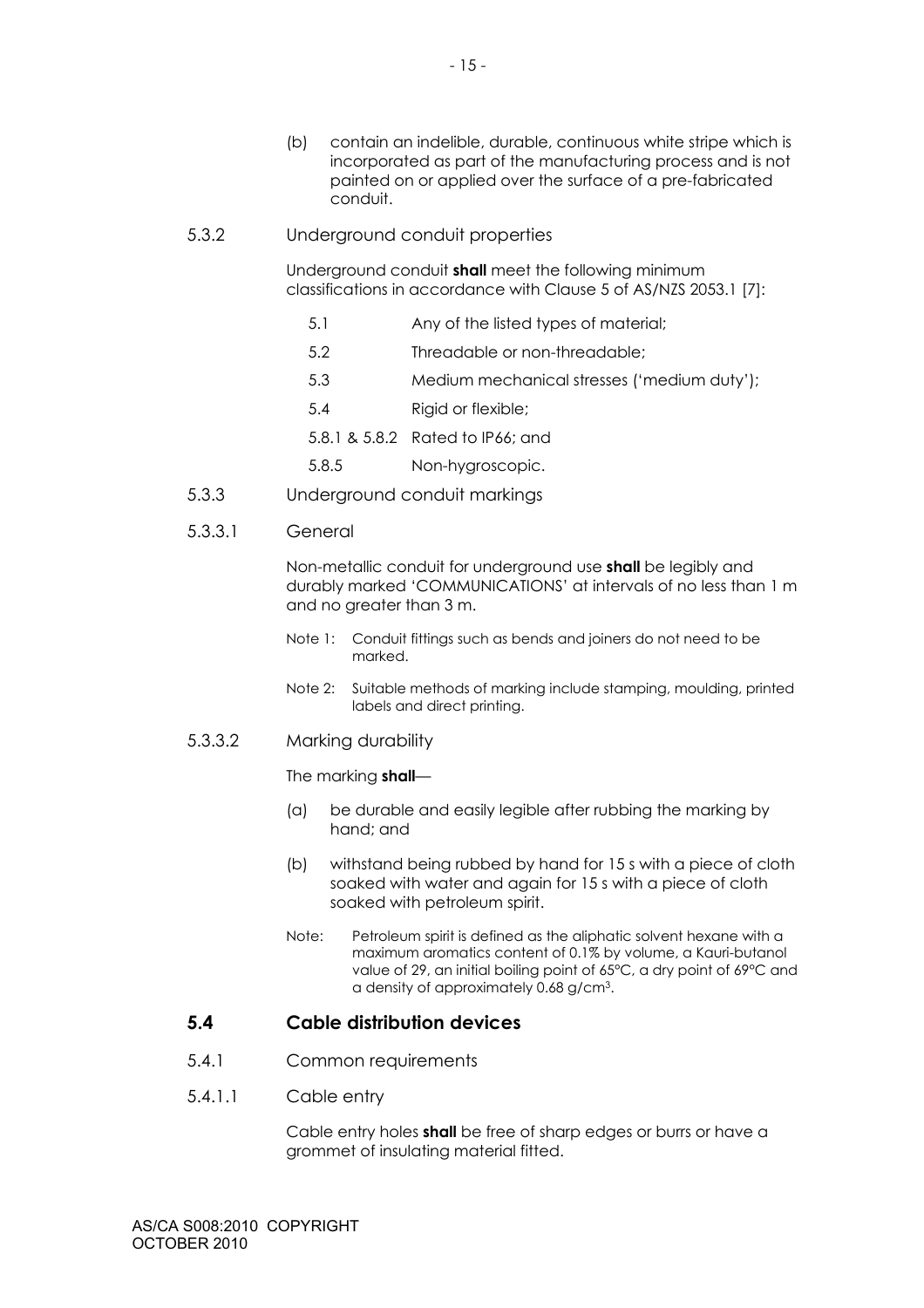(b) contain an indelible, durable, continuous white stripe which is incorporated as part of the manufacturing process and is not painted on or applied over the surface of a pre-fabricated conduit.

5.3.2 Underground conduit properties

Underground conduit **shall** meet the following minimum classifications in accordance with Clause 5 of AS/NZS 2053.1 [7]:

| | |
|---|---|
| 5.1 | Any of the listed types of material; |
| 5.2 | Threadable or non-threadable; |
| 5.3 | Medium mechanical stresses ('medium duty'); |
| 5.4 | Rigid or flexible; |
| 5.8.1 & 5.8.2 | Rated to IP66; and |
| 5.8.5 | Non-hygroscopic. |

5.3.3 Underground conduit markings

5.3.3.1 General

Non-metallic conduit for underground use **shall** be legibly and durably marked 'COMMUNICATIONS' at intervals of no less than 1 m and no greater than 3 m.

Note 1: Conduit fittings such as bends and joiners do not need to be marked.

Note 2: Suitable methods of marking include stamping, moulding, printed labels and direct printing.

5.3.3.2 Marking durability

The marking **shall**—

(a) be durable and easily legible after rubbing the marking by hand; and

(b) withstand being rubbed by hand for 15 s with a piece of cloth soaked with water and again for 15 s with a piece of cloth soaked with petroleum spirit.

Note: Petroleum spirit is defined as the aliphatic solvent hexane with a maximum aromatics content of 0.1% by volume, a Kauri-butanol value of 29, an initial boiling point of 65°C, a dry point of 69°C and a density of approximately 0.68 g/cm$^3$.

## 5.4 Cable distribution devices

5.4.1 Common requirements

5.4.1.1 Cable entry

Cable entry holes **shall** be free of sharp edges or burrs or have a grommet of insulating material fitted.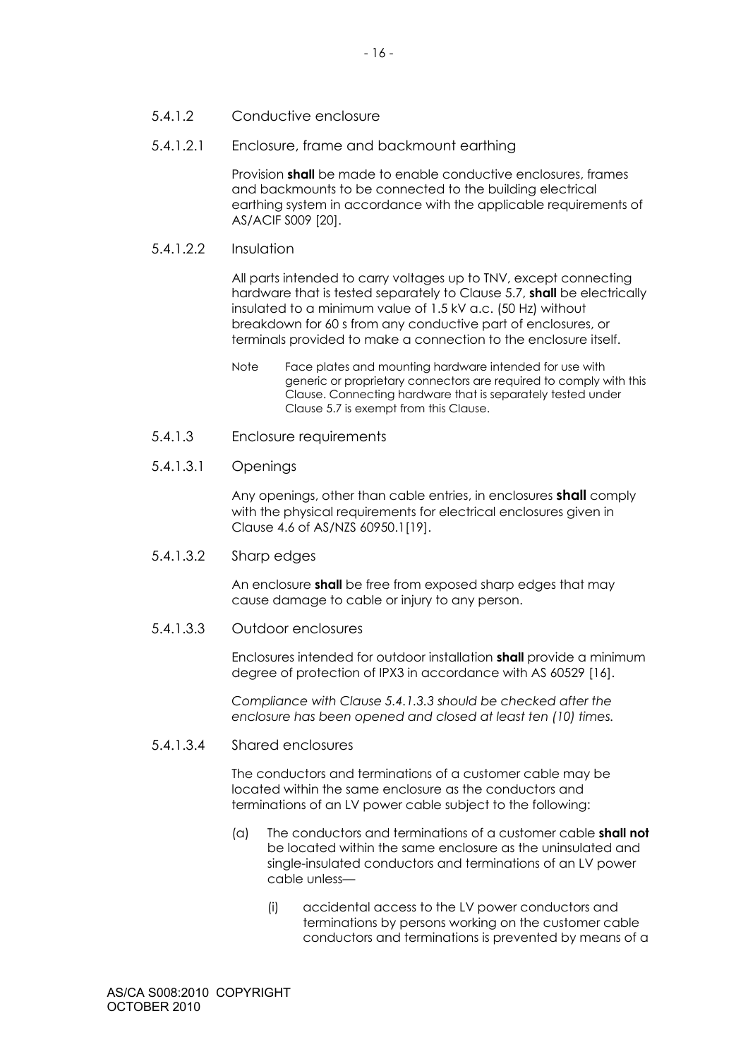#### 5.4.1.2 Conductive enclosure

##### 5.4.1.2.1 Enclosure, frame and backmount earthing

Provision **shall** be made to enable conductive enclosures, frames and backmounts to be connected to the building electrical earthing system in accordance with the applicable requirements of AS/ACIF S009 [20].

##### 5.4.1.2.2 Insulation

All parts intended to carry voltages up to TNV, except connecting hardware that is tested separately to Clause 5.7, **shall** be electrically insulated to a minimum value of 1.5 kV a.c. (50 Hz) without breakdown for 60 s from any conductive part of enclosures, or terminals provided to make a connection to the enclosure itself.

Note Face plates and mounting hardware intended for use with generic or proprietary connectors are required to comply with this Clause. Connecting hardware that is separately tested under Clause 5.7 is exempt from this Clause.

#### 5.4.1.3 Enclosure requirements

##### 5.4.1.3.1 Openings

Any openings, other than cable entries, in enclosures **shall** comply with the physical requirements for electrical enclosures given in Clause 4.6 of AS/NZS 60950.1[19].

##### 5.4.1.3.2 Sharp edges

An enclosure **shall** be free from exposed sharp edges that may cause damage to cable or injury to any person.

##### 5.4.1.3.3 Outdoor enclosures

Enclosures intended for outdoor installation **shall** provide a minimum degree of protection of IPX3 in accordance with AS 60529 [16].

*Compliance with Clause 5.4.1.3.3 should be checked after the enclosure has been opened and closed at least ten (10) times.*

##### 5.4.1.3.4 Shared enclosures

The conductors and terminations of a customer cable may be located within the same enclosure as the conductors and terminations of an LV power cable subject to the following:

(a) The conductors and terminations of a customer cable **shall not** be located within the same enclosure as the uninsulated and single-insulated conductors and terminations of an LV power cable unless—

(i) accidental access to the LV power conductors and terminations by persons working on the customer cable conductors and terminations is prevented by means of a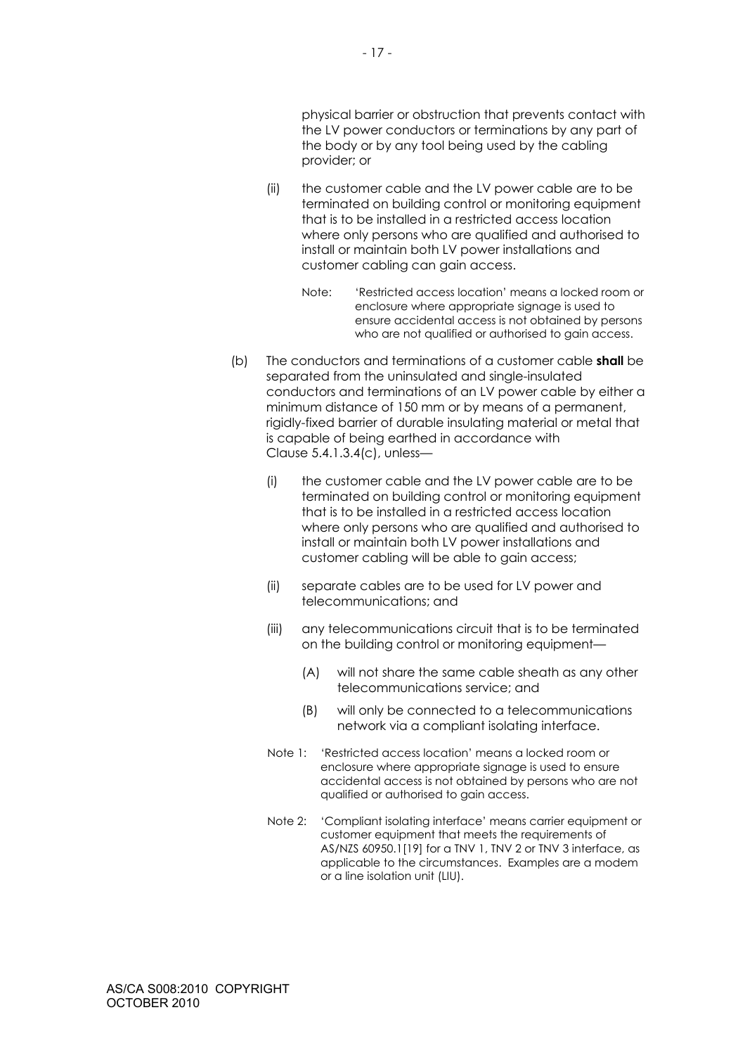physical barrier or obstruction that prevents contact with the LV power conductors or terminations by any part of the body or by any tool being used by the cabling provider; or

(ii) the customer cable and the LV power cable are to be terminated on building control or monitoring equipment that is to be installed in a restricted access location where only persons who are qualified and authorised to install or maintain both LV power installations and customer cabling can gain access.

Note: 'Restricted access location' means a locked room or enclosure where appropriate signage is used to ensure accidental access is not obtained by persons who are not qualified or authorised to gain access.

(b) The conductors and terminations of a customer cable **shall** be separated from the uninsulated and single-insulated conductors and terminations of an LV power cable by either a minimum distance of 150 mm or by means of a permanent, rigidly-fixed barrier of durable insulating material or metal that is capable of being earthed in accordance with Clause 5.4.1.3.4(c), unless—

(i) the customer cable and the LV power cable are to be terminated on building control or monitoring equipment that is to be installed in a restricted access location where only persons who are qualified and authorised to install or maintain both LV power installations and customer cabling will be able to gain access;

(ii) separate cables are to be used for LV power and telecommunications; and

(iii) any telecommunications circuit that is to be terminated on the building control or monitoring equipment—

(A) will not share the same cable sheath as any other telecommunications service; and

(B) will only be connected to a telecommunications network via a compliant isolating interface.

Note 1: 'Restricted access location' means a locked room or enclosure where appropriate signage is used to ensure accidental access is not obtained by persons who are not qualified or authorised to gain access.

Note 2: 'Compliant isolating interface' means carrier equipment or customer equipment that meets the requirements of AS/NZS 60950.1[19] for a TNV 1, TNV 2 or TNV 3 interface, as applicable to the circumstances. Examples are a modem or a line isolation unit (LIU).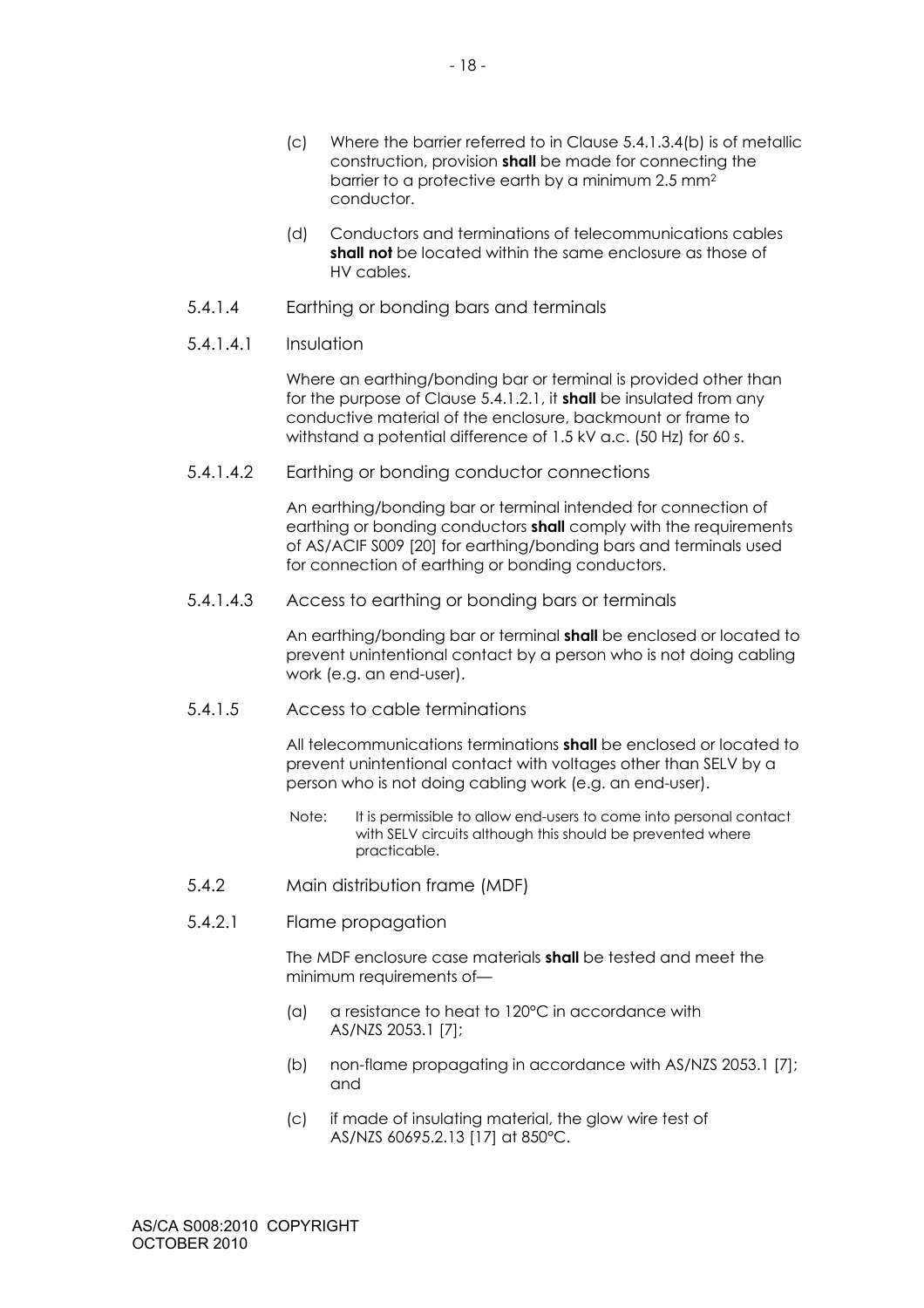(c) Where the barrier referred to in Clause 5.4.1.3.4(b) is of metallic construction, provision **shall** be made for connecting the barrier to a protective earth by a minimum 2.5 $mm^2$ conductor.

(d) Conductors and terminations of telecommunications cables **shall not** be located within the same enclosure as those of HV cables.

#### 5.4.1.4 Earthing or bonding bars and terminals

##### 5.4.1.4.1 Insulation

Where an earthing/bonding bar or terminal is provided other than for the purpose of Clause 5.4.1.2.1, it **shall** be insulated from any conductive material of the enclosure, backmount or frame to withstand a potential difference of 1.5 kV a.c. (50 Hz) for 60 s.

##### 5.4.1.4.2 Earthing or bonding conductor connections

An earthing/bonding bar or terminal intended for connection of earthing or bonding conductors **shall** comply with the requirements of AS/ACIF S009 [20] for earthing/bonding bars and terminals used for connection of earthing or bonding conductors.

##### 5.4.1.4.3 Access to earthing or bonding bars or terminals

An earthing/bonding bar or terminal **shall** be enclosed or located to prevent unintentional contact by a person who is not doing cabling work (e.g. an end-user).

#### 5.4.1.5 Access to cable terminations

All telecommunications terminations **shall** be enclosed or located to prevent unintentional contact with voltages other than SELV by a person who is not doing cabling work (e.g. an end-user).

Note: It is permissible to allow end-users to come into personal contact with SELV circuits although this should be prevented where practicable.

### 5.4.2 Main distribution frame (MDF)

#### 5.4.2.1 Flame propagation

The MDF enclosure case materials **shall** be tested and meet the minimum requirements of—

(a) a resistance to heat to 120°C in accordance with AS/NZS 2053.1 [7];

(b) non-flame propagating in accordance with AS/NZS 2053.1 [7]; and

(c) if made of insulating material, the glow wire test of AS/NZS 60695.2.13 [17] at 850°C.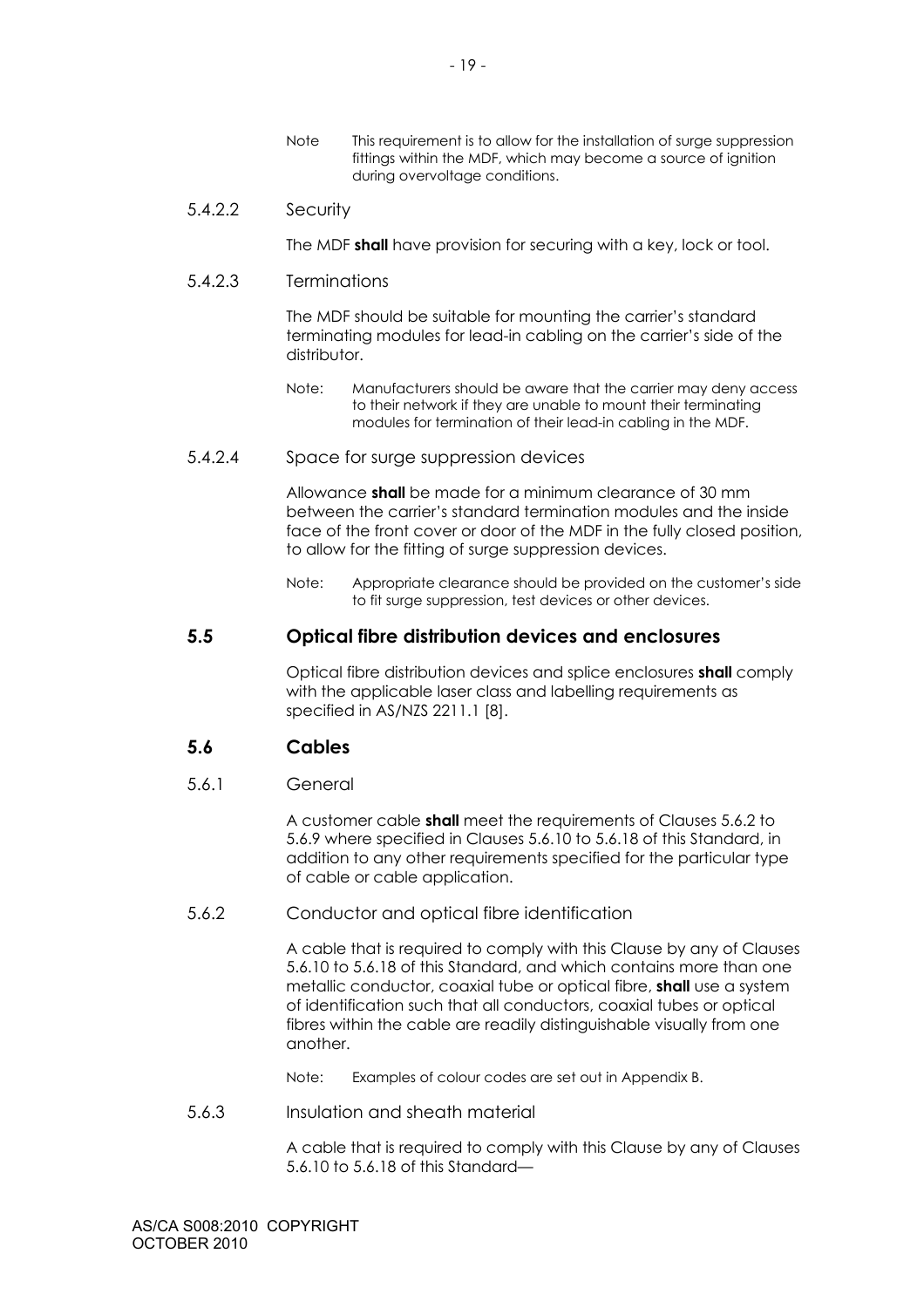Note This requirement is to allow for the installation of surge suppression fittings within the MDF, which may become a source of ignition during overvoltage conditions.

5.4.2.2 Security

The MDF **shall** have provision for securing with a key, lock or tool.

5.4.2.3 Terminations

The MDF should be suitable for mounting the carrier's standard terminating modules for lead-in cabling on the carrier's side of the distributor.

Note: Manufacturers should be aware that the carrier may deny access to their network if they are unable to mount their terminating modules for termination of their lead-in cabling in the MDF.

5.4.2.4 Space for surge suppression devices

Allowance **shall** be made for a minimum clearance of 30 mm between the carrier's standard termination modules and the inside face of the front cover or door of the MDF in the fully closed position, to allow for the fitting of surge suppression devices.

Note: Appropriate clearance should be provided on the customer's side to fit surge suppression, test devices or other devices.

## 5.5 Optical fibre distribution devices and enclosures

Optical fibre distribution devices and splice enclosures **shall** comply with the applicable laser class and labelling requirements as specified in AS/NZS 2211.1 [8].

## 5.6 Cables

5.6.1 General

A customer cable **shall** meet the requirements of Clauses 5.6.2 to 5.6.9 where specified in Clauses 5.6.10 to 5.6.18 of this Standard, in addition to any other requirements specified for the particular type of cable or cable application.

5.6.2 Conductor and optical fibre identification

A cable that is required to comply with this Clause by any of Clauses 5.6.10 to 5.6.18 of this Standard, and which contains more than one metallic conductor, coaxial tube or optical fibre, **shall** use a system of identification such that all conductors, coaxial tubes or optical fibres within the cable are readily distinguishable visually from one another.

Note: Examples of colour codes are set out in Appendix B.

5.6.3 Insulation and sheath material

A cable that is required to comply with this Clause by any of Clauses 5.6.10 to 5.6.18 of this Standard—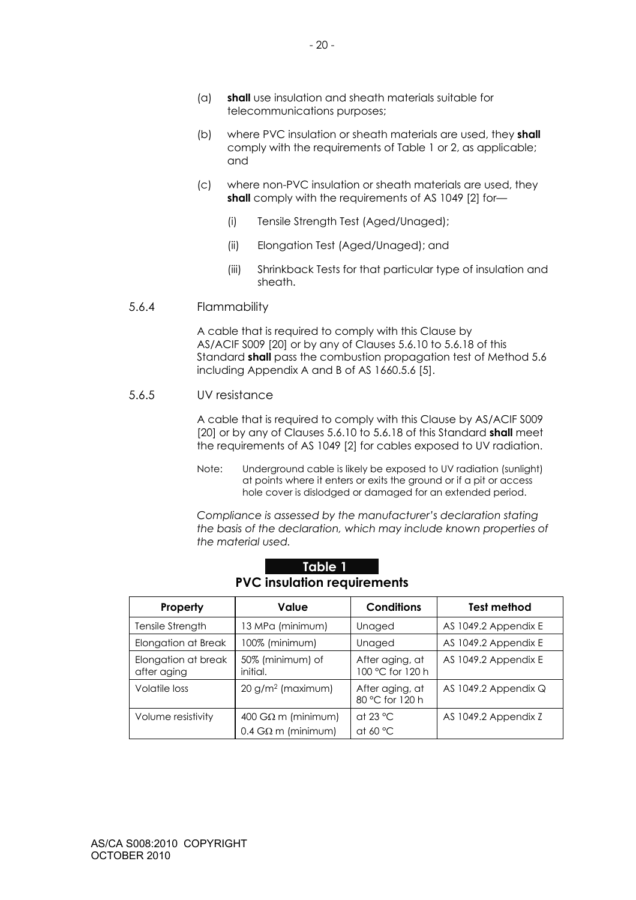(a) **shall** use insulation and sheath materials suitable for telecommunications purposes;

(b) where PVC insulation or sheath materials are used, they **shall** comply with the requirements of Table 1 or 2, as applicable; and

(c) where non-PVC insulation or sheath materials are used, they **shall** comply with the requirements of AS 1049 [2] for—

(i) Tensile Strength Test (Aged/Unaged);

(ii) Elongation Test (Aged/Unaged); and

(iii) Shrinkback Tests for that particular type of insulation and sheath.

5.6.4 Flammability

A cable that is required to comply with this Clause by AS/ACIF S009 [20] or by any of Clauses 5.6.10 to 5.6.18 of this Standard **shall** pass the combustion propagation test of Method 5.6 including Appendix A and B of AS 1660.5.6 [5].

5.6.5 UV resistance

A cable that is required to comply with this Clause by AS/ACIF S009 [20] or by any of Clauses 5.6.10 to 5.6.18 of this Standard **shall** meet the requirements of AS 1049 [2] for cables exposed to UV radiation.

Note: Underground cable is likely be exposed to UV radiation (sunlight) at points where it enters or exits the ground or if a pit or access hole cover is dislodged or damaged for an extended period.

*Compliance is assessed by the manufacturer's declaration stating the basis of the declaration, which may include known properties of the material used.*

**Table 1**

**PVC insulation requirements**

| Property | Value | Conditions | Test method |
|---|---|---|---|
| Tensile Strength | 13 MPa (minimum) | Unaged | AS 1049.2 Appendix E |
| Elongation at Break | 100% (minimum) | Unaged | AS 1049.2 Appendix E |
| Elongation at break after aging | 50% (minimum) of initial. | After aging, at 100 °C for 120 h | AS 1049.2 Appendix E |
| Volatile loss | 20 g/m$^2$ (maximum) | After aging, at 80 °C for 120 h | AS 1049.2 Appendix Q |
| Volume resistivity | 400 GΩ m (minimum)<br>0.4 GΩ m (minimum) | at 23 °C<br>at 60 °C | AS 1049.2 Appendix Z |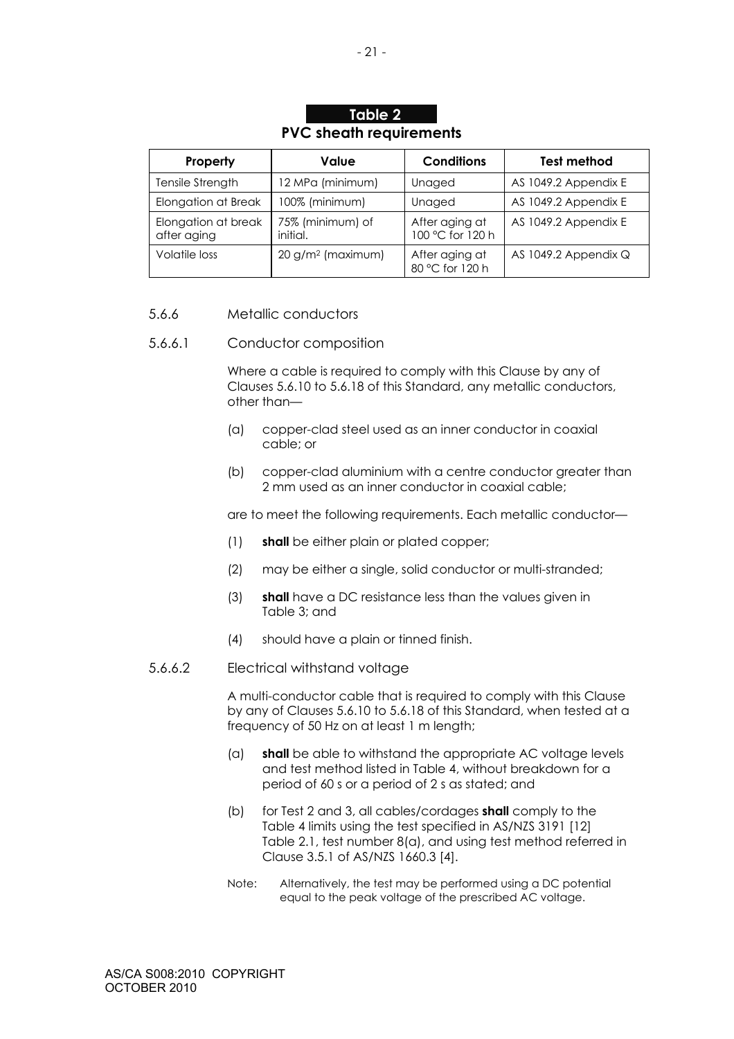**Table 2**
**PVC sheath requirements**

| Property | Value | Conditions | Test method |
|---|---|---|---|
| Tensile Strength | 12 MPa (minimum) | Unaged | AS 1049.2 Appendix E |
| Elongation at Break | 100% (minimum) | Unaged | AS 1049.2 Appendix E |
| Elongation at break after aging | 75% (minimum) of initial. | After aging at 100 °C for 120 h | AS 1049.2 Appendix E |
| Volatile loss | 20 g/m² (maximum) | After aging at 80 °C for 120 h | AS 1049.2 Appendix Q |

5.6.6 Metallic conductors

5.6.6.1 Conductor composition

Where a cable is required to comply with this Clause by any of Clauses 5.6.10 to 5.6.18 of this Standard, any metallic conductors, other than—

(a) copper-clad steel used as an inner conductor in coaxial cable; or

(b) copper-clad aluminium with a centre conductor greater than 2 mm used as an inner conductor in coaxial cable;

are to meet the following requirements. Each metallic conductor—

(1) **shall** be either plain or plated copper;

(2) may be either a single, solid conductor or multi-stranded;

(3) **shall** have a DC resistance less than the values given in Table 3; and

(4) should have a plain or tinned finish.

5.6.6.2 Electrical withstand voltage

A multi-conductor cable that is required to comply with this Clause by any of Clauses 5.6.10 to 5.6.18 of this Standard, when tested at a frequency of 50 Hz on at least 1 m length;

(a) **shall** be able to withstand the appropriate AC voltage levels and test method listed in Table 4, without breakdown for a period of 60 s or a period of 2 s as stated; and

(b) for Test 2 and 3, all cables/cordages **shall** comply to the Table 4 limits using the test specified in AS/NZS 3191 [12] Table 2.1, test number 8(a), and using test method referred in Clause 3.5.1 of AS/NZS 1660.3 [4].

Note: Alternatively, the test may be performed using a DC potential equal to the peak voltage of the prescribed AC voltage.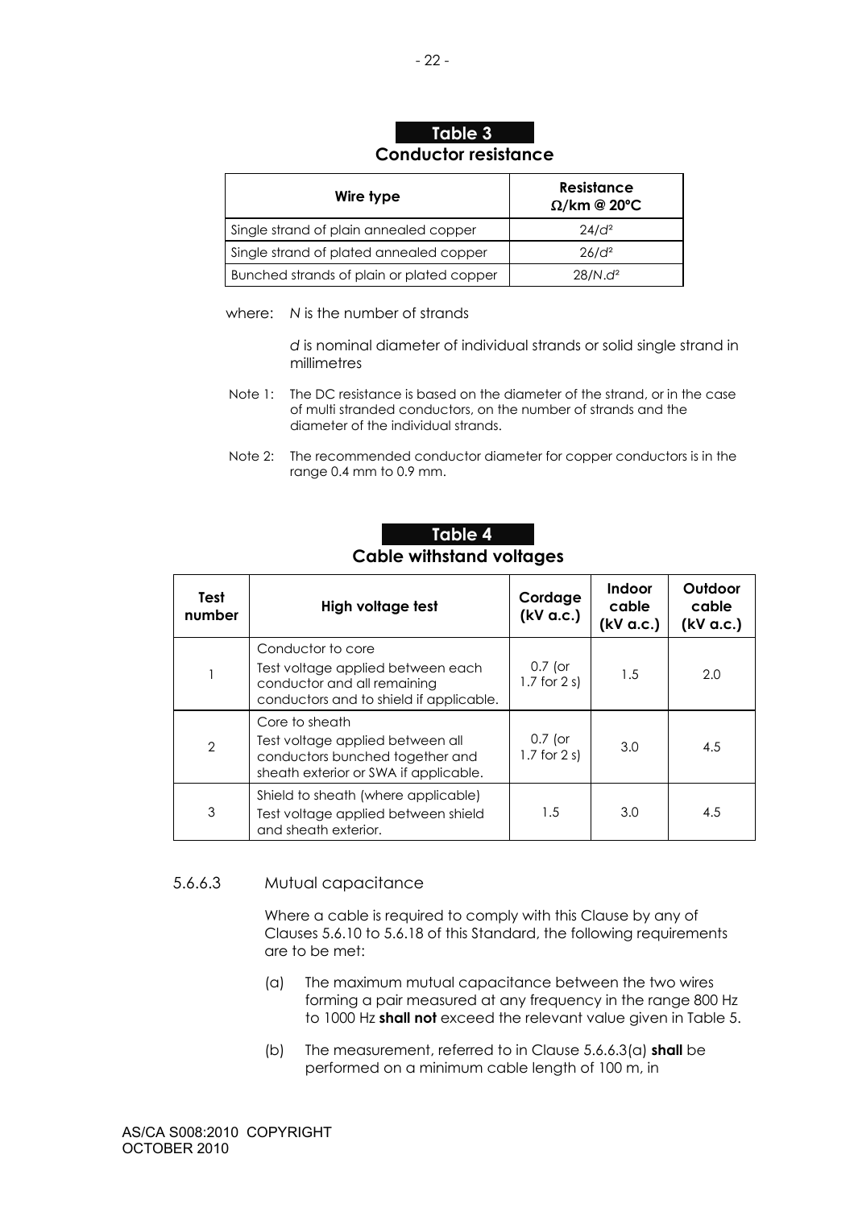## Table 3
### Conductor resistance

| Wire type | Resistance Ω/km @ 20°C |
|---|---|
| Single strand of plain annealed copper | $24/d^2$ |
| Single strand of plated annealed copper | $26/d^2$ |
| Bunched strands of plain or plated copper | $28/N.d^2$ |

where: *N* is the number of strands

*d* is nominal diameter of individual strands or solid single strand in millimetres

Note 1: The DC resistance is based on the diameter of the strand, or in the case of multi stranded conductors, on the number of strands and the diameter of the individual strands.

Note 2: The recommended conductor diameter for copper conductors is in the range 0.4 mm to 0.9 mm.

## Table 4
### Cable withstand voltages

| Test number | High voltage test | Cordage (kV a.c.) | Indoor cable (kV a.c.) | Outdoor cable (kV a.c.) |
|---|---|---|---|---|
| 1 | Conductor to core<br>Test voltage applied between each conductor and all remaining conductors and to shield if applicable. | 0.7 (or 1.7 for 2 s) | 1.5 | 2.0 |
| 2 | Core to sheath<br>Test voltage applied between all conductors bunched together and sheath exterior or SWA if applicable. | 0.7 (or 1.7 for 2 s) | 3.0 | 4.5 |
| 3 | Shield to sheath (where applicable)<br>Test voltage applied between shield and sheath exterior. | 1.5 | 3.0 | 4.5 |

#### 5.6.6.3 Mutual capacitance

Where a cable is required to comply with this Clause by any of Clauses 5.6.10 to 5.6.18 of this Standard, the following requirements are to be met:

(a) The maximum mutual capacitance between the two wires forming a pair measured at any frequency in the range 800 Hz to 1000 Hz **shall not** exceed the relevant value given in Table 5.

(b) The measurement, referred to in Clause 5.6.6.3(a) **shall** be performed on a minimum cable length of 100 m, in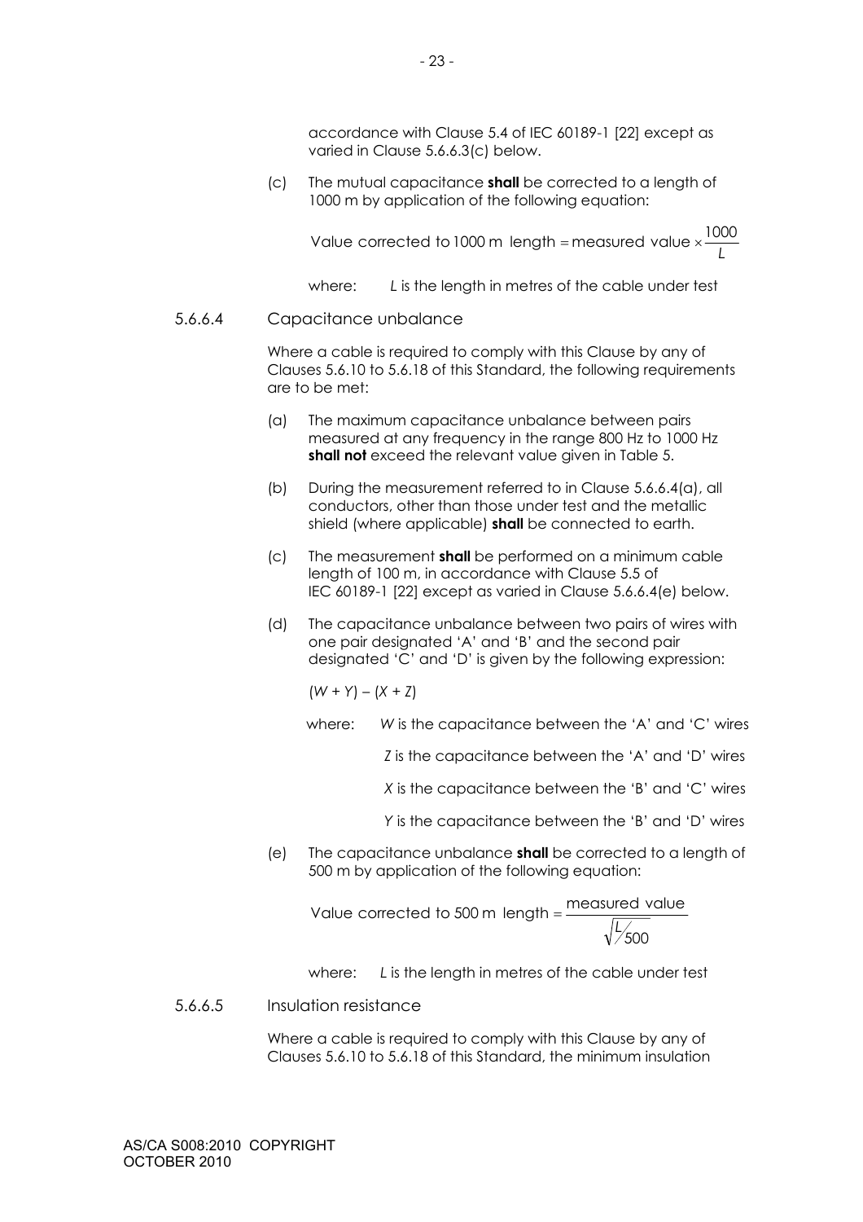accordance with Clause 5.4 of IEC 60189-1 [22] except as varied in Clause 5.6.6.3(c) below.

(c) The mutual capacitance **shall** be corrected to a length of 1000 m by application of the following equation:

$$\text{Value corrected to 1000 m length} = \text{measured value} \times \frac{1000}{L}$$

where: $L$ is the length in metres of the cable under test

#### 5.6.6.4 Capacitance unbalance

Where a cable is required to comply with this Clause by any of Clauses 5.6.10 to 5.6.18 of this Standard, the following requirements are to be met:

(a) The maximum capacitance unbalance between pairs measured at any frequency in the range 800 Hz to 1000 Hz **shall not** exceed the relevant value given in Table 5.

(b) During the measurement referred to in Clause 5.6.6.4(a), all conductors, other than those under test and the metallic shield (where applicable) **shall** be connected to earth.

(c) The measurement **shall** be performed on a minimum cable length of 100 m, in accordance with Clause 5.5 of IEC 60189-1 [22] except as varied in Clause 5.6.6.4(e) below.

(d) The capacitance unbalance between two pairs of wires with one pair designated 'A' and 'B' and the second pair designated 'C' and 'D' is given by the following expression:

$(W + Y) - (X + Z)$

where: $W$ is the capacitance between the 'A' and 'C' wires

$Z$ is the capacitance between the 'A' and 'D' wires

$X$ is the capacitance between the 'B' and 'C' wires

$Y$ is the capacitance between the 'B' and 'D' wires

(e) The capacitance unbalance **shall** be corrected to a length of 500 m by application of the following equation:

$$\text{Value corrected to 500 m length} = \frac{\text{measured value}}{\sqrt{L/500}}$$

where: $L$ is the length in metres of the cable under test

#### 5.6.6.5 Insulation resistance

Where a cable is required to comply with this Clause by any of Clauses 5.6.10 to 5.6.18 of this Standard, the minimum insulation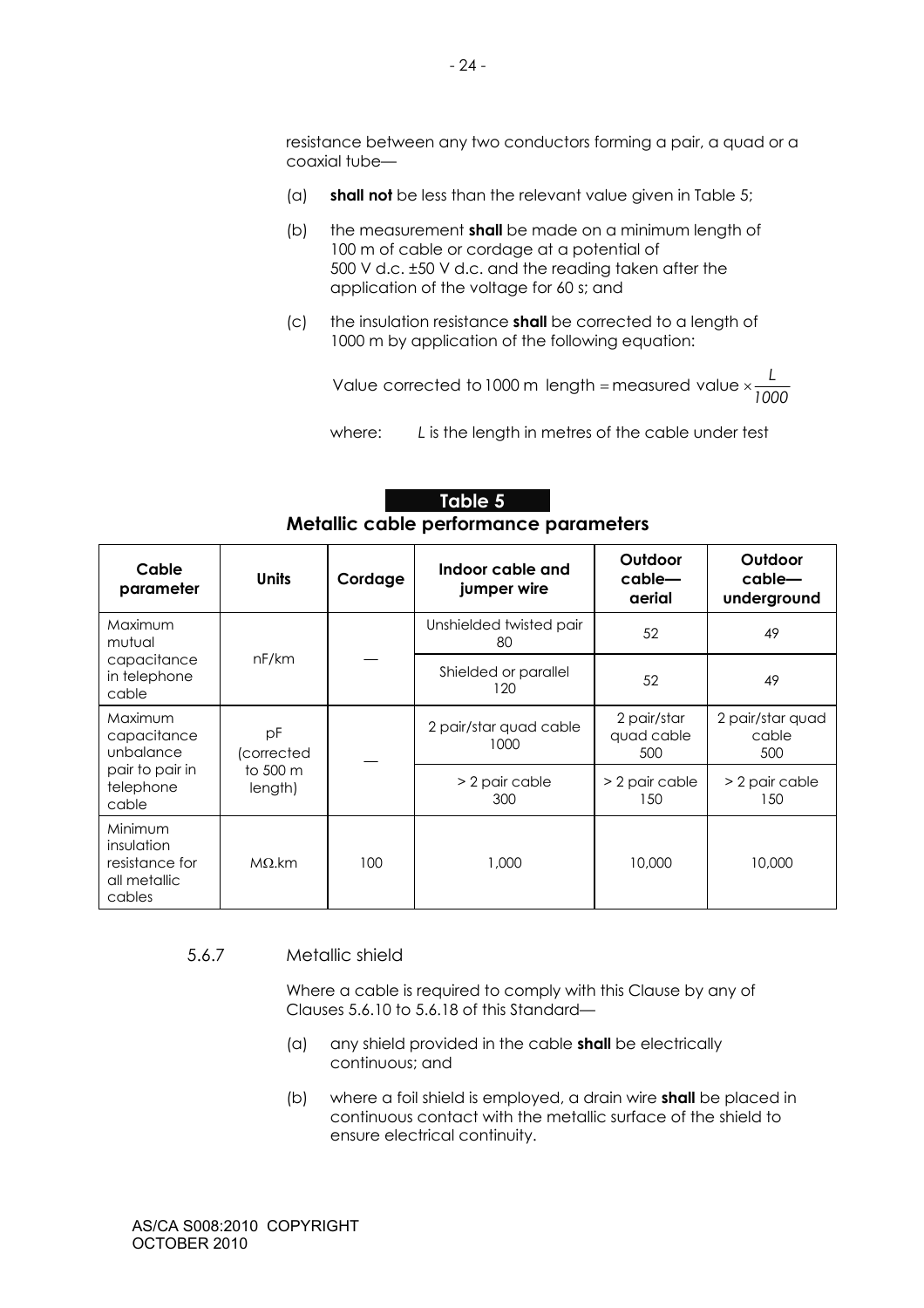resistance between any two conductors forming a pair, a quad or a coaxial tube—

(a) **shall not** be less than the relevant value given in Table 5;

(b) the measurement **shall** be made on a minimum length of 100 m of cable or cordage at a potential of 500 V d.c. ±50 V d.c. and the reading taken after the application of the voltage for 60 s; and

(c) the insulation resistance **shall** be corrected to a length of 1000 m by application of the following equation:

$$\text{Value corrected to 1000 m length} = \text{measured value} \times \frac{L}{1000}$$

where: $L$ is the length in metres of the cable under test

**Table 5**

**Metallic cable performance parameters**

| Cable parameter | Units | Cordage | Indoor cable and jumper wire | Outdoor cable—aerial | Outdoor cable—underground |
|---|---|---|---|---|---|
| Maximum mutual capacitance in telephone cable | nF/km | — | Unshielded twisted pair 80 | 52 | 49 |
| | | | Shielded or parallel 120 | 52 | 49 |
| Maximum capacitance unbalance pair to pair in telephone cable | pF (corrected to 500 m length) | — | 2 pair/star quad cable 1000 | 2 pair/star quad cable 500 | 2 pair/star quad cable 500 |
| | | | > 2 pair cable 300 | > 2 pair cable 150 | > 2 pair cable 150 |
| Minimum insulation resistance for all metallic cables | MΩ.km | 100 | 1,000 | 10,000 | 10,000 |

5.6.7 Metallic shield

Where a cable is required to comply with this Clause by any of Clauses 5.6.10 to 5.6.18 of this Standard—

(a) any shield provided in the cable **shall** be electrically continuous; and

(b) where a foil shield is employed, a drain wire **shall** be placed in continuous contact with the metallic surface of the shield to ensure electrical continuity.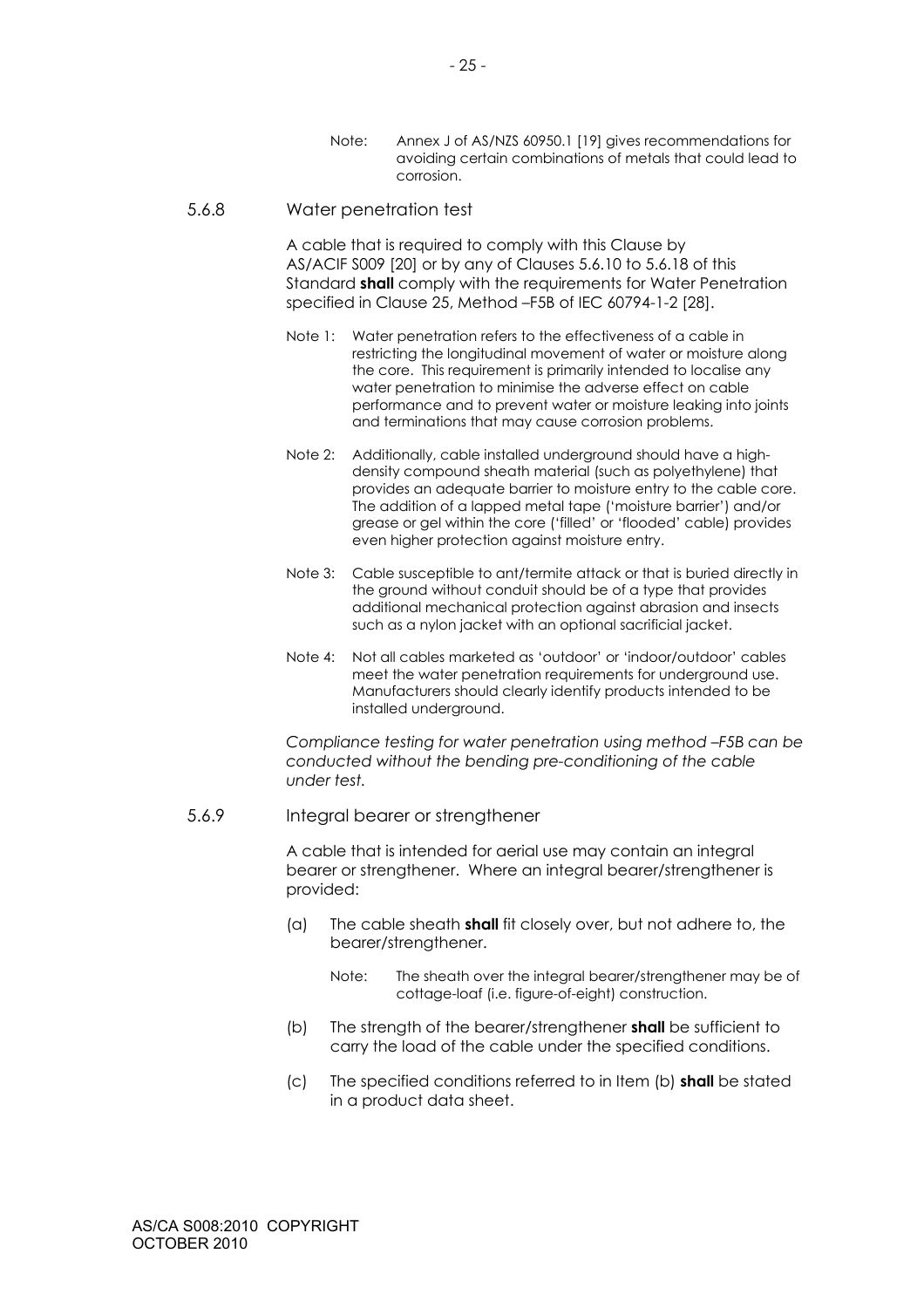Note: Annex J of AS/NZS 60950.1 [19] gives recommendations for avoiding certain combinations of metals that could lead to corrosion.

### 5.6.8 Water penetration test

A cable that is required to comply with this Clause by AS/ACIF S009 [20] or by any of Clauses 5.6.10 to 5.6.18 of this Standard **shall** comply with the requirements for Water Penetration specified in Clause 25, Method –F5B of IEC 60794-1-2 [28].

Note 1: Water penetration refers to the effectiveness of a cable in restricting the longitudinal movement of water or moisture along the core. This requirement is primarily intended to localise any water penetration to minimise the adverse effect on cable performance and to prevent water or moisture leaking into joints and terminations that may cause corrosion problems.

Note 2: Additionally, cable installed underground should have a high-density compound sheath material (such as polyethylene) that provides an adequate barrier to moisture entry to the cable core. The addition of a lapped metal tape ('moisture barrier') and/or grease or gel within the core ('filled' or 'flooded' cable) provides even higher protection against moisture entry.

Note 3: Cable susceptible to ant/termite attack or that is buried directly in the ground without conduit should be of a type that provides additional mechanical protection against abrasion and insects such as a nylon jacket with an optional sacrificial jacket.

Note 4: Not all cables marketed as 'outdoor' or 'indoor/outdoor' cables meet the water penetration requirements for underground use. Manufacturers should clearly identify products intended to be installed underground.

*Compliance testing for water penetration using method –F5B can be conducted without the bending pre-conditioning of the cable under test.*

### 5.6.9 Integral bearer or strengthener

A cable that is intended for aerial use may contain an integral bearer or strengthener. Where an integral bearer/strengthener is provided:

(a) The cable sheath **shall** fit closely over, but not adhere to, the bearer/strengthener.

Note: The sheath over the integral bearer/strengthener may be of cottage-loaf (i.e. figure-of-eight) construction.

(b) The strength of the bearer/strengthener **shall** be sufficient to carry the load of the cable under the specified conditions.

(c) The specified conditions referred to in Item (b) **shall** be stated in a product data sheet.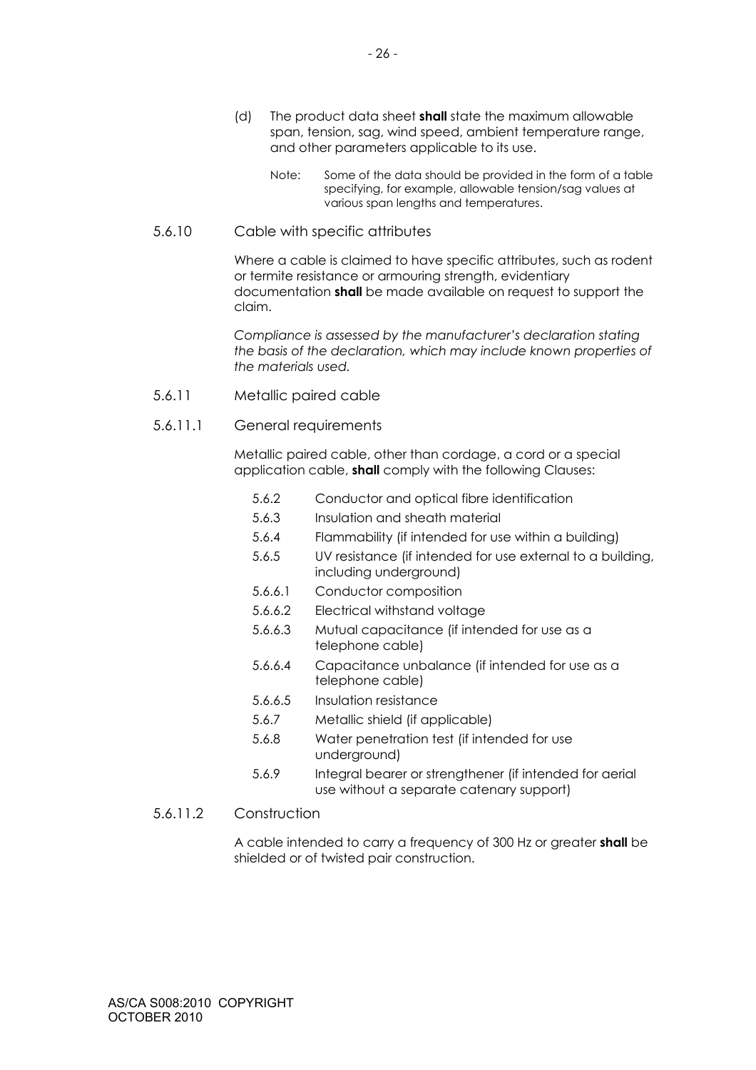(d) The product data sheet **shall** state the maximum allowable span, tension, sag, wind speed, ambient temperature range, and other parameters applicable to its use.

> Note: Some of the data should be provided in the form of a table specifying, for example, allowable tension/sag values at various span lengths and temperatures.

### 5.6.10 Cable with specific attributes

Where a cable is claimed to have specific attributes, such as rodent or termite resistance or armouring strength, evidentiary documentation **shall** be made available on request to support the claim.

*Compliance is assessed by the manufacturer's declaration stating the basis of the declaration, which may include known properties of the materials used.*

### 5.6.11 Metallic paired cable

#### 5.6.11.1 General requirements

Metallic paired cable, other than cordage, a cord or a special application cable, **shall** comply with the following Clauses:

| | |
|---|---|
| 5.6.2 | Conductor and optical fibre identification |
| 5.6.3 | Insulation and sheath material |
| 5.6.4 | Flammability (if intended for use within a building) |
| 5.6.5 | UV resistance (if intended for use external to a building, including underground) |
| 5.6.6.1 | Conductor composition |
| 5.6.6.2 | Electrical withstand voltage |
| 5.6.6.3 | Mutual capacitance (if intended for use as a telephone cable) |
| 5.6.6.4 | Capacitance unbalance (if intended for use as a telephone cable) |
| 5.6.6.5 | Insulation resistance |
| 5.6.7 | Metallic shield (if applicable) |
| 5.6.8 | Water penetration test (if intended for use underground) |
| 5.6.9 | Integral bearer or strengthener (if intended for aerial use without a separate catenary support) |

#### 5.6.11.2 Construction

A cable intended to carry a frequency of 300 Hz or greater **shall** be shielded or of twisted pair construction.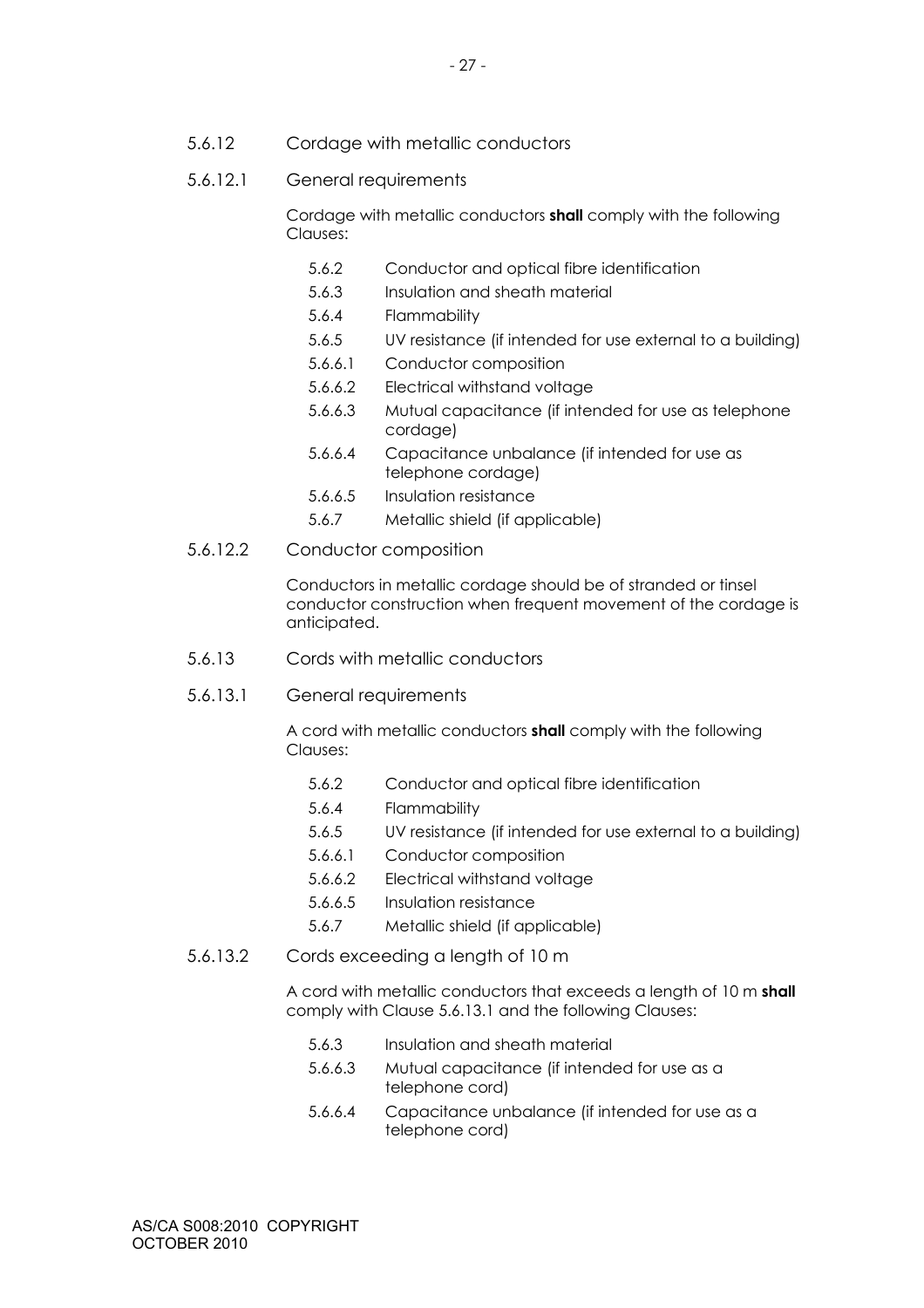### 5.6.12 Cordage with metallic conductors

#### 5.6.12.1 General requirements

Cordage with metallic conductors **shall** comply with the following Clauses:

| | |
|---|---|
| 5.6.2 | Conductor and optical fibre identification |
| 5.6.3 | Insulation and sheath material |
| 5.6.4 | Flammability |
| 5.6.5 | UV resistance (if intended for use external to a building) |
| 5.6.6.1 | Conductor composition |
| 5.6.6.2 | Electrical withstand voltage |
| 5.6.6.3 | Mutual capacitance (if intended for use as telephone cordage) |
| 5.6.6.4 | Capacitance unbalance (if intended for use as telephone cordage) |
| 5.6.6.5 | Insulation resistance |
| 5.6.7 | Metallic shield (if applicable) |

#### 5.6.12.2 Conductor composition

Conductors in metallic cordage should be of stranded or tinsel conductor construction when frequent movement of the cordage is anticipated.

### 5.6.13 Cords with metallic conductors

#### 5.6.13.1 General requirements

A cord with metallic conductors **shall** comply with the following Clauses:

| | |
|---|---|
| 5.6.2 | Conductor and optical fibre identification |
| 5.6.4 | Flammability |
| 5.6.5 | UV resistance (if intended for use external to a building) |
| 5.6.6.1 | Conductor composition |
| 5.6.6.2 | Electrical withstand voltage |
| 5.6.6.5 | Insulation resistance |
| 5.6.7 | Metallic shield (if applicable) |

#### 5.6.13.2 Cords exceeding a length of 10 m

A cord with metallic conductors that exceeds a length of 10 m **shall** comply with Clause 5.6.13.1 and the following Clauses:

| | |
|---|---|
| 5.6.3 | Insulation and sheath material |
| 5.6.6.3 | Mutual capacitance (if intended for use as a telephone cord) |
| 5.6.6.4 | Capacitance unbalance (if intended for use as a telephone cord) |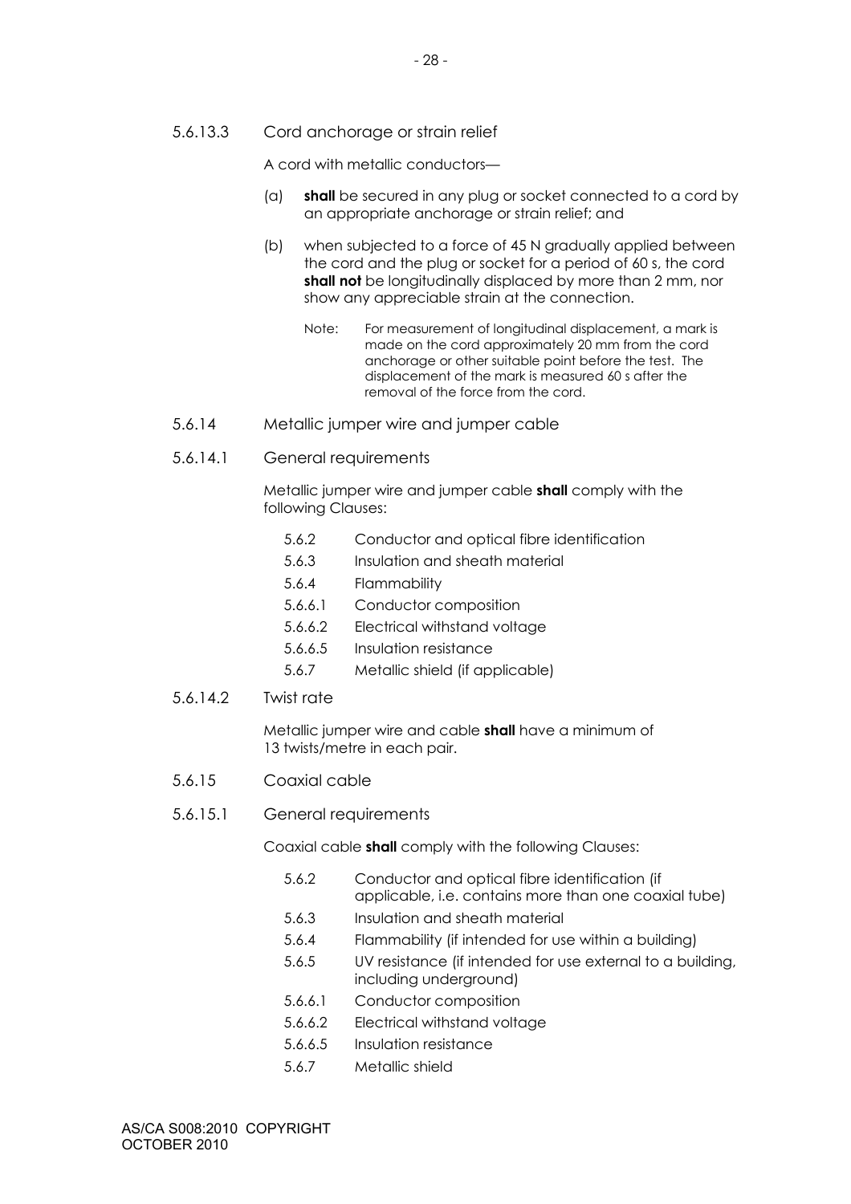5.6.13.3 Cord anchorage or strain relief

A cord with metallic conductors—

(a) **shall** be secured in any plug or socket connected to a cord by an appropriate anchorage or strain relief; and

(b) when subjected to a force of 45 N gradually applied between the cord and the plug or socket for a period of 60 s, the cord **shall not** be longitudinally displaced by more than 2 mm, nor show any appreciable strain at the connection.

Note: For measurement of longitudinal displacement, a mark is made on the cord approximately 20 mm from the cord anchorage or other suitable point before the test. The displacement of the mark is measured 60 s after the removal of the force from the cord.

5.6.14 Metallic jumper wire and jumper cable

5.6.14.1 General requirements

Metallic jumper wire and jumper cable **shall** comply with the following Clauses:

- 5.6.2 Conductor and optical fibre identification
- 5.6.3 Insulation and sheath material
- 5.6.4 Flammability
- 5.6.6.1 Conductor composition
- 5.6.6.2 Electrical withstand voltage
- 5.6.6.5 Insulation resistance
- 5.6.7 Metallic shield (if applicable)

5.6.14.2 Twist rate

Metallic jumper wire and cable **shall** have a minimum of 13 twists/metre in each pair.

5.6.15 Coaxial cable

5.6.15.1 General requirements

Coaxial cable **shall** comply with the following Clauses:

- 5.6.2 Conductor and optical fibre identification (if applicable, i.e. contains more than one coaxial tube)
- 5.6.3 Insulation and sheath material
- 5.6.4 Flammability (if intended for use within a building)
- 5.6.5 UV resistance (if intended for use external to a building, including underground)
- 5.6.6.1 Conductor composition
- 5.6.6.2 Electrical withstand voltage
- 5.6.6.5 Insulation resistance
- 5.6.7 Metallic shield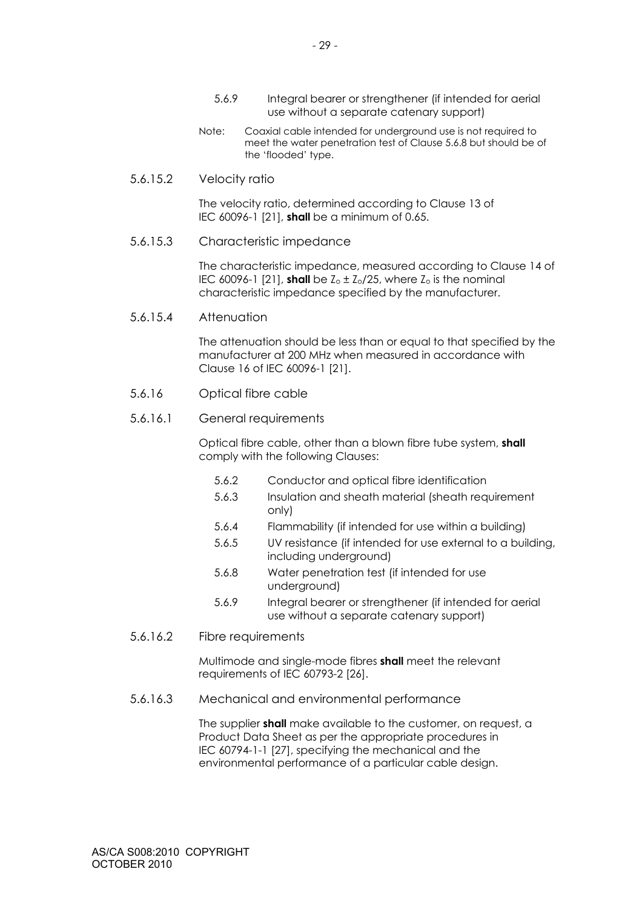5.6.9 Integral bearer or strengthener (if intended for aerial use without a separate catenary support)

Note: Coaxial cable intended for underground use is not required to meet the water penetration test of Clause 5.6.8 but should be of the 'flooded' type.

5.6.15.2 Velocity ratio

The velocity ratio, determined according to Clause 13 of IEC 60096-1 [21], **shall** be a minimum of 0.65.

5.6.15.3 Characteristic impedance

The characteristic impedance, measured according to Clause 14 of IEC 60096-1 [21], **shall** be $Z_o \pm Z_o/25$, where $Z_o$ is the nominal characteristic impedance specified by the manufacturer.

5.6.15.4 Attenuation

The attenuation should be less than or equal to that specified by the manufacturer at 200 MHz when measured in accordance with Clause 16 of IEC 60096-1 [21].

5.6.16 Optical fibre cable

5.6.16.1 General requirements

Optical fibre cable, other than a blown fibre tube system, **shall** comply with the following Clauses:

- 5.6.2 Conductor and optical fibre identification
- 5.6.3 Insulation and sheath material (sheath requirement only)
- 5.6.4 Flammability (if intended for use within a building)
- 5.6.5 UV resistance (if intended for use external to a building, including underground)
- 5.6.8 Water penetration test (if intended for use underground)
- 5.6.9 Integral bearer or strengthener (if intended for aerial use without a separate catenary support)

5.6.16.2 Fibre requirements

Multimode and single-mode fibres **shall** meet the relevant requirements of IEC 60793-2 [26].

5.6.16.3 Mechanical and environmental performance

The supplier **shall** make available to the customer, on request, a Product Data Sheet as per the appropriate procedures in IEC 60794-1-1 [27], specifying the mechanical and the environmental performance of a particular cable design.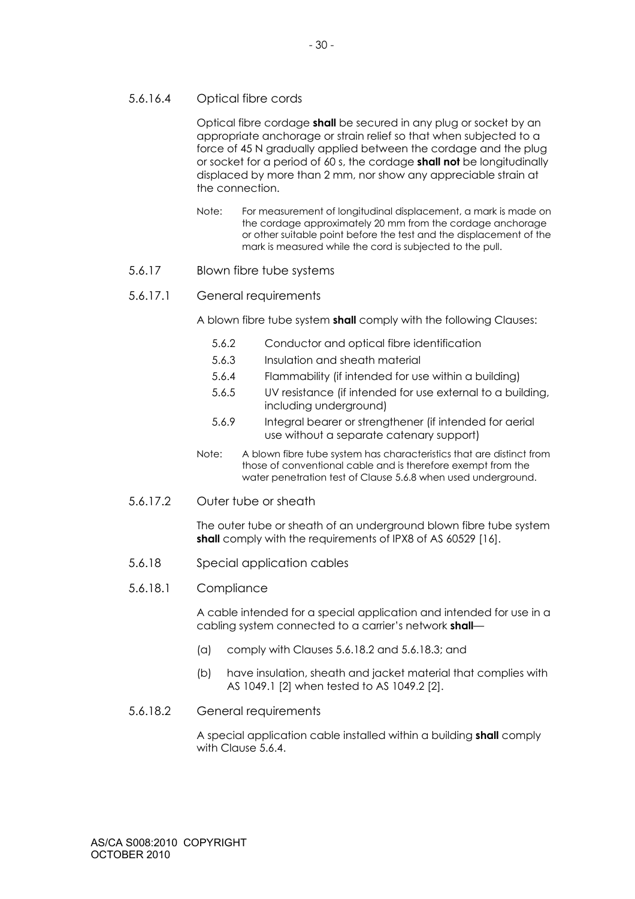#### 5.6.16.4 Optical fibre cords

Optical fibre cordage **shall** be secured in any plug or socket by an appropriate anchorage or strain relief so that when subjected to a force of 45 N gradually applied between the cordage and the plug or socket for a period of 60 s, the cordage **shall not** be longitudinally displaced by more than 2 mm, nor show any appreciable strain at the connection.

Note: For measurement of longitudinal displacement, a mark is made on the cordage approximately 20 mm from the cordage anchorage or other suitable point before the test and the displacement of the mark is measured while the cord is subjected to the pull.

### 5.6.17 Blown fibre tube systems

#### 5.6.17.1 General requirements

A blown fibre tube system **shall** comply with the following Clauses:

- 5.6.2 Conductor and optical fibre identification
- 5.6.3 Insulation and sheath material
- 5.6.4 Flammability (if intended for use within a building)
- 5.6.5 UV resistance (if intended for use external to a building, including underground)
- 5.6.9 Integral bearer or strengthener (if intended for aerial use without a separate catenary support)

Note: A blown fibre tube system has characteristics that are distinct from those of conventional cable and is therefore exempt from the water penetration test of Clause 5.6.8 when used underground.

#### 5.6.17.2 Outer tube or sheath

The outer tube or sheath of an underground blown fibre tube system **shall** comply with the requirements of IPX8 of AS 60529 [16].

### 5.6.18 Special application cables

#### 5.6.18.1 Compliance

A cable intended for a special application and intended for use in a cabling system connected to a carrier's network **shall**—

(a) comply with Clauses 5.6.18.2 and 5.6.18.3; and

(b) have insulation, sheath and jacket material that complies with AS 1049.1 [2] when tested to AS 1049.2 [2].

#### 5.6.18.2 General requirements

A special application cable installed within a building **shall** comply with Clause 5.6.4.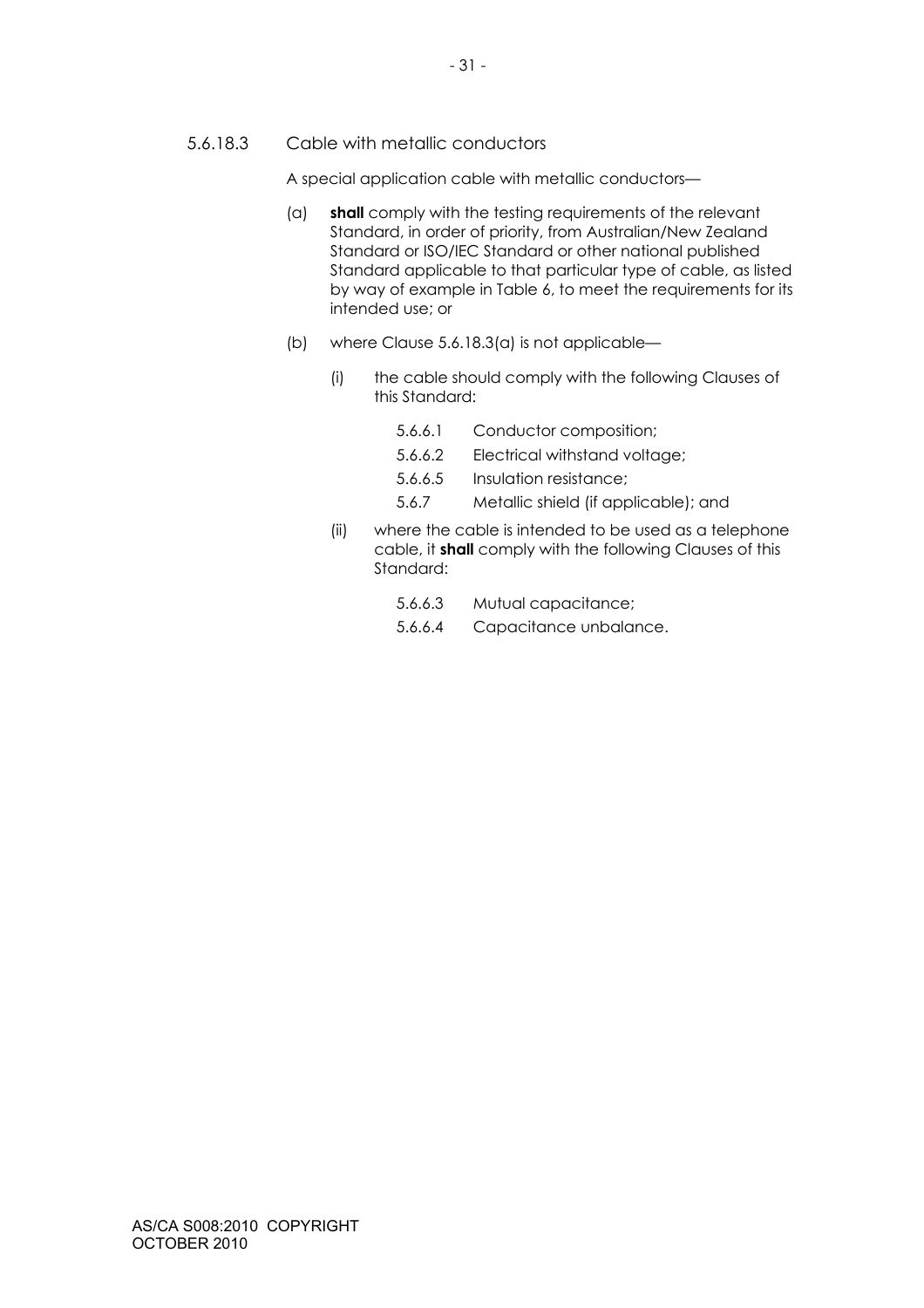#### 5.6.18.3 Cable with metallic conductors

A special application cable with metallic conductors—

(a) **shall** comply with the testing requirements of the relevant Standard, in order of priority, from Australian/New Zealand Standard or ISO/IEC Standard or other national published Standard applicable to that particular type of cable, as listed by way of example in Table 6, to meet the requirements for its intended use; or

(b) where Clause 5.6.18.3(a) is not applicable—

  (i) the cable should comply with the following Clauses of this Standard:

  - 5.6.6.1 Conductor composition;
  - 5.6.6.2 Electrical withstand voltage;
  - 5.6.6.5 Insulation resistance;
  - 5.6.7 Metallic shield (if applicable); and

  (ii) where the cable is intended to be used as a telephone cable, it **shall** comply with the following Clauses of this Standard:

  - 5.6.6.3 Mutual capacitance;
  - 5.6.6.4 Capacitance unbalance.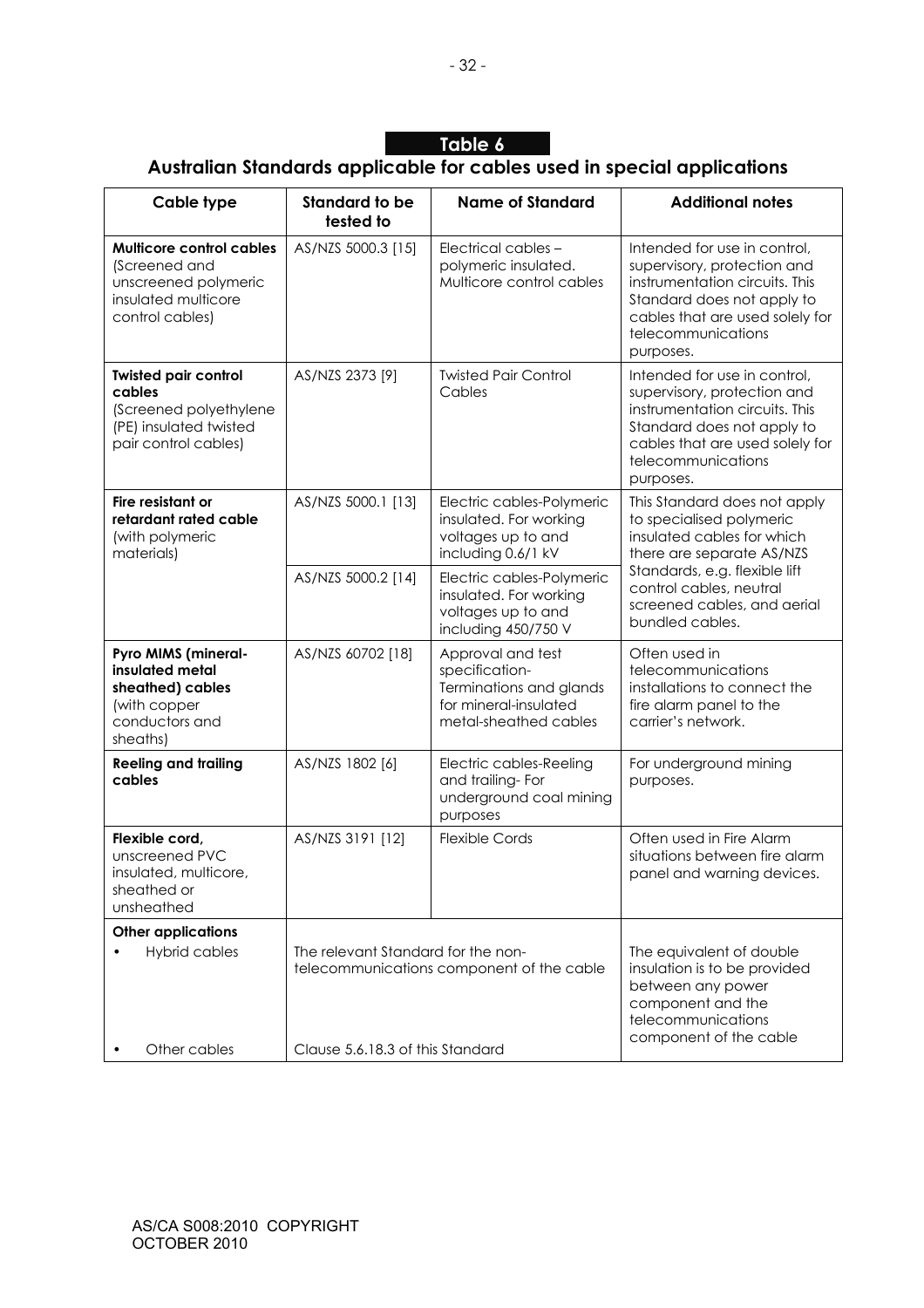## Table 6

## Australian Standards applicable for cables used in special applications

| Cable type | Standard to be tested to | Name of Standard | Additional notes |
|---|---|---|---|
| **Multicore control cables** (Screened and unscreened polymeric insulated multicore control cables) | AS/NZS 5000.3 [15] | Electrical cables – polymeric insulated. Multicore control cables | Intended for use in control, supervisory, protection and instrumentation circuits. This Standard does not apply to cables that are used solely for telecommunications purposes. |
| **Twisted pair control cables** (Screened polyethylene (PE) insulated twisted pair control cables) | AS/NZS 2373 [9] | Twisted Pair Control Cables | Intended for use in control, supervisory, protection and instrumentation circuits. This Standard does not apply to cables that are used solely for telecommunications purposes. |
| **Fire resistant or retardant rated cable** (with polymeric materials) | AS/NZS 5000.1 [13] | Electric cables-Polymeric insulated. For working voltages up to and including 0.6/1 kV | This Standard does not apply to specialised polymeric insulated cables for which there are separate AS/NZS Standards, e.g. flexible lift control cables, neutral screened cables, and aerial bundled cables. |
| | AS/NZS 5000.2 [14] | Electric cables-Polymeric insulated. For working voltages up to and including 450/750 V | |
| **Pyro MIMS (mineral-insulated metal sheathed) cables** (with copper conductors and sheaths) | AS/NZS 60702 [18] | Approval and test specification- Terminations and glands for mineral-insulated metal-sheathed cables | Often used in telecommunications installations to connect the fire alarm panel to the carrier's network. |
| **Reeling and trailing cables** | AS/NZS 1802 [6] | Electric cables-Reeling and trailing- For underground coal mining purposes | For underground mining purposes. |
| **Flexible cord,** unscreened PVC insulated, multicore, sheathed or unsheathed | AS/NZS 3191 [12] | Flexible Cords | Often used in Fire Alarm situations between fire alarm panel and warning devices. |
| **Other applications** | | | |
| • Hybrid cables | The relevant Standard for the non-telecommunications component of the cable | | The equivalent of double insulation is to be provided between any power component and the telecommunications component of the cable |
| • Other cables | Clause 5.6.18.3 of this Standard | | |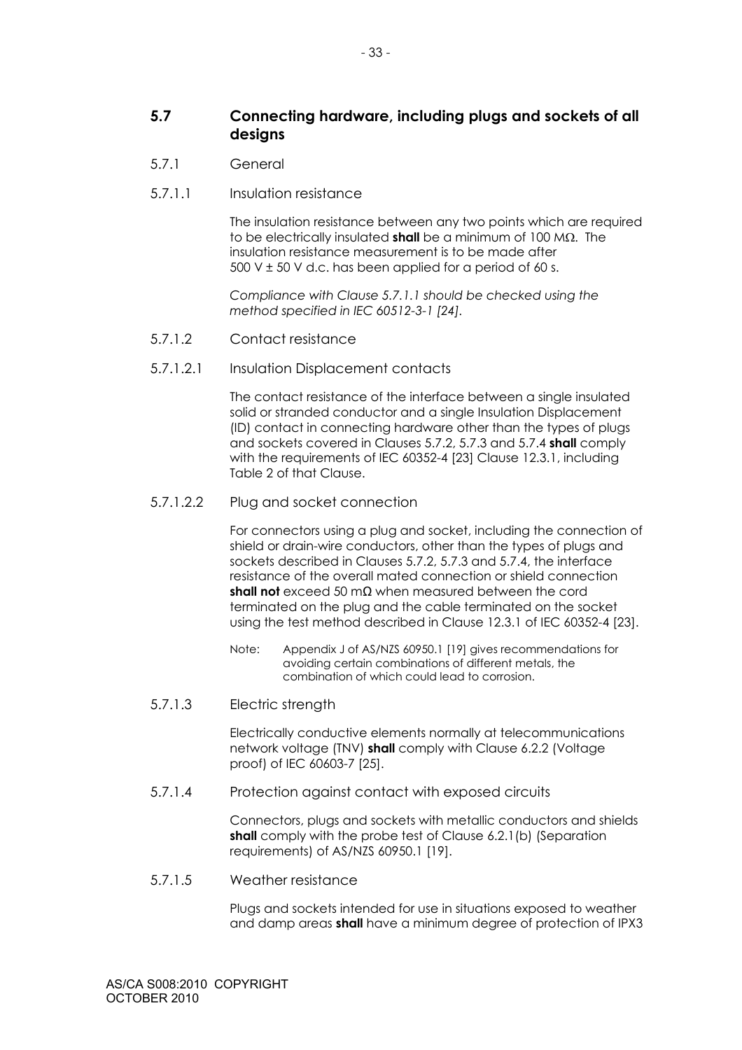## 5.7 Connecting hardware, including plugs and sockets of all designs

### 5.7.1 General

#### 5.7.1.1 Insulation resistance

The insulation resistance between any two points which are required to be electrically insulated **shall** be a minimum of 100 MΩ. The insulation resistance measurement is to be made after 500 V ± 50 V d.c. has been applied for a period of 60 s.

*Compliance with Clause 5.7.1.1 should be checked using the method specified in IEC 60512-3-1 [24].*

#### 5.7.1.2 Contact resistance

##### 5.7.1.2.1 Insulation Displacement contacts

The contact resistance of the interface between a single insulated solid or stranded conductor and a single Insulation Displacement (ID) contact in connecting hardware other than the types of plugs and sockets covered in Clauses 5.7.2, 5.7.3 and 5.7.4 **shall** comply with the requirements of IEC 60352-4 [23] Clause 12.3.1, including Table 2 of that Clause.

##### 5.7.1.2.2 Plug and socket connection

For connectors using a plug and socket, including the connection of shield or drain-wire conductors, other than the types of plugs and sockets described in Clauses 5.7.2, 5.7.3 and 5.7.4, the interface resistance of the overall mated connection or shield connection **shall not** exceed 50 mΩ when measured between the cord terminated on the plug and the cable terminated on the socket using the test method described in Clause 12.3.1 of IEC 60352-4 [23].

Note: Appendix J of AS/NZS 60950.1 [19] gives recommendations for avoiding certain combinations of different metals, the combination of which could lead to corrosion.

#### 5.7.1.3 Electric strength

Electrically conductive elements normally at telecommunications network voltage (TNV) **shall** comply with Clause 6.2.2 (Voltage proof) of IEC 60603-7 [25].

#### 5.7.1.4 Protection against contact with exposed circuits

Connectors, plugs and sockets with metallic conductors and shields **shall** comply with the probe test of Clause 6.2.1(b) (Separation requirements) of AS/NZS 60950.1 [19].

#### 5.7.1.5 Weather resistance

Plugs and sockets intended for use in situations exposed to weather and damp areas **shall** have a minimum degree of protection of IPX3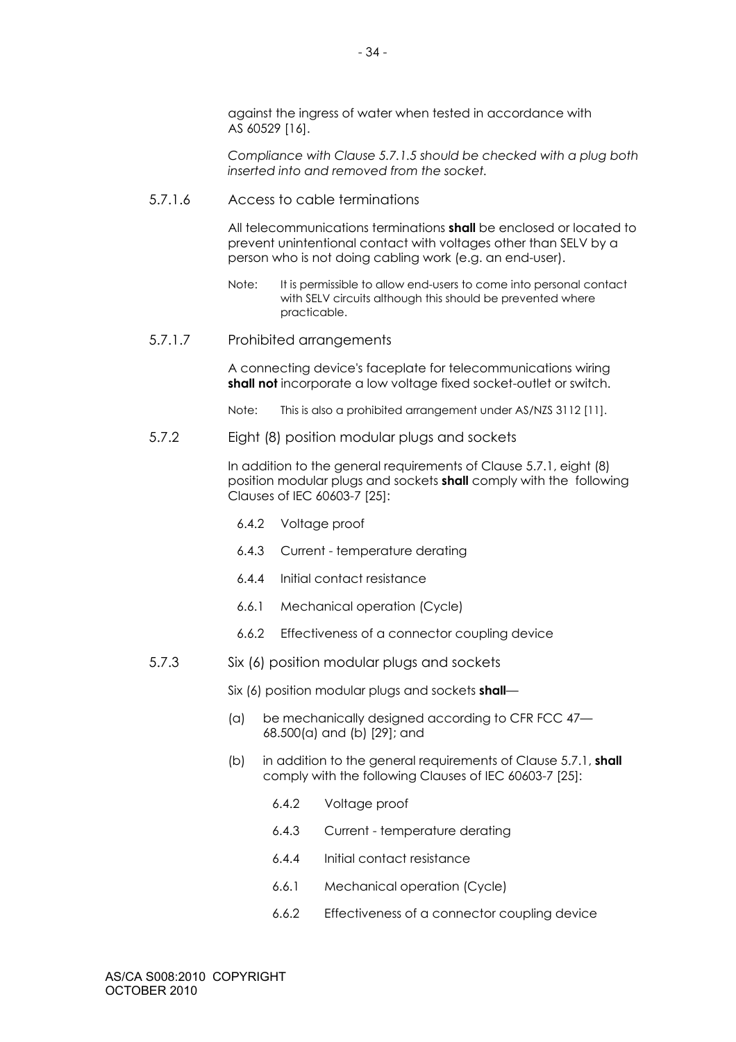against the ingress of water when tested in accordance with AS 60529 [16].

*Compliance with Clause 5.7.1.5 should be checked with a plug both inserted into and removed from the socket.*

#### 5.7.1.6 Access to cable terminations

All telecommunications terminations **shall** be enclosed or located to prevent unintentional contact with voltages other than SELV by a person who is not doing cabling work (e.g. an end-user).

Note: It is permissible to allow end-users to come into personal contact with SELV circuits although this should be prevented where practicable.

#### 5.7.1.7 Prohibited arrangements

A connecting device's faceplate for telecommunications wiring **shall not** incorporate a low voltage fixed socket-outlet or switch.

Note: This is also a prohibited arrangement under AS/NZS 3112 [11].

### 5.7.2 Eight (8) position modular plugs and sockets

In addition to the general requirements of Clause 5.7.1, eight (8) position modular plugs and sockets **shall** comply with the following Clauses of IEC 60603-7 [25]:

- 6.4.2 Voltage proof
- 6.4.3 Current - temperature derating
- 6.4.4 Initial contact resistance
- 6.6.1 Mechanical operation (Cycle)
- 6.6.2 Effectiveness of a connector coupling device

### 5.7.3 Six (6) position modular plugs and sockets

Six (6) position modular plugs and sockets **shall**—

(a) be mechanically designed according to CFR FCC 47—68.500(a) and (b) [29]; and

(b) in addition to the general requirements of Clause 5.7.1, **shall** comply with the following Clauses of IEC 60603-7 [25]:

- 6.4.2 Voltage proof
- 6.4.3 Current - temperature derating
- 6.4.4 Initial contact resistance
- 6.6.1 Mechanical operation (Cycle)
- 6.6.2 Effectiveness of a connector coupling device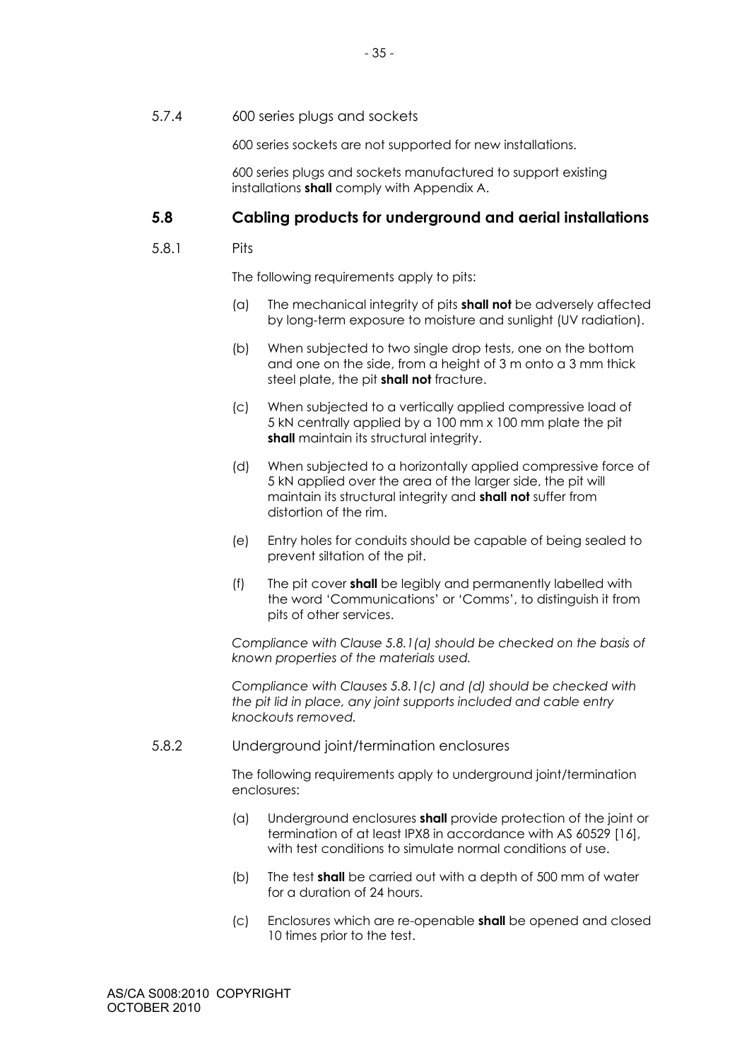5.7.4 600 series plugs and sockets

600 series sockets are not supported for new installations.

600 series plugs and sockets manufactured to support existing installations **shall** comply with Appendix A.

## 5.8 Cabling products for underground and aerial installations

5.8.1 Pits

The following requirements apply to pits:

(a) The mechanical integrity of pits **shall not** be adversely affected by long-term exposure to moisture and sunlight (UV radiation).

(b) When subjected to two single drop tests, one on the bottom and one on the side, from a height of 3 m onto a 3 mm thick steel plate, the pit **shall not** fracture.

(c) When subjected to a vertically applied compressive load of 5 kN centrally applied by a 100 mm x 100 mm plate the pit **shall** maintain its structural integrity.

(d) When subjected to a horizontally applied compressive force of 5 kN applied over the area of the larger side, the pit will maintain its structural integrity and **shall not** suffer from distortion of the rim.

(e) Entry holes for conduits should be capable of being sealed to prevent siltation of the pit.

(f) The pit cover **shall** be legibly and permanently labelled with the word 'Communications' or 'Comms', to distinguish it from pits of other services.

*Compliance with Clause 5.8.1(a) should be checked on the basis of known properties of the materials used.*

*Compliance with Clauses 5.8.1(c) and (d) should be checked with the pit lid in place, any joint supports included and cable entry knockouts removed.*

5.8.2 Underground joint/termination enclosures

The following requirements apply to underground joint/termination enclosures:

(a) Underground enclosures **shall** provide protection of the joint or termination of at least IPX8 in accordance with AS 60529 [16], with test conditions to simulate normal conditions of use.

(b) The test **shall** be carried out with a depth of 500 mm of water for a duration of 24 hours.

(c) Enclosures which are re-openable **shall** be opened and closed 10 times prior to the test.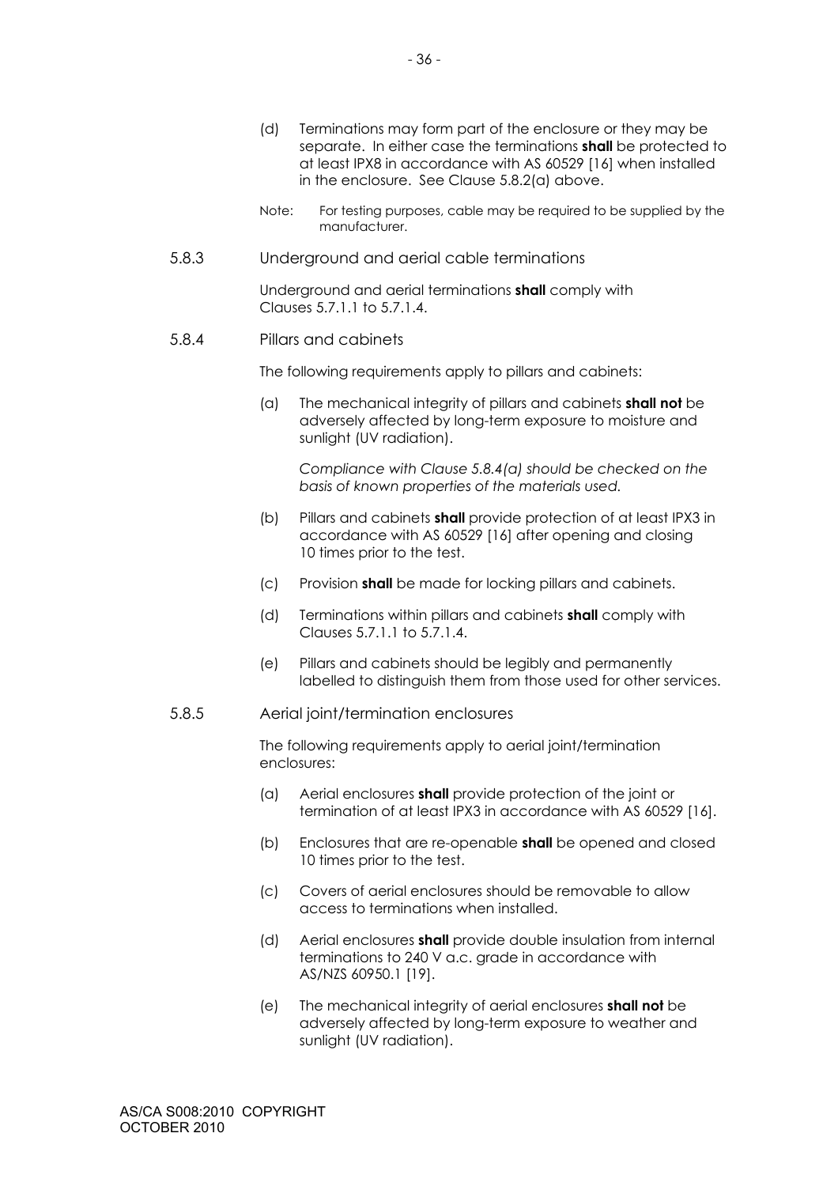(d) Terminations may form part of the enclosure or they may be separate. In either case the terminations **shall** be protected to at least IPX8 in accordance with AS 60529 [16] when installed in the enclosure. See Clause 5.8.2(a) above.

Note: For testing purposes, cable may be required to be supplied by the manufacturer.

### 5.8.3 Underground and aerial cable terminations

Underground and aerial terminations **shall** comply with Clauses 5.7.1.1 to 5.7.1.4.

### 5.8.4 Pillars and cabinets

The following requirements apply to pillars and cabinets:

(a) The mechanical integrity of pillars and cabinets **shall not** be adversely affected by long-term exposure to moisture and sunlight (UV radiation).

*Compliance with Clause 5.8.4(a) should be checked on the basis of known properties of the materials used.*

(b) Pillars and cabinets **shall** provide protection of at least IPX3 in accordance with AS 60529 [16] after opening and closing 10 times prior to the test.

(c) Provision **shall** be made for locking pillars and cabinets.

(d) Terminations within pillars and cabinets **shall** comply with Clauses 5.7.1.1 to 5.7.1.4.

(e) Pillars and cabinets should be legibly and permanently labelled to distinguish them from those used for other services.

### 5.8.5 Aerial joint/termination enclosures

The following requirements apply to aerial joint/termination enclosures:

(a) Aerial enclosures **shall** provide protection of the joint or termination of at least IPX3 in accordance with AS 60529 [16].

(b) Enclosures that are re-openable **shall** be opened and closed 10 times prior to the test.

(c) Covers of aerial enclosures should be removable to allow access to terminations when installed.

(d) Aerial enclosures **shall** provide double insulation from internal terminations to 240 V a.c. grade in accordance with AS/NZS 60950.1 [19].

(e) The mechanical integrity of aerial enclosures **shall not** be adversely affected by long-term exposure to weather and sunlight (UV radiation).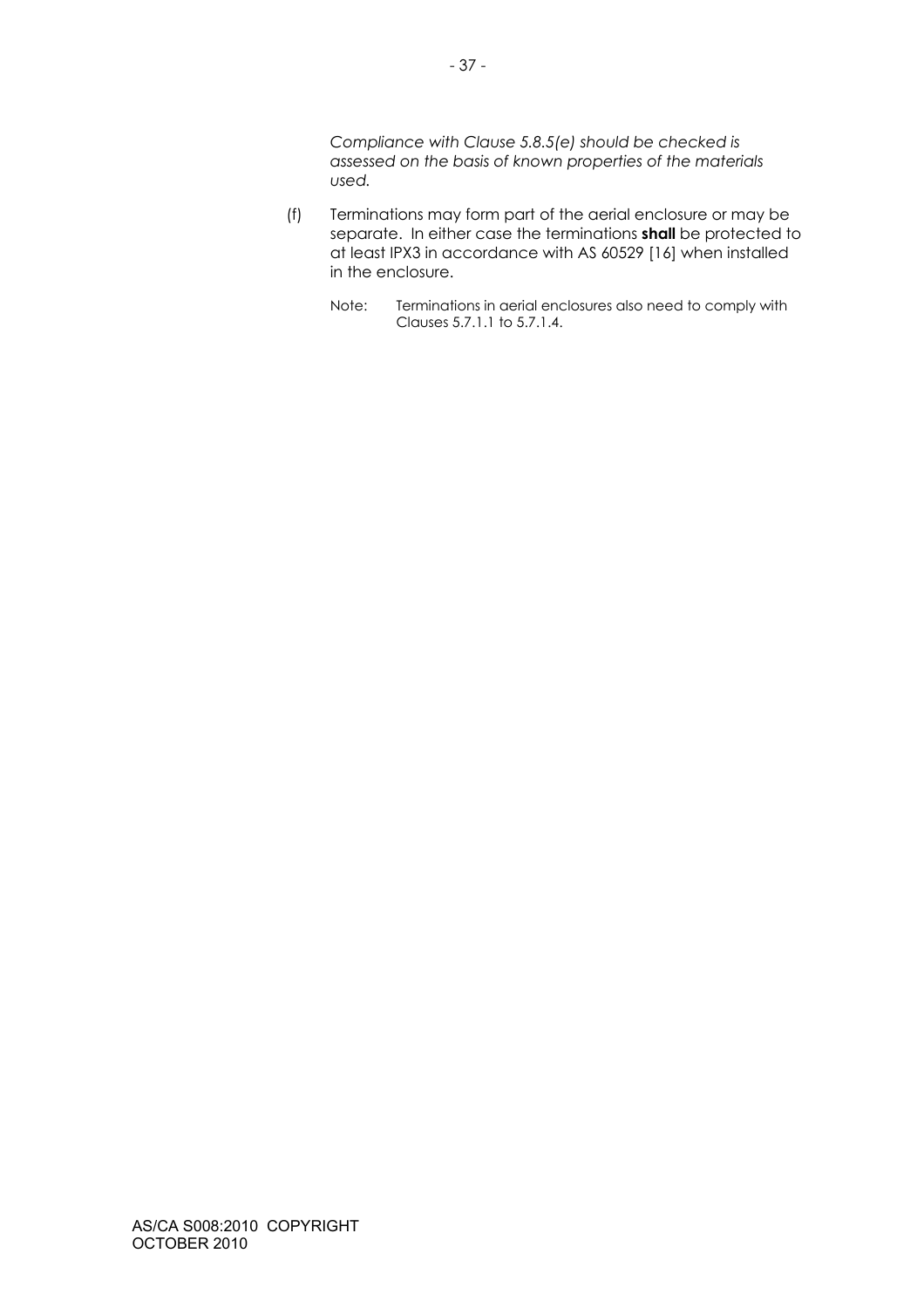*Compliance with Clause 5.8.5(e) should be checked is assessed on the basis of known properties of the materials used.*

(f) Terminations may form part of the aerial enclosure or may be separate. In either case the terminations **shall** be protected to at least IPX3 in accordance with AS 60529 [16] when installed in the enclosure.

Note: Terminations in aerial enclosures also need to comply with Clauses 5.7.1.1 to 5.7.1.4.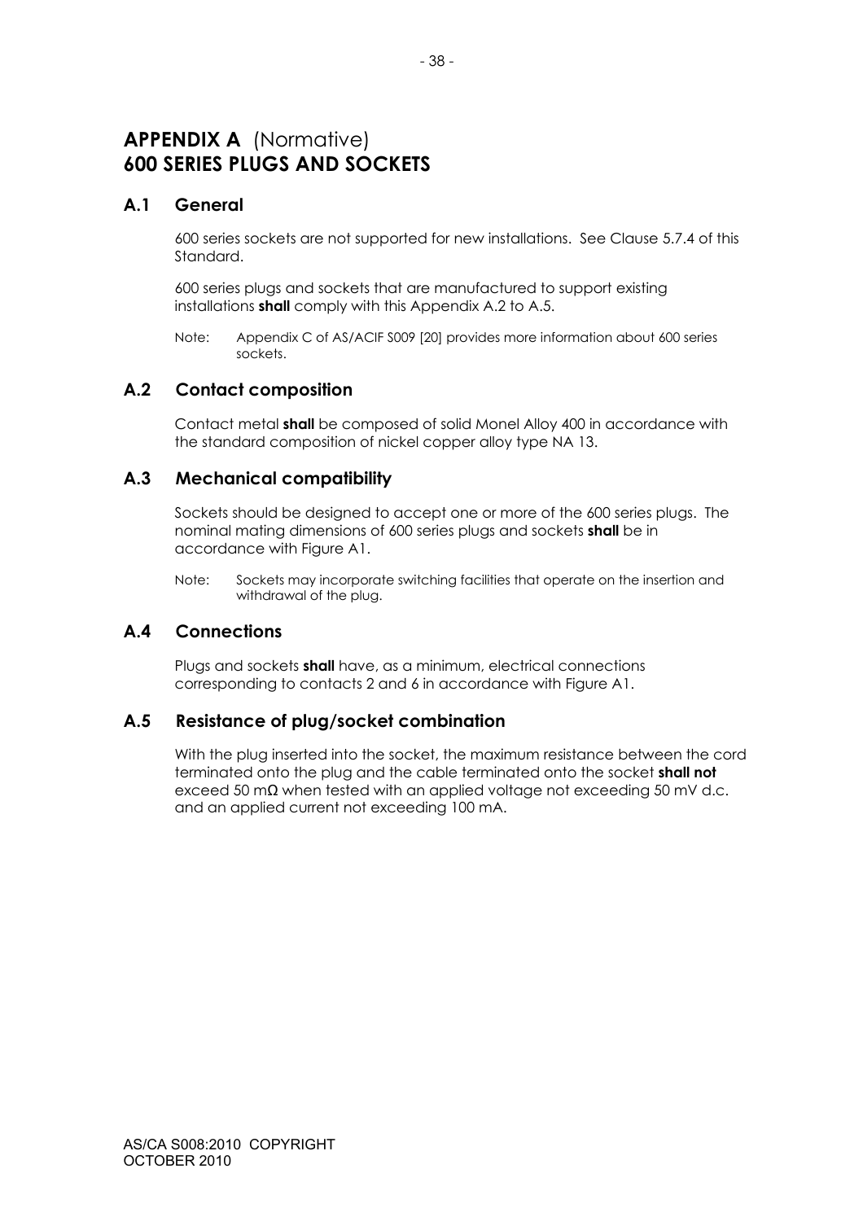# APPENDIX A (Normative)
# 600 SERIES PLUGS AND SOCKETS

## A.1 General

600 series sockets are not supported for new installations. See Clause 5.7.4 of this Standard.

600 series plugs and sockets that are manufactured to support existing installations **shall** comply with this Appendix A.2 to A.5.

Note: Appendix C of AS/ACIF S009 [20] provides more information about 600 series sockets.

## A.2 Contact composition

Contact metal **shall** be composed of solid Monel Alloy 400 in accordance with the standard composition of nickel copper alloy type NA 13.

## A.3 Mechanical compatibility

Sockets should be designed to accept one or more of the 600 series plugs. The nominal mating dimensions of 600 series plugs and sockets **shall** be in accordance with Figure A1.

Note: Sockets may incorporate switching facilities that operate on the insertion and withdrawal of the plug.

## A.4 Connections

Plugs and sockets **shall** have, as a minimum, electrical connections corresponding to contacts 2 and 6 in accordance with Figure A1.

## A.5 Resistance of plug/socket combination

With the plug inserted into the socket, the maximum resistance between the cord terminated onto the plug and the cable terminated onto the socket **shall not** exceed 50 mΩ when tested with an applied voltage not exceeding 50 mV d.c. and an applied current not exceeding 100 mA.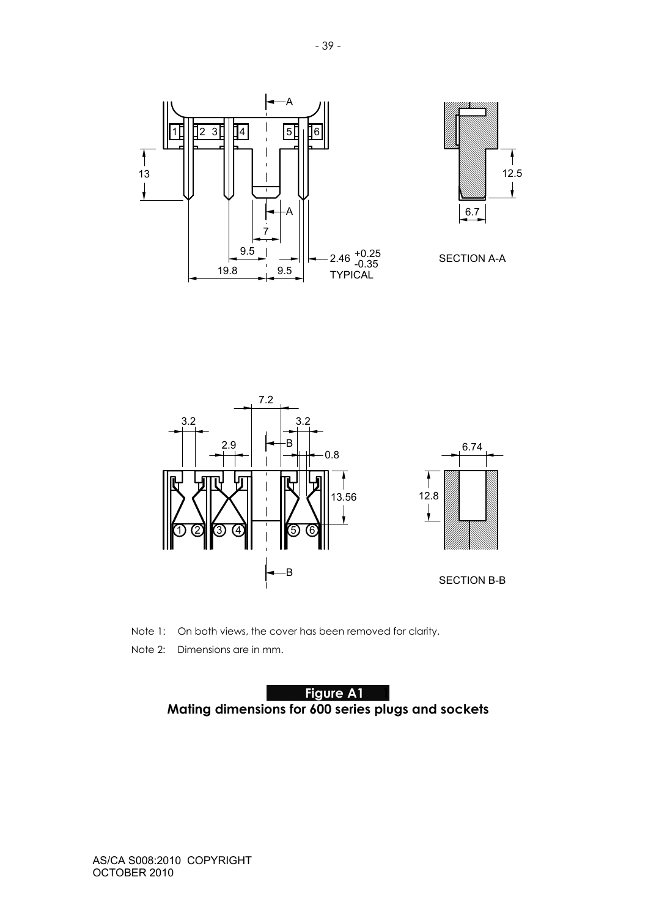Note 1: On both views, the cover has been removed for clarity.

Note 2: Dimensions are in mm.

**Figure A1**

**Mating dimensions for 600 series plugs and sockets**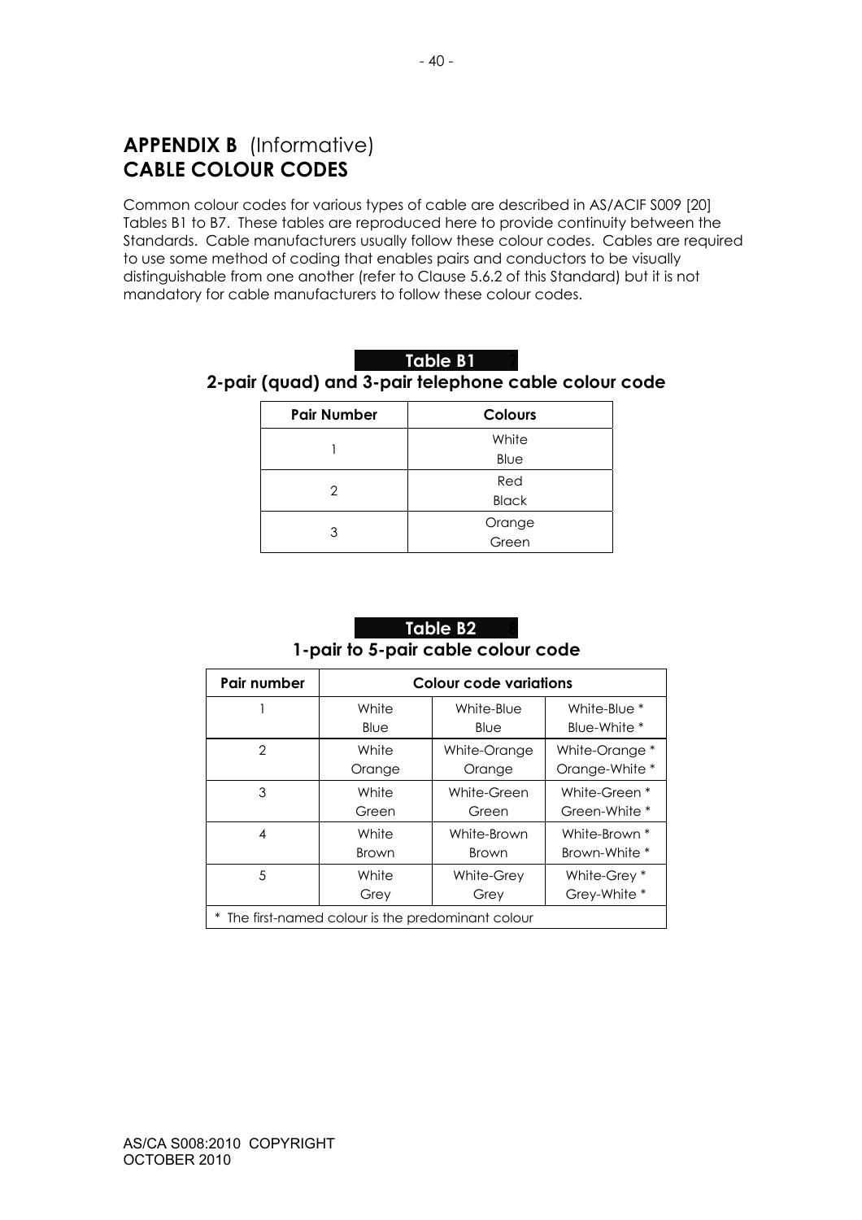# APPENDIX B (Informative)
# CABLE COLOUR CODES

Common colour codes for various types of cable are described in AS/ACIF S009 [20] Tables B1 to B7. These tables are reproduced here to provide continuity between the Standards. Cable manufacturers usually follow these colour codes. Cables are required to use some method of coding that enables pairs and conductors to be visually distinguishable from one another (refer to Clause 5.6.2 of this Standard) but it is not mandatory for cable manufacturers to follow these colour codes.

**Table B1**

**2-pair (quad) and 3-pair telephone cable colour code**

| Pair Number | Colours |
|---|---|
| 1 | White<br>Blue |
| 2 | Red<br>Black |
| 3 | Orange<br>Green |

**Table B2**

**1-pair to 5-pair cable colour code**

| Pair number | Colour code variations | | |
|---|---|---|---|
| 1 | White<br>Blue | White-Blue<br>Blue | White-Blue *<br>Blue-White * |
| 2 | White<br>Orange | White-Orange<br>Orange | White-Orange *<br>Orange-White * |
| 3 | White<br>Green | White-Green<br>Green | White-Green *<br>Green-White * |
| 4 | White<br>Brown | White-Brown<br>Brown | White-Brown *<br>Brown-White * |
| 5 | White<br>Grey | White-Grey<br>Grey | White-Grey *<br>Grey-White * |
| * The first-named colour is the predominant colour | | | |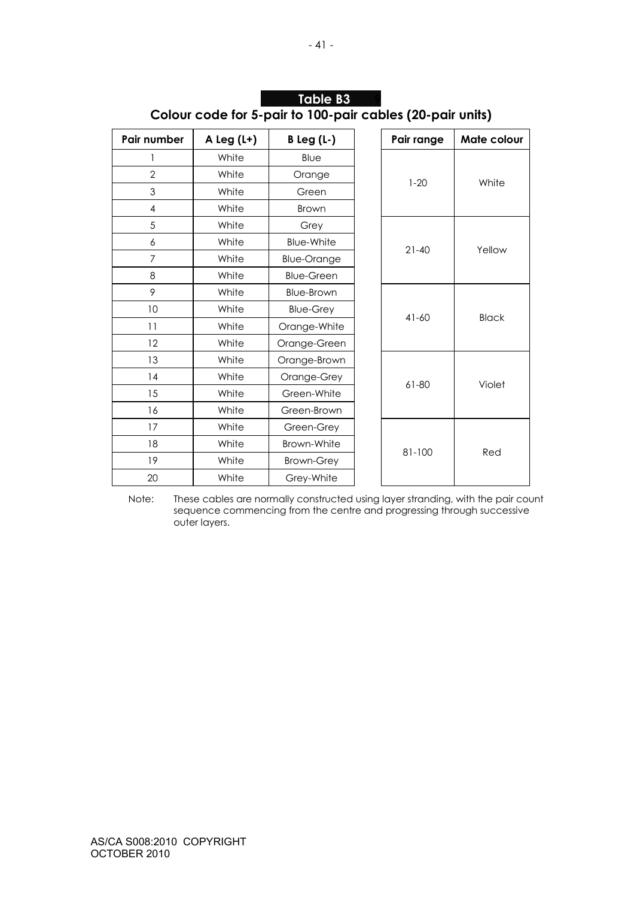## Table B3

### Colour code for 5-pair to 100-pair cables (20-pair units)

| Pair number | A Leg (L+) | B Leg (L-) |
|---|---|---|
| 1 | White | Blue |
| 2 | White | Orange |
| 3 | White | Green |
| 4 | White | Brown |
| 5 | White | Grey |
| 6 | White | Blue-White |
| 7 | White | Blue-Orange |
| 8 | White | Blue-Green |
| 9 | White | Blue-Brown |
| 10 | White | Blue-Grey |
| 11 | White | Orange-White |
| 12 | White | Orange-Green |
| 13 | White | Orange-Brown |
| 14 | White | Orange-Grey |
| 15 | White | Green-White |
| 16 | White | Green-Brown |
| 17 | White | Green-Grey |
| 18 | White | Brown-White |
| 19 | White | Brown-Grey |
| 20 | White | Grey-White |

| Pair range | Mate colour |
|---|---|
| 1-20 | White |
| 21-40 | Yellow |
| 41-60 | Black |
| 61-80 | Violet |
| 81-100 | Red |

Note: These cables are normally constructed using layer stranding, with the pair count sequence commencing from the centre and progressing through successive outer layers.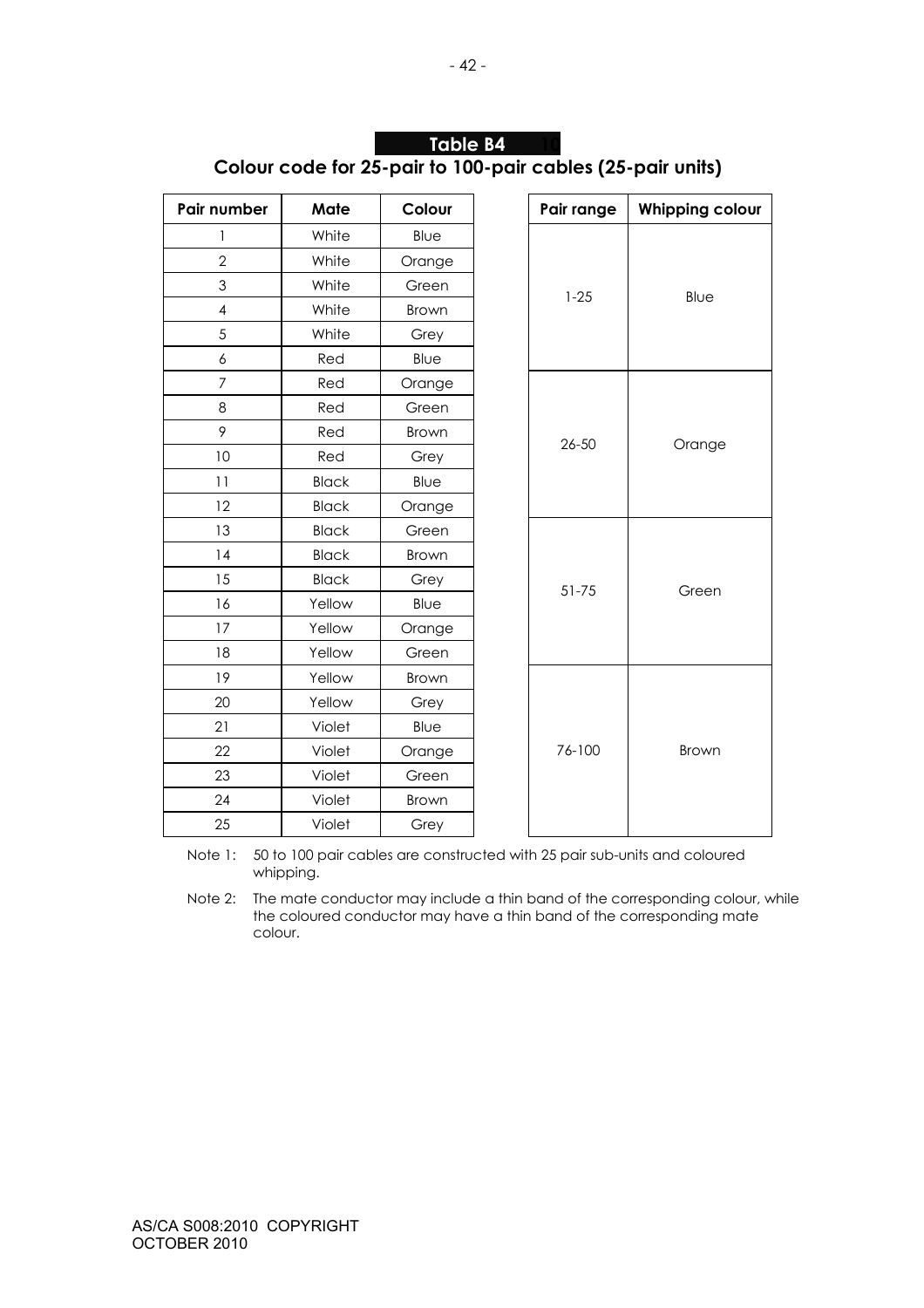## Table B4

## Colour code for 25-pair to 100-pair cables (25-pair units)

| Pair number | Mate | Colour |
|---|---|---|
| 1 | White | Blue |
| 2 | White | Orange |
| 3 | White | Green |
| 4 | White | Brown |
| 5 | White | Grey |
| 6 | Red | Blue |
| 7 | Red | Orange |
| 8 | Red | Green |
| 9 | Red | Brown |
| 10 | Red | Grey |
| 11 | Black | Blue |
| 12 | Black | Orange |
| 13 | Black | Green |
| 14 | Black | Brown |
| 15 | Black | Grey |
| 16 | Yellow | Blue |
| 17 | Yellow | Orange |
| 18 | Yellow | Green |
| 19 | Yellow | Brown |
| 20 | Yellow | Grey |
| 21 | Violet | Blue |
| 22 | Violet | Orange |
| 23 | Violet | Green |
| 24 | Violet | Brown |
| 25 | Violet | Grey |

| Pair range | Whipping colour |
|---|---|
| 1-25 | Blue |
| 26-50 | Orange |
| 51-75 | Green |
| 76-100 | Brown |

Note 1: 50 to 100 pair cables are constructed with 25 pair sub-units and coloured whipping.

Note 2: The mate conductor may include a thin band of the corresponding colour, while the coloured conductor may have a thin band of the corresponding mate colour.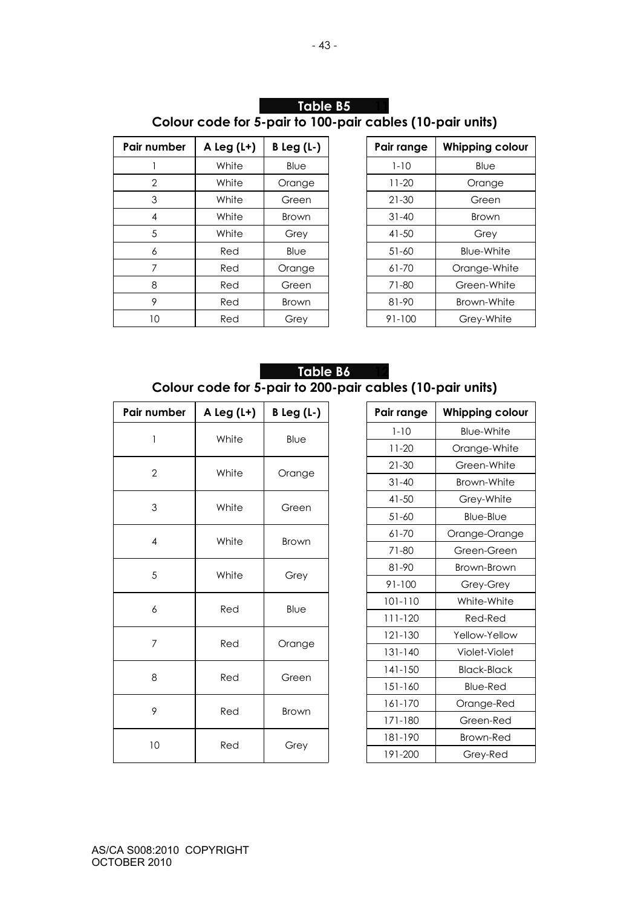## Table B5

### Colour code for 5-pair to 100-pair cables (10-pair units)

| Pair number | A Leg (L+) | B Leg (L-) |
|---|---|---|
| 1 | White | Blue |
| 2 | White | Orange |
| 3 | White | Green |
| 4 | White | Brown |
| 5 | White | Grey |
| 6 | Red | Blue |
| 7 | Red | Orange |
| 8 | Red | Green |
| 9 | Red | Brown |
| 10 | Red | Grey |

| Pair range | Whipping colour |
|---|---|
| 1-10 | Blue |
| 11-20 | Orange |
| 21-30 | Green |
| 31-40 | Brown |
| 41-50 | Grey |
| 51-60 | Blue-White |
| 61-70 | Orange-White |
| 71-80 | Green-White |
| 81-90 | Brown-White |
| 91-100 | Grey-White |

## Table B6

### Colour code for 5-pair to 200-pair cables (10-pair units)

| Pair number | A Leg (L+) | B Leg (L-) |
|---|---|---|
| 1 | White | Blue |
| 2 | White | Orange |
| 3 | White | Green |
| 4 | White | Brown |
| 5 | White | Grey |
| 6 | Red | Blue |
| 7 | Red | Orange |
| 8 | Red | Green |
| 9 | Red | Brown |
| 10 | Red | Grey |

| Pair range | Whipping colour |
|---|---|
| 1-10 | Blue-White |
| 11-20 | Orange-White |
| 21-30 | Green-White |
| 31-40 | Brown-White |
| 41-50 | Grey-White |
| 51-60 | Blue-Blue |
| 61-70 | Orange-Orange |
| 71-80 | Green-Green |
| 81-90 | Brown-Brown |
| 91-100 | Grey-Grey |
| 101-110 | White-White |
| 111-120 | Red-Red |
| 121-130 | Yellow-Yellow |
| 131-140 | Violet-Violet |
| 141-150 | Black-Black |
| 151-160 | Blue-Red |
| 161-170 | Orange-Red |
| 171-180 | Green-Red |
| 181-190 | Brown-Red |
| 191-200 | Grey-Red |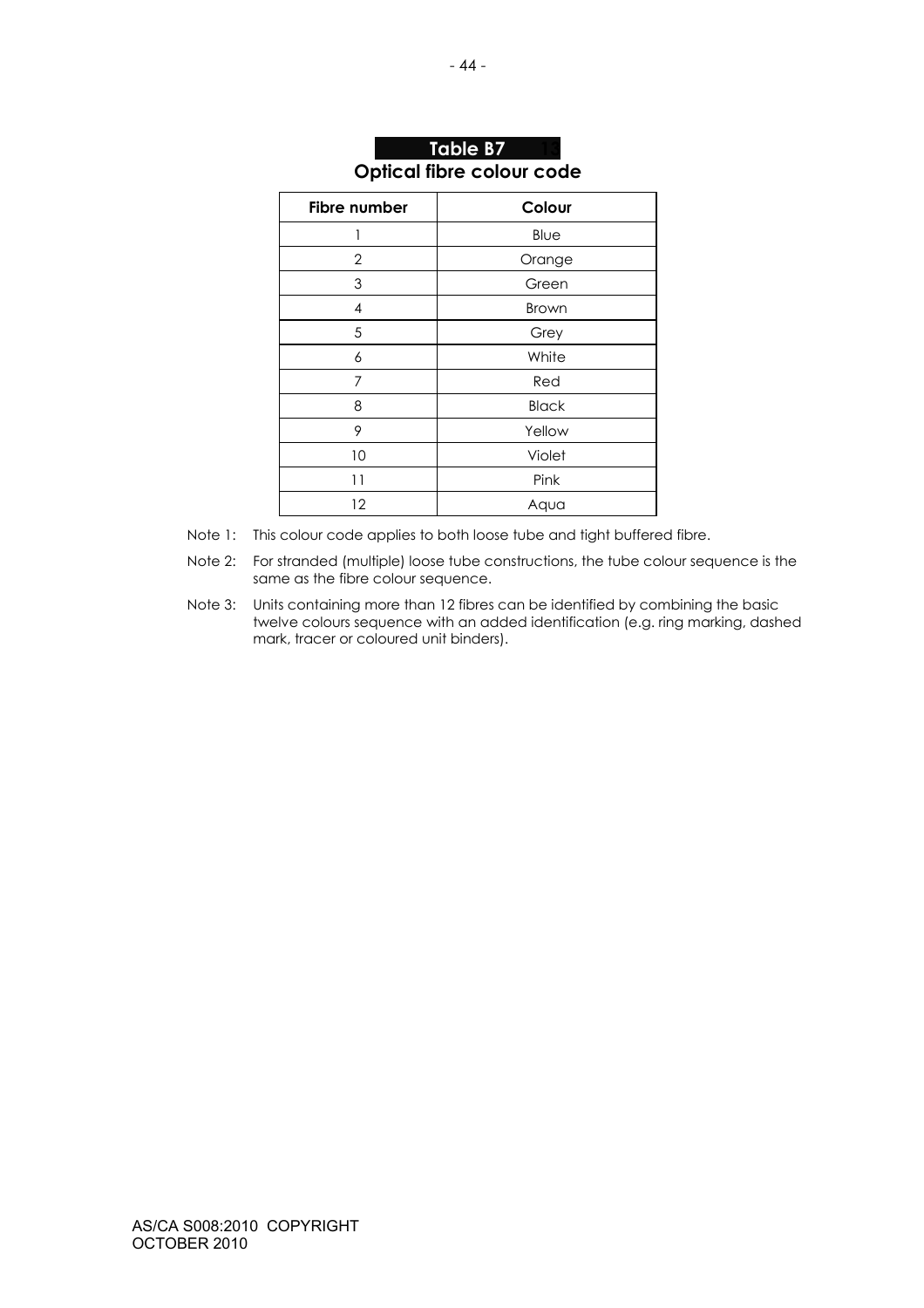**Table B7**

**Optical fibre colour code**

| Fibre number | Colour |
| --- | --- |
| 1 | Blue |
| 2 | Orange |
| 3 | Green |
| 4 | Brown |
| 5 | Grey |
| 6 | White |
| 7 | Red |
| 8 | Black |
| 9 | Yellow |
| 10 | Violet |
| 11 | Pink |
| 12 | Aqua |

Note 1: This colour code applies to both loose tube and tight buffered fibre.

Note 2: For stranded (multiple) loose tube constructions, the tube colour sequence is the same as the fibre colour sequence.

Note 3: Units containing more than 12 fibres can be identified by combining the basic twelve colours sequence with an added identification (e.g. ring marking, dashed mark, tracer or coloured unit binders).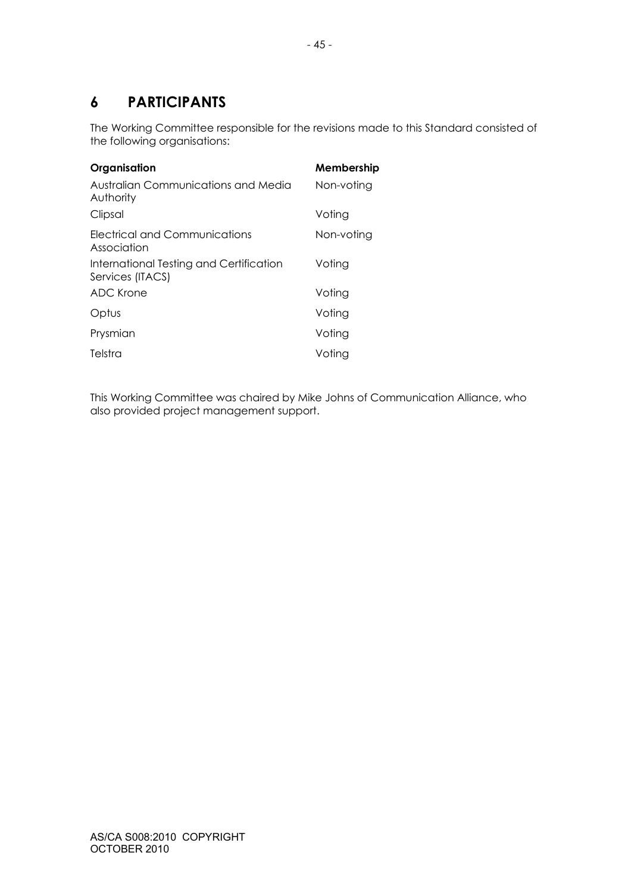# 6 PARTICIPANTS

The Working Committee responsible for the revisions made to this Standard consisted of the following organisations:

| Organisation | Membership |
| --- | --- |
| Australian Communications and Media Authority | Non-voting |
| Clipsal | Voting |
| Electrical and Communications Association | Non-voting |
| International Testing and Certification Services (ITACS) | Voting |
| ADC Krone | Voting |
| Optus | Voting |
| Prysmian | Voting |
| Telstra | Voting |

This Working Committee was chaired by Mike Johns of Communication Alliance, who also provided project management support.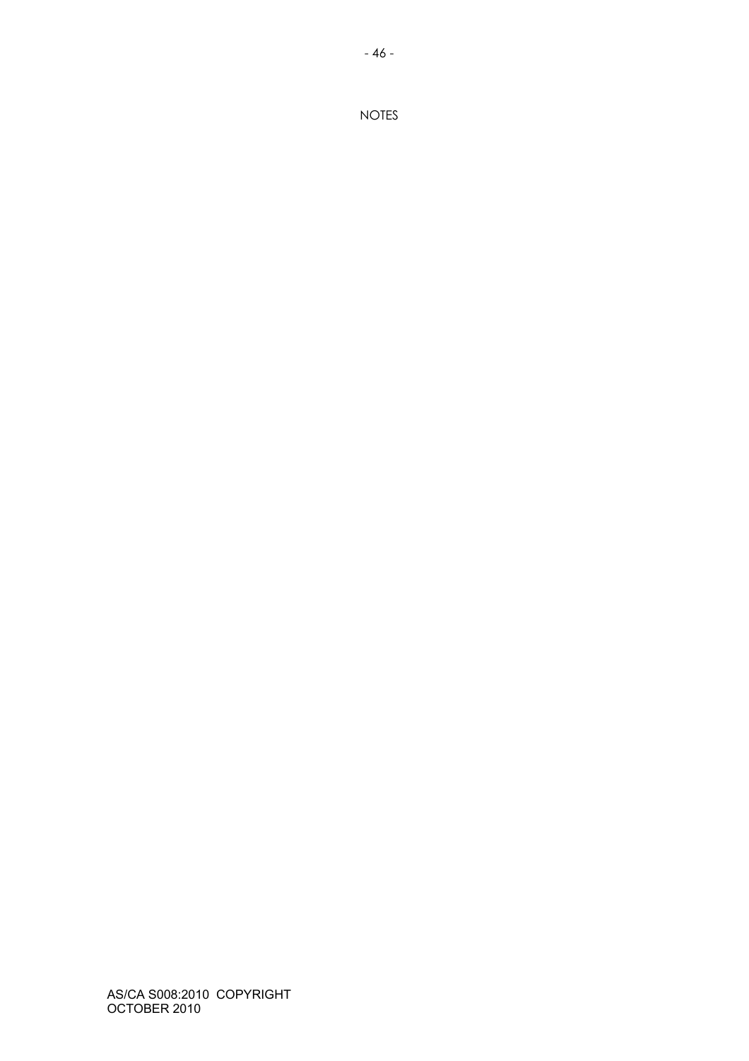NOTES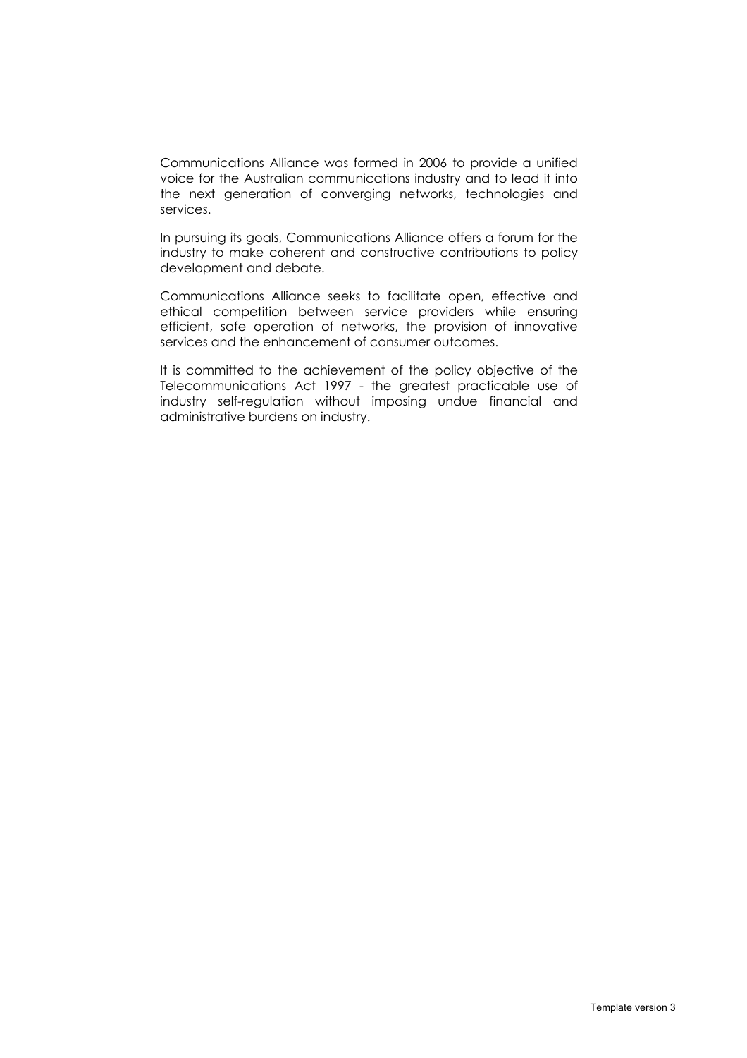Communications Alliance was formed in 2006 to provide a unified voice for the Australian communications industry and to lead it into the next generation of converging networks, technologies and services.

In pursuing its goals, Communications Alliance offers a forum for the industry to make coherent and constructive contributions to policy development and debate.

Communications Alliance seeks to facilitate open, effective and ethical competition between service providers while ensuring efficient, safe operation of networks, the provision of innovative services and the enhancement of consumer outcomes.

It is committed to the achievement of the policy objective of the Telecommunications Act 1997 - the greatest practicable use of industry self-regulation without imposing undue financial and administrative burdens on industry.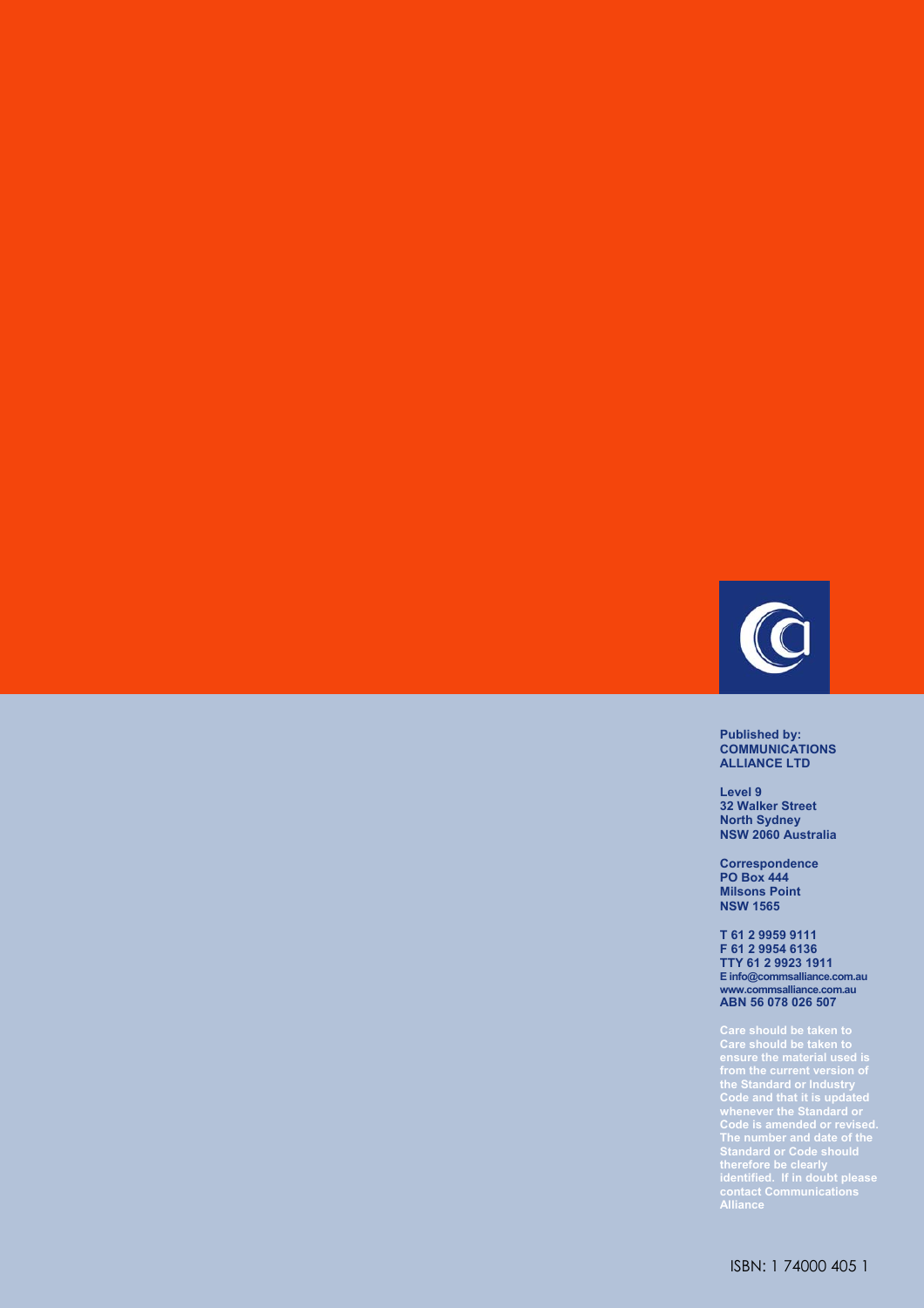**Published by:**
**COMMUNICATIONS ALLIANCE LTD**

**Level 9**
**32 Walker Street**
**North Sydney**
**NSW 2060 Australia**

**Correspondence**
**PO Box 444**
**Milsons Point**
**NSW 1565**

**T 61 2 9959 9111**
**F 61 2 9954 6136**
**TTY 61 2 9923 1911**
**E info@commsalliance.com.au**
**www.commsalliance.com.au**
**ABN 56 078 026 507**

**Care should be taken to Care should be taken to ensure the material used is from the current version of the Standard or Industry Code and that it is updated whenever the Standard or Code is amended or revised. The number and date of the Standard or Code should therefore be clearly identified. If in doubt please contact Communications Alliance**

ISBN: 1 74000 405 1